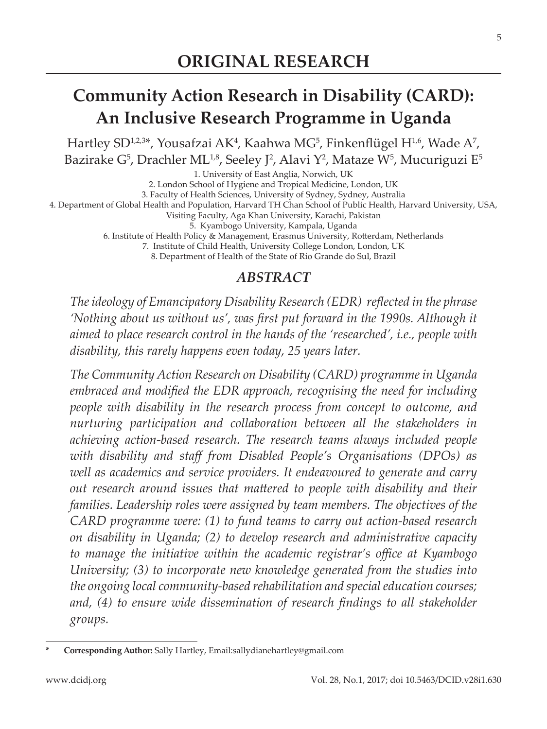# ORIGINAL RESEARCH

## Community Action Research in Disability (CARD): An Inclusive Research Programme in Uganda

Hartley SD[1,2,3]*, Yousafzai AK[4], Kaahwa MG[5], Finkenflügel H[1,6], Wade A[7], Bazirake G[5], Drachler ML[1,8], Seeley J[2], Alavi Y[2], Mataze W[5], Mucuriguzi E[5]

1. University of East Anglia, Norwich, UK
2. London School of Hygiene and Tropical Medicine, London, UK
3. Faculty of Health Sciences, University of Sydney, Sydney, Australia
4. Department of Global Health and Population, Harvard TH Chan School of Public Health, Harvard University, USA, Visiting Faculty, Aga Khan University, Karachi, Pakistan
5. Kyambogo University, Kampala, Uganda
6. Institute of Health Policy & Management, Erasmus University, Rotterdam, Netherlands
7. Institute of Child Health, University College London, London, UK
8. Department of Health of the State of Rio Grande do Sul, Brazil

### *ABSTRACT*

*The ideology of Emancipatory Disability Research (EDR) reflected in the phrase 'Nothing about us without us', was first put forward in the 1990s. Although it aimed to place research control in the hands of the 'researched', i.e., people with disability, this rarely happens even today, 25 years later.*

*The Community Action Research on Disability (CARD) programme in Uganda embraced and modified the EDR approach, recognising the need for including people with disability in the research process from concept to outcome, and nurturing participation and collaboration between all the stakeholders in achieving action-based research. The research teams always included people with disability and staff from Disabled People's Organisations (DPOs) as well as academics and service providers. It endeavoured to generate and carry out research around issues that mattered to people with disability and their families. Leadership roles were assigned by team members. The objectives of the CARD programme were: (1) to fund teams to carry out action-based research on disability in Uganda; (2) to develop research and administrative capacity to manage the initiative within the academic registrar's office at Kyambogo University; (3) to incorporate new knowledge generated from the studies into the ongoing local community-based rehabilitation and special education courses; and, (4) to ensure wide dissemination of research findings to all stakeholder groups.*

---

\* **Corresponding Author:** Sally Hartley, Email:sallydianehartley@gmail.com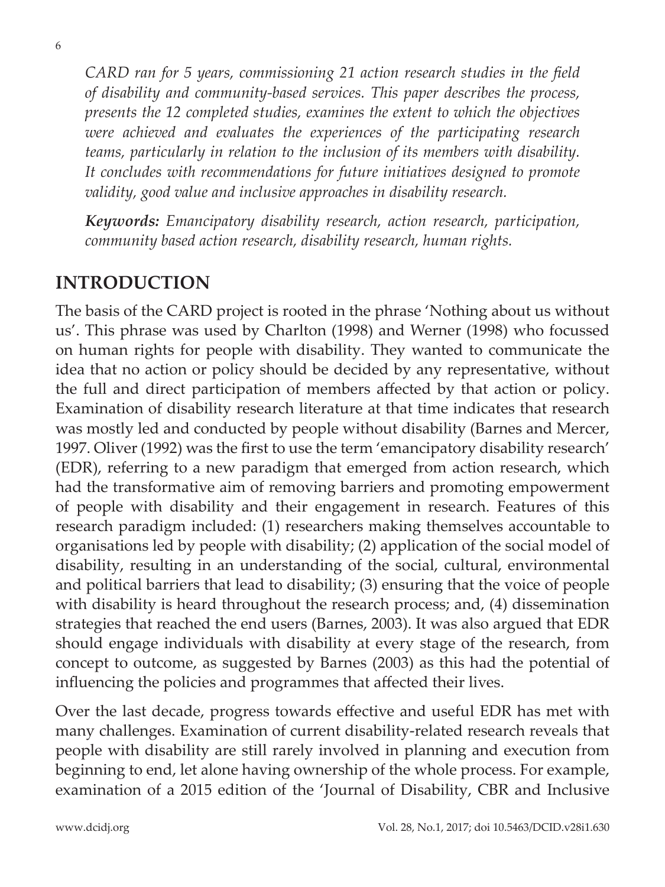*CARD ran for 5 years, commissioning 21 action research studies in the field of disability and community-based services. This paper describes the process, presents the 12 completed studies, examines the extent to which the objectives were achieved and evaluates the experiences of the participating research teams, particularly in relation to the inclusion of its members with disability. It concludes with recommendations for future initiatives designed to promote validity, good value and inclusive approaches in disability research.*

***Keywords:*** *Emancipatory disability research, action research, participation, community based action research, disability research, human rights.*

## INTRODUCTION

The basis of the CARD project is rooted in the phrase 'Nothing about us without us'. This phrase was used by Charlton (1998) and Werner (1998) who focussed on human rights for people with disability. They wanted to communicate the idea that no action or policy should be decided by any representative, without the full and direct participation of members affected by that action or policy. Examination of disability research literature at that time indicates that research was mostly led and conducted by people without disability (Barnes and Mercer, 1997. Oliver (1992) was the first to use the term 'emancipatory disability research' (EDR), referring to a new paradigm that emerged from action research, which had the transformative aim of removing barriers and promoting empowerment of people with disability and their engagement in research. Features of this research paradigm included: (1) researchers making themselves accountable to organisations led by people with disability; (2) application of the social model of disability, resulting in an understanding of the social, cultural, environmental and political barriers that lead to disability; (3) ensuring that the voice of people with disability is heard throughout the research process; and, (4) dissemination strategies that reached the end users (Barnes, 2003). It was also argued that EDR should engage individuals with disability at every stage of the research, from concept to outcome, as suggested by Barnes (2003) as this had the potential of influencing the policies and programmes that affected their lives.

Over the last decade, progress towards effective and useful EDR has met with many challenges. Examination of current disability-related research reveals that people with disability are still rarely involved in planning and execution from beginning to end, let alone having ownership of the whole process. For example, examination of a 2015 edition of the 'Journal of Disability, CBR and Inclusive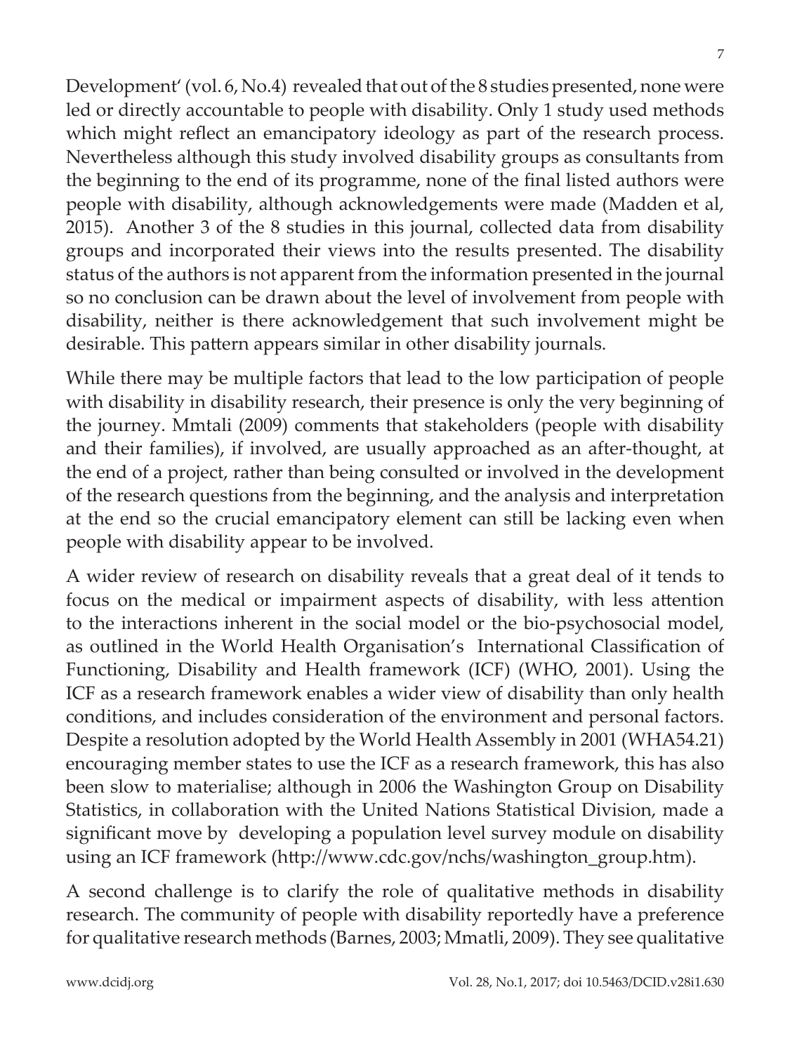Development' (vol. 6, No.4) revealed that out of the 8 studies presented, none were led or directly accountable to people with disability. Only 1 study used methods which might reflect an emancipatory ideology as part of the research process. Nevertheless although this study involved disability groups as consultants from the beginning to the end of its programme, none of the final listed authors were people with disability, although acknowledgements were made (Madden et al, 2015). Another 3 of the 8 studies in this journal, collected data from disability groups and incorporated their views into the results presented. The disability status of the authors is not apparent from the information presented in the journal so no conclusion can be drawn about the level of involvement from people with disability, neither is there acknowledgement that such involvement might be desirable. This pattern appears similar in other disability journals.

While there may be multiple factors that lead to the low participation of people with disability in disability research, their presence is only the very beginning of the journey. Mmtali (2009) comments that stakeholders (people with disability and their families), if involved, are usually approached as an after-thought, at the end of a project, rather than being consulted or involved in the development of the research questions from the beginning, and the analysis and interpretation at the end so the crucial emancipatory element can still be lacking even when people with disability appear to be involved.

A wider review of research on disability reveals that a great deal of it tends to focus on the medical or impairment aspects of disability, with less attention to the interactions inherent in the social model or the bio-psychosocial model, as outlined in the World Health Organisation's International Classification of Functioning, Disability and Health framework (ICF) (WHO, 2001). Using the ICF as a research framework enables a wider view of disability than only health conditions, and includes consideration of the environment and personal factors. Despite a resolution adopted by the World Health Assembly in 2001 (WHA54.21) encouraging member states to use the ICF as a research framework, this has also been slow to materialise; although in 2006 the Washington Group on Disability Statistics, in collaboration with the United Nations Statistical Division, made a significant move by developing a population level survey module on disability using an ICF framework (http://www.cdc.gov/nchs/washington_group.htm).

A second challenge is to clarify the role of qualitative methods in disability research. The community of people with disability reportedly have a preference for qualitative research methods (Barnes, 2003; Mmatli, 2009). They see qualitative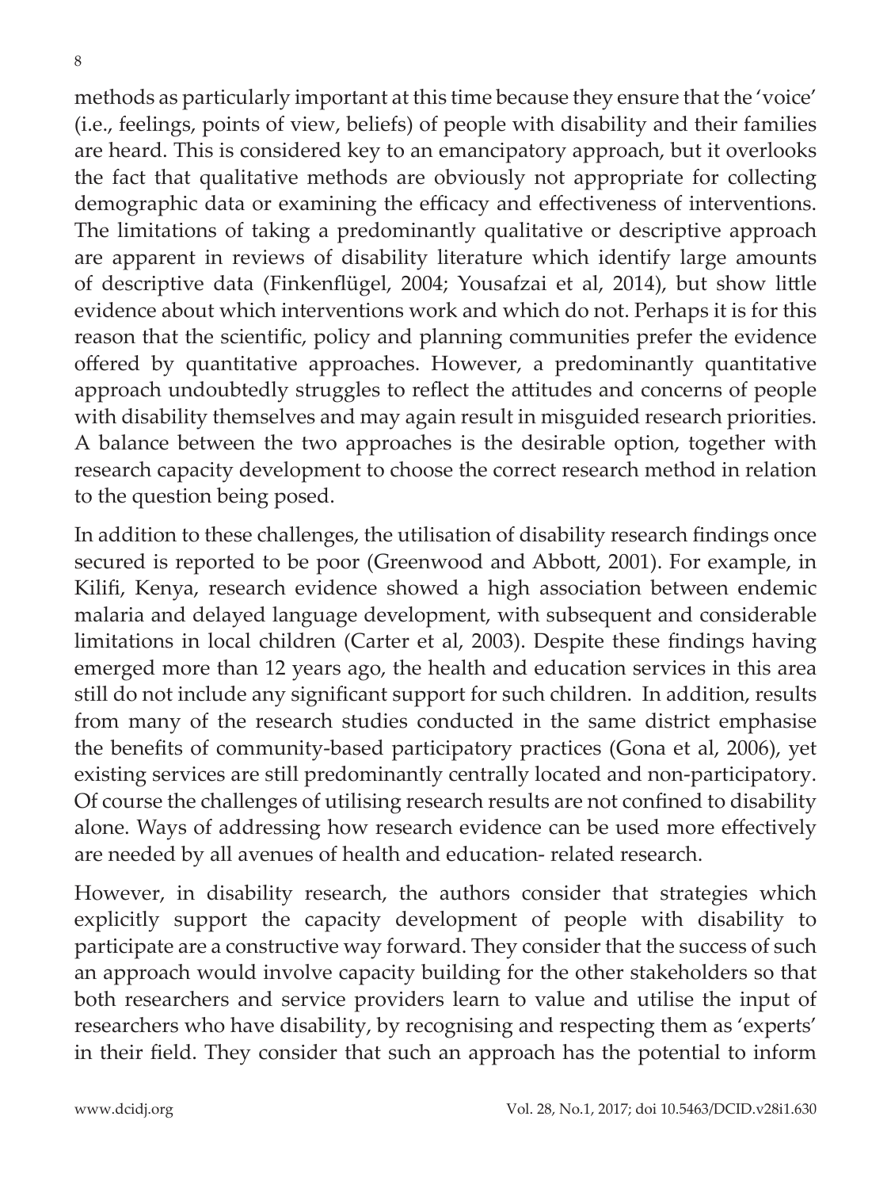methods as particularly important at this time because they ensure that the 'voice' (i.e., feelings, points of view, beliefs) of people with disability and their families are heard. This is considered key to an emancipatory approach, but it overlooks the fact that qualitative methods are obviously not appropriate for collecting demographic data or examining the efficacy and effectiveness of interventions. The limitations of taking a predominantly qualitative or descriptive approach are apparent in reviews of disability literature which identify large amounts of descriptive data (Finkenflügel, 2004; Yousafzai et al, 2014), but show little evidence about which interventions work and which do not. Perhaps it is for this reason that the scientific, policy and planning communities prefer the evidence offered by quantitative approaches. However, a predominantly quantitative approach undoubtedly struggles to reflect the attitudes and concerns of people with disability themselves and may again result in misguided research priorities. A balance between the two approaches is the desirable option, together with research capacity development to choose the correct research method in relation to the question being posed.

In addition to these challenges, the utilisation of disability research findings once secured is reported to be poor (Greenwood and Abbott, 2001). For example, in Kilifi, Kenya, research evidence showed a high association between endemic malaria and delayed language development, with subsequent and considerable limitations in local children (Carter et al, 2003). Despite these findings having emerged more than 12 years ago, the health and education services in this area still do not include any significant support for such children. In addition, results from many of the research studies conducted in the same district emphasise the benefits of community-based participatory practices (Gona et al, 2006), yet existing services are still predominantly centrally located and non-participatory. Of course the challenges of utilising research results are not confined to disability alone. Ways of addressing how research evidence can be used more effectively are needed by all avenues of health and education- related research.

However, in disability research, the authors consider that strategies which explicitly support the capacity development of people with disability to participate are a constructive way forward. They consider that the success of such an approach would involve capacity building for the other stakeholders so that both researchers and service providers learn to value and utilise the input of researchers who have disability, by recognising and respecting them as 'experts' in their field. They consider that such an approach has the potential to inform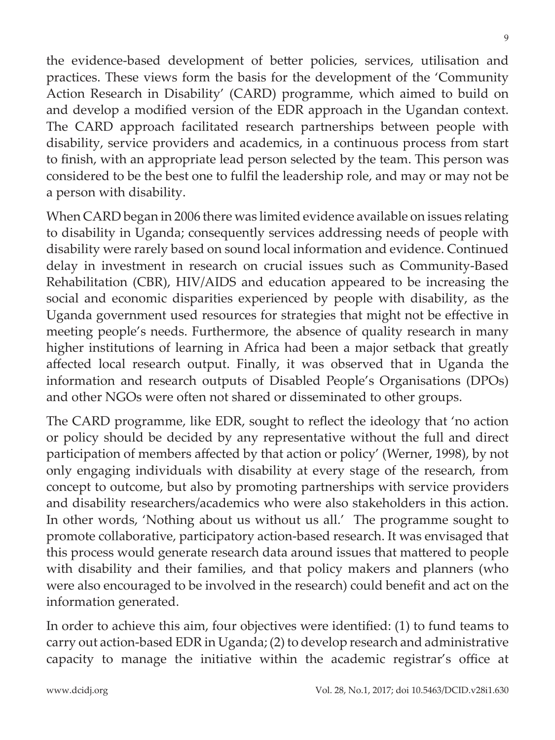the evidence-based development of better policies, services, utilisation and practices. These views form the basis for the development of the 'Community Action Research in Disability' (CARD) programme, which aimed to build on and develop a modified version of the EDR approach in the Ugandan context. The CARD approach facilitated research partnerships between people with disability, service providers and academics, in a continuous process from start to finish, with an appropriate lead person selected by the team. This person was considered to be the best one to fulfil the leadership role, and may or may not be a person with disability.

When CARD began in 2006 there was limited evidence available on issues relating to disability in Uganda; consequently services addressing needs of people with disability were rarely based on sound local information and evidence. Continued delay in investment in research on crucial issues such as Community-Based Rehabilitation (CBR), HIV/AIDS and education appeared to be increasing the social and economic disparities experienced by people with disability, as the Uganda government used resources for strategies that might not be effective in meeting people's needs. Furthermore, the absence of quality research in many higher institutions of learning in Africa had been a major setback that greatly affected local research output. Finally, it was observed that in Uganda the information and research outputs of Disabled People's Organisations (DPOs) and other NGOs were often not shared or disseminated to other groups.

The CARD programme, like EDR, sought to reflect the ideology that 'no action or policy should be decided by any representative without the full and direct participation of members affected by that action or policy' (Werner, 1998), by not only engaging individuals with disability at every stage of the research, from concept to outcome, but also by promoting partnerships with service providers and disability researchers/academics who were also stakeholders in this action. In other words, 'Nothing about us without us all.' The programme sought to promote collaborative, participatory action-based research. It was envisaged that this process would generate research data around issues that mattered to people with disability and their families, and that policy makers and planners (who were also encouraged to be involved in the research) could benefit and act on the information generated.

In order to achieve this aim, four objectives were identified: (1) to fund teams to carry out action-based EDR in Uganda; (2) to develop research and administrative capacity to manage the initiative within the academic registrar's office at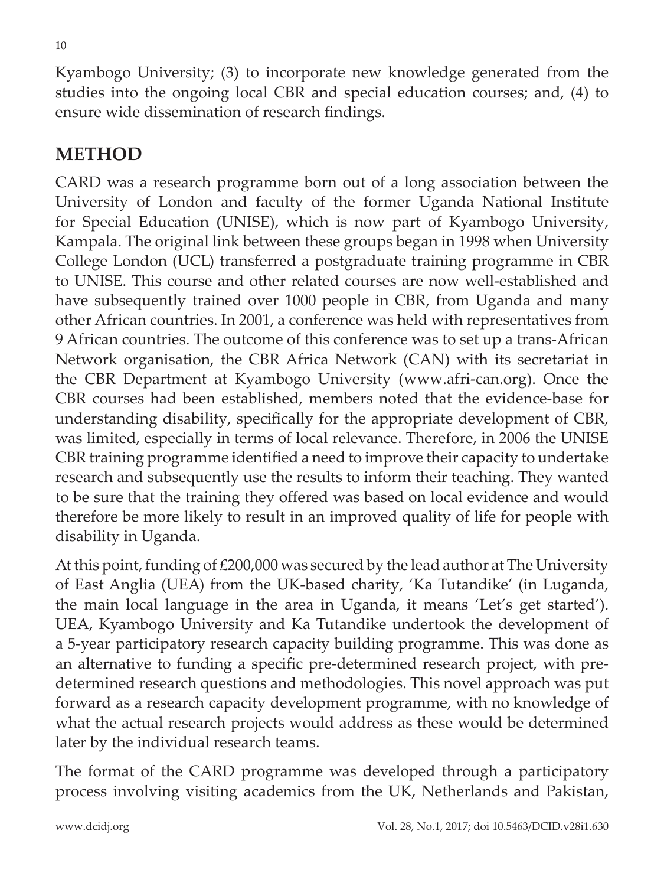Kyambogo University; (3) to incorporate new knowledge generated from the studies into the ongoing local CBR and special education courses; and, (4) to ensure wide dissemination of research findings.

## METHOD

CARD was a research programme born out of a long association between the University of London and faculty of the former Uganda National Institute for Special Education (UNISE), which is now part of Kyambogo University, Kampala. The original link between these groups began in 1998 when University College London (UCL) transferred a postgraduate training programme in CBR to UNISE. This course and other related courses are now well-established and have subsequently trained over 1000 people in CBR, from Uganda and many other African countries. In 2001, a conference was held with representatives from 9 African countries. The outcome of this conference was to set up a trans-African Network organisation, the CBR Africa Network (CAN) with its secretariat in the CBR Department at Kyambogo University (www.afri-can.org). Once the CBR courses had been established, members noted that the evidence-base for understanding disability, specifically for the appropriate development of CBR, was limited, especially in terms of local relevance. Therefore, in 2006 the UNISE CBR training programme identified a need to improve their capacity to undertake research and subsequently use the results to inform their teaching. They wanted to be sure that the training they offered was based on local evidence and would therefore be more likely to result in an improved quality of life for people with disability in Uganda.

At this point, funding of £200,000 was secured by the lead author at The University of East Anglia (UEA) from the UK-based charity, 'Ka Tutandike' (in Luganda, the main local language in the area in Uganda, it means 'Let's get started'). UEA, Kyambogo University and Ka Tutandike undertook the development of a 5-year participatory research capacity building programme. This was done as an alternative to funding a specific pre-determined research project, with pre-determined research questions and methodologies. This novel approach was put forward as a research capacity development programme, with no knowledge of what the actual research projects would address as these would be determined later by the individual research teams.

The format of the CARD programme was developed through a participatory process involving visiting academics from the UK, Netherlands and Pakistan,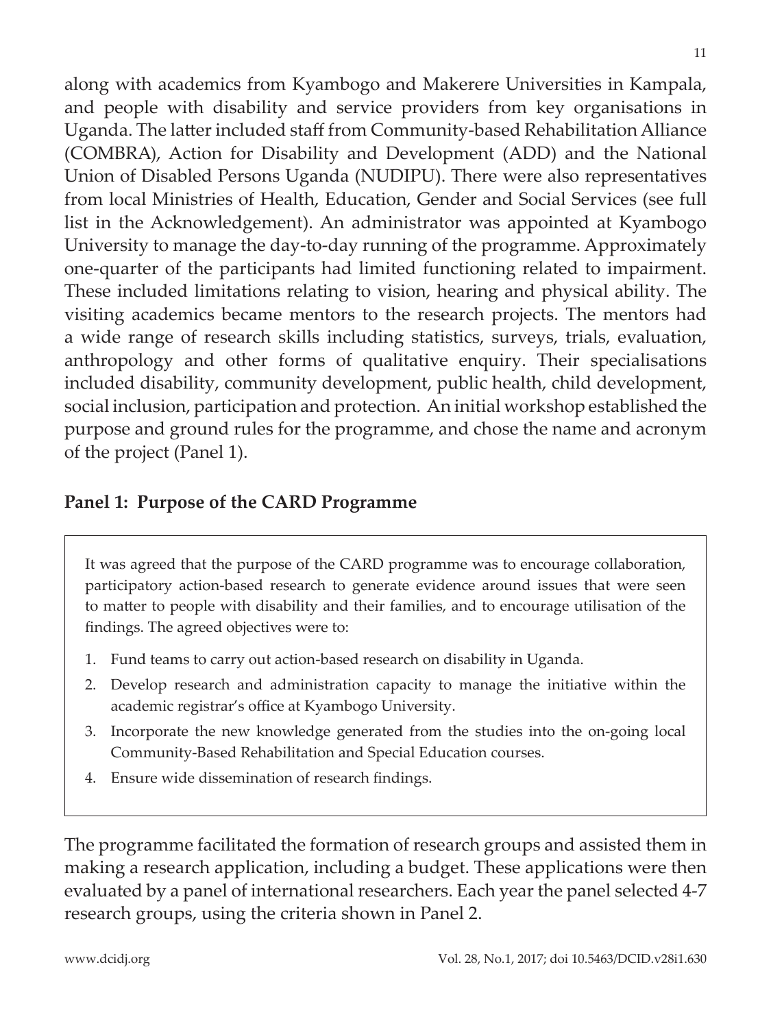along with academics from Kyambogo and Makerere Universities in Kampala, and people with disability and service providers from key organisations in Uganda. The latter included staff from Community-based Rehabilitation Alliance (COMBRA), Action for Disability and Development (ADD) and the National Union of Disabled Persons Uganda (NUDIPU). There were also representatives from local Ministries of Health, Education, Gender and Social Services (see full list in the Acknowledgement). An administrator was appointed at Kyambogo University to manage the day-to-day running of the programme. Approximately one-quarter of the participants had limited functioning related to impairment. These included limitations relating to vision, hearing and physical ability. The visiting academics became mentors to the research projects. The mentors had a wide range of research skills including statistics, surveys, trials, evaluation, anthropology and other forms of qualitative enquiry. Their specialisations included disability, community development, public health, child development, social inclusion, participation and protection. An initial workshop established the purpose and ground rules for the programme, and chose the name and acronym of the project (Panel 1).

### Panel 1: Purpose of the CARD Programme

It was agreed that the purpose of the CARD programme was to encourage collaboration, participatory action-based research to generate evidence around issues that were seen to matter to people with disability and their families, and to encourage utilisation of the findings. The agreed objectives were to:

1. Fund teams to carry out action-based research on disability in Uganda.
2. Develop research and administration capacity to manage the initiative within the academic registrar's office at Kyambogo University.
3. Incorporate the new knowledge generated from the studies into the on-going local Community-Based Rehabilitation and Special Education courses.
4. Ensure wide dissemination of research findings.

The programme facilitated the formation of research groups and assisted them in making a research application, including a budget. These applications were then evaluated by a panel of international researchers. Each year the panel selected 4-7 research groups, using the criteria shown in Panel 2.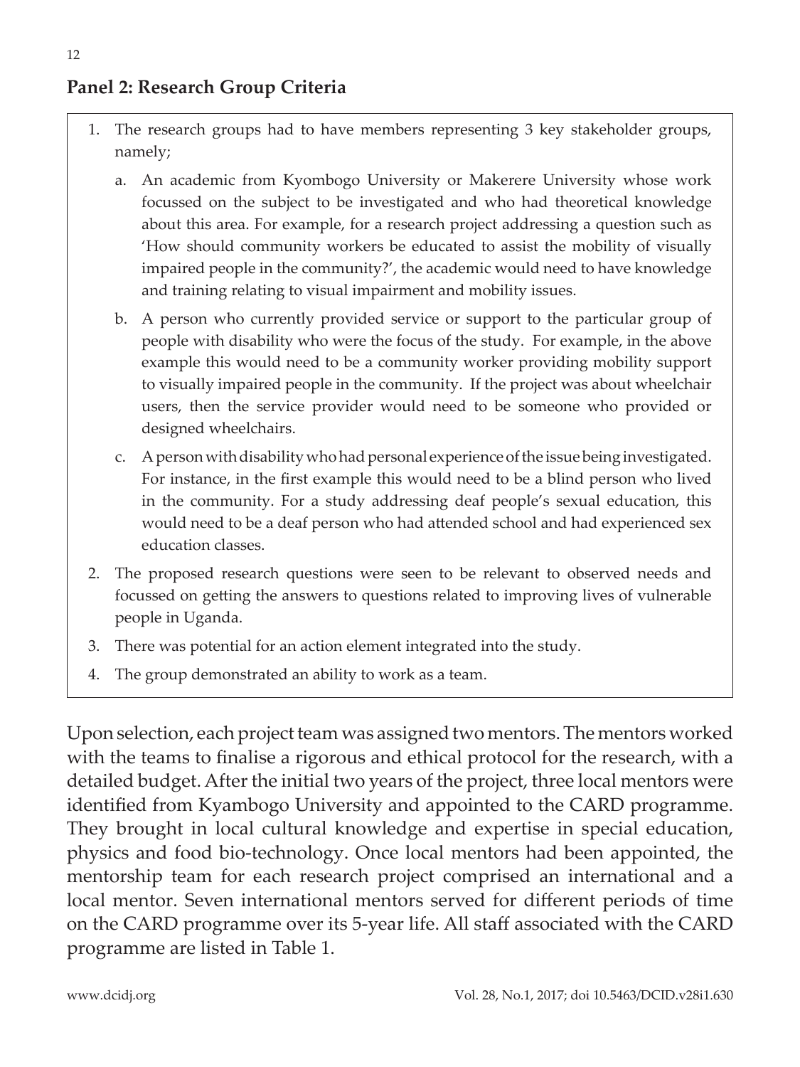## Panel 2: Research Group Criteria

1. The research groups had to have members representing 3 key stakeholder groups, namely;
   a. An academic from Kyombogo University or Makerere University whose work focussed on the subject to be investigated and who had theoretical knowledge about this area. For example, for a research project addressing a question such as 'How should community workers be educated to assist the mobility of visually impaired people in the community?', the academic would need to have knowledge and training relating to visual impairment and mobility issues.
   b. A person who currently provided service or support to the particular group of people with disability who were the focus of the study. For example, in the above example this would need to be a community worker providing mobility support to visually impaired people in the community. If the project was about wheelchair users, then the service provider would need to be someone who provided or designed wheelchairs.
   c. A person with disability who had personal experience of the issue being investigated. For instance, in the first example this would need to be a blind person who lived in the community. For a study addressing deaf people's sexual education, this would need to be a deaf person who had attended school and had experienced sex education classes.
2. The proposed research questions were seen to be relevant to observed needs and focussed on getting the answers to questions related to improving lives of vulnerable people in Uganda.
3. There was potential for an action element integrated into the study.
4. The group demonstrated an ability to work as a team.

Upon selection, each project team was assigned two mentors. The mentors worked with the teams to finalise a rigorous and ethical protocol for the research, with a detailed budget. After the initial two years of the project, three local mentors were identified from Kyambogo University and appointed to the CARD programme. They brought in local cultural knowledge and expertise in special education, physics and food bio-technology. Once local mentors had been appointed, the mentorship team for each research project comprised an international and a local mentor. Seven international mentors served for different periods of time on the CARD programme over its 5-year life. All staff associated with the CARD programme are listed in Table 1.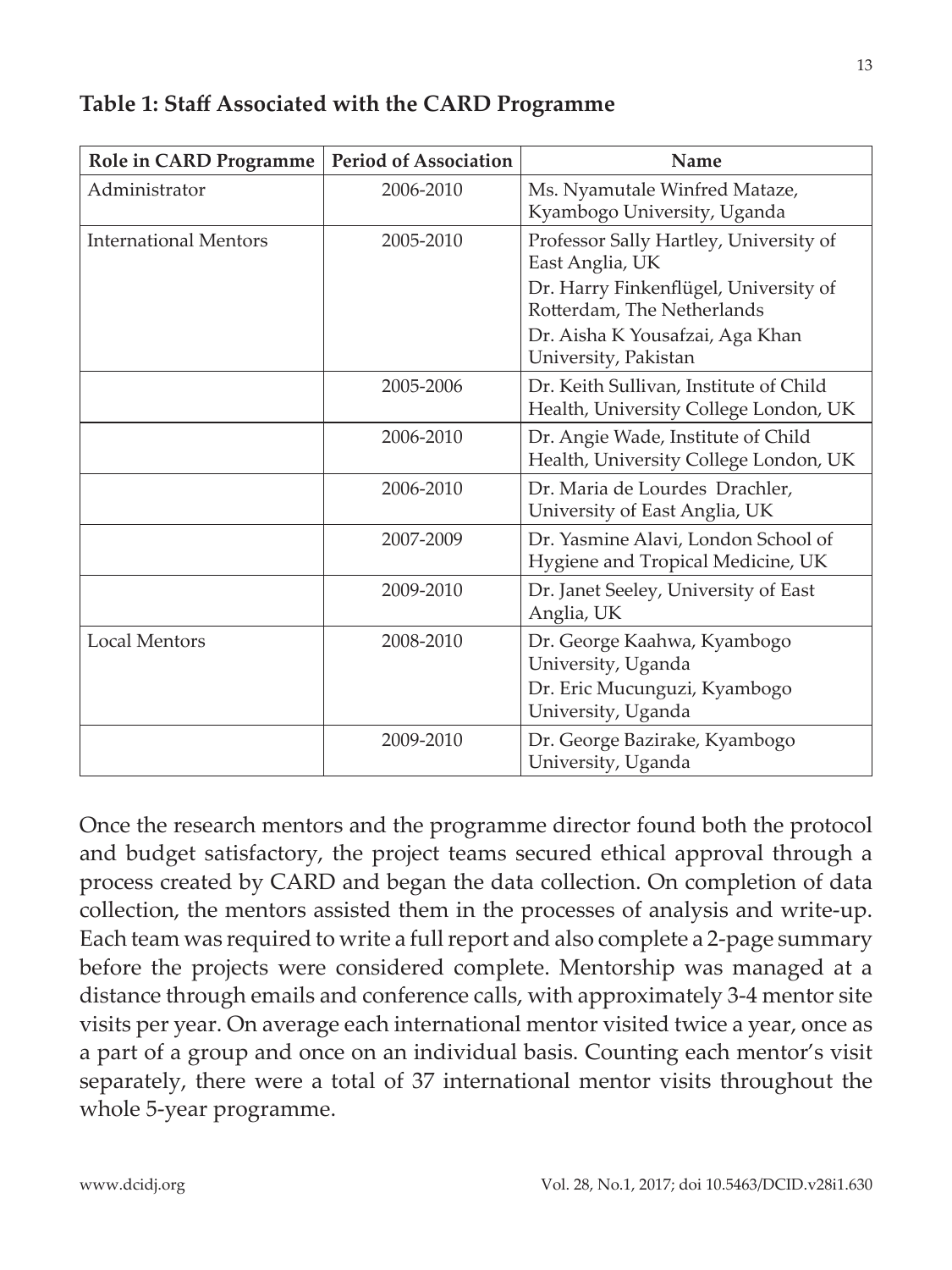**Table 1: Staff Associated with the CARD Programme**

| Role in CARD Programme | Period of Association | Name |
|---|---|---|
| Administrator | 2006-2010 | Ms. Nyamutale Winfred Mataze, Kyambogo University, Uganda |
| International Mentors | 2005-2010 | Professor Sally Hartley, University of East Anglia, UK<br>Dr. Harry Finkenflügel, University of Rotterdam, The Netherlands<br>Dr. Aisha K Yousafzai, Aga Khan University, Pakistan |
| | 2005-2006 | Dr. Keith Sullivan, Institute of Child Health, University College London, UK |
| | 2006-2010 | Dr. Angie Wade, Institute of Child Health, University College London, UK |
| | 2006-2010 | Dr. Maria de Lourdes Drachler, University of East Anglia, UK |
| | 2007-2009 | Dr. Yasmine Alavi, London School of Hygiene and Tropical Medicine, UK |
| | 2009-2010 | Dr. Janet Seeley, University of East Anglia, UK |
| Local Mentors | 2008-2010 | Dr. George Kaahwa, Kyambogo University, Uganda<br>Dr. Eric Mucunguzi, Kyambogo University, Uganda |
| | 2009-2010 | Dr. George Bazirake, Kyambogo University, Uganda |

Once the research mentors and the programme director found both the protocol and budget satisfactory, the project teams secured ethical approval through a process created by CARD and began the data collection. On completion of data collection, the mentors assisted them in the processes of analysis and write-up. Each team was required to write a full report and also complete a 2-page summary before the projects were considered complete. Mentorship was managed at a distance through emails and conference calls, with approximately 3-4 mentor site visits per year. On average each international mentor visited twice a year, once as a part of a group and once on an individual basis. Counting each mentor's visit separately, there were a total of 37 international mentor visits throughout the whole 5-year programme.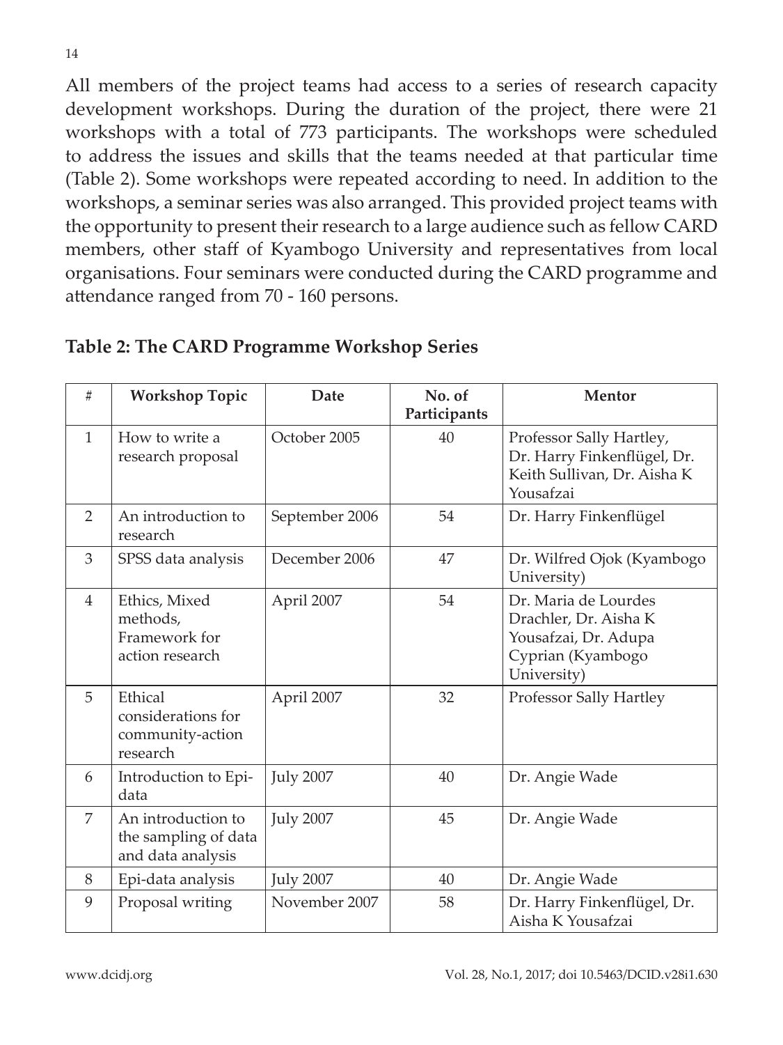All members of the project teams had access to a series of research capacity development workshops. During the duration of the project, there were 21 workshops with a total of 773 participants. The workshops were scheduled to address the issues and skills that the teams needed at that particular time (Table 2). Some workshops were repeated according to need. In addition to the workshops, a seminar series was also arranged. This provided project teams with the opportunity to present their research to a large audience such as fellow CARD members, other staff of Kyambogo University and representatives from local organisations. Four seminars were conducted during the CARD programme and attendance ranged from 70 - 160 persons.

**Table 2: The CARD Programme Workshop Series**

| # | Workshop Topic | Date | No. of Participants | Mentor |
|---|---|---|---|---|
| 1 | How to write a research proposal | October 2005 | 40 | Professor Sally Hartley, Dr. Harry Finkenflügel, Dr. Keith Sullivan, Dr. Aisha K Yousafzai |
| 2 | An introduction to research | September 2006 | 54 | Dr. Harry Finkenflügel |
| 3 | SPSS data analysis | December 2006 | 47 | Dr. Wilfred Ojok (Kyambogo University) |
| 4 | Ethics, Mixed methods, Framework for action research | April 2007 | 54 | Dr. Maria de Lourdes Drachler, Dr. Aisha K Yousafzai, Dr. Adupa Cyprian (Kyambogo University) |
| 5 | Ethical considerations for community-action research | April 2007 | 32 | Professor Sally Hartley |
| 6 | Introduction to Epi-data | July 2007 | 40 | Dr. Angie Wade |
| 7 | An introduction to the sampling of data and data analysis | July 2007 | 45 | Dr. Angie Wade |
| 8 | Epi-data analysis | July 2007 | 40 | Dr. Angie Wade |
| 9 | Proposal writing | November 2007 | 58 | Dr. Harry Finkenflügel, Dr. Aisha K Yousafzai |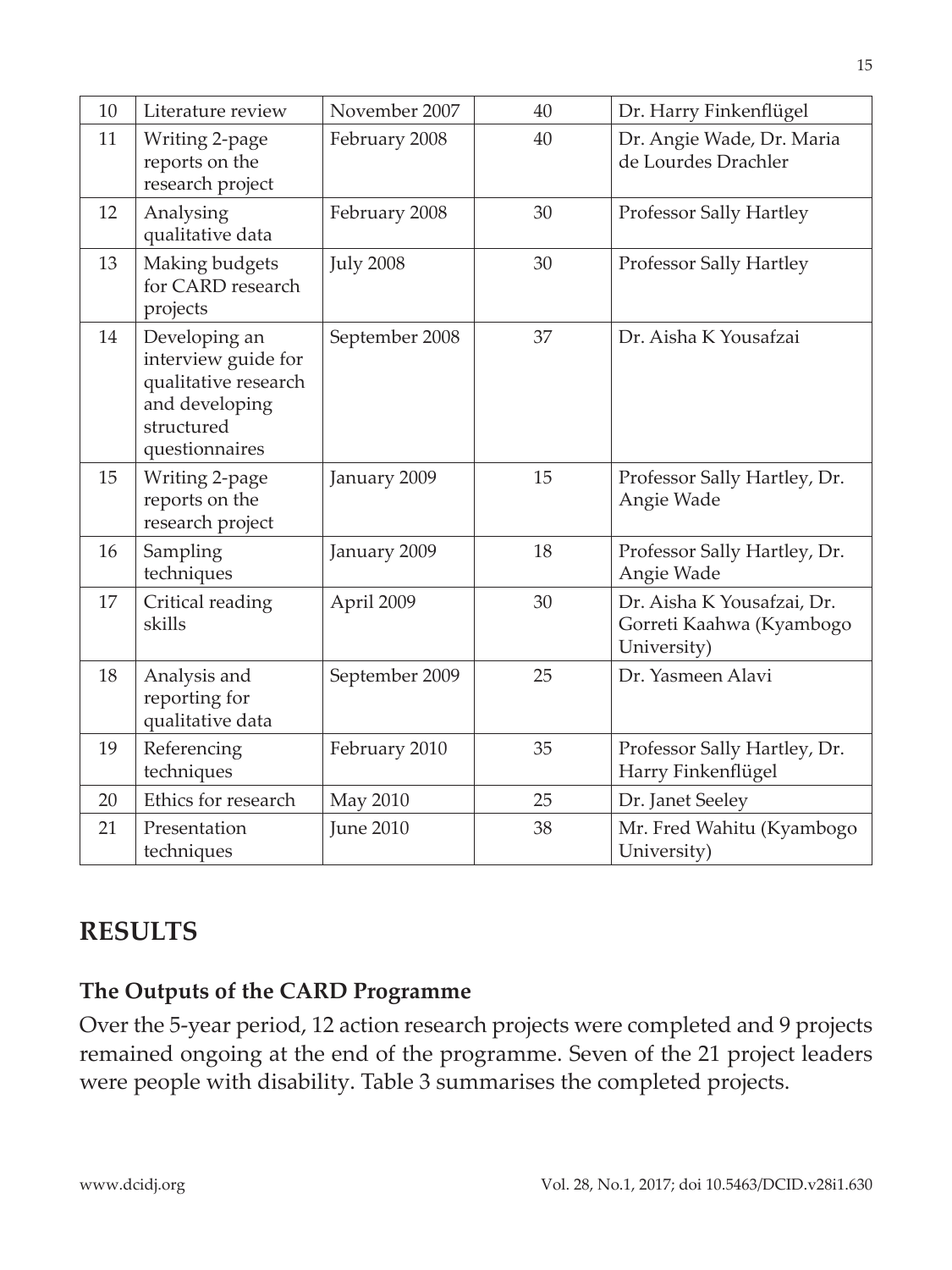| 10 | Literature review | November 2007 | 40 | Dr. Harry Finkenflügel |
|---|---|---|---|---|
| 11 | Writing 2-page reports on the research project | February 2008 | 40 | Dr. Angie Wade, Dr. Maria de Lourdes Drachler |
| 12 | Analysing qualitative data | February 2008 | 30 | Professor Sally Hartley |
| 13 | Making budgets for CARD research projects | July 2008 | 30 | Professor Sally Hartley |
| 14 | Developing an interview guide for qualitative research and developing structured questionnaires | September 2008 | 37 | Dr. Aisha K Yousafzai |
| 15 | Writing 2-page reports on the research project | January 2009 | 15 | Professor Sally Hartley, Dr. Angie Wade |
| 16 | Sampling techniques | January 2009 | 18 | Professor Sally Hartley, Dr. Angie Wade |
| 17 | Critical reading skills | April 2009 | 30 | Dr. Aisha K Yousafzai, Dr. Gorreti Kaahwa (Kyambogo University) |
| 18 | Analysis and reporting for qualitative data | September 2009 | 25 | Dr. Yasmeen Alavi |
| 19 | Referencing techniques | February 2010 | 35 | Professor Sally Hartley, Dr. Harry Finkenflügel |
| 20 | Ethics for research | May 2010 | 25 | Dr. Janet Seeley |
| 21 | Presentation techniques | June 2010 | 38 | Mr. Fred Wahitu (Kyambogo University) |

## RESULTS

### The Outputs of the CARD Programme

Over the 5-year period, 12 action research projects were completed and 9 projects remained ongoing at the end of the programme. Seven of the 21 project leaders were people with disability. Table 3 summarises the completed projects.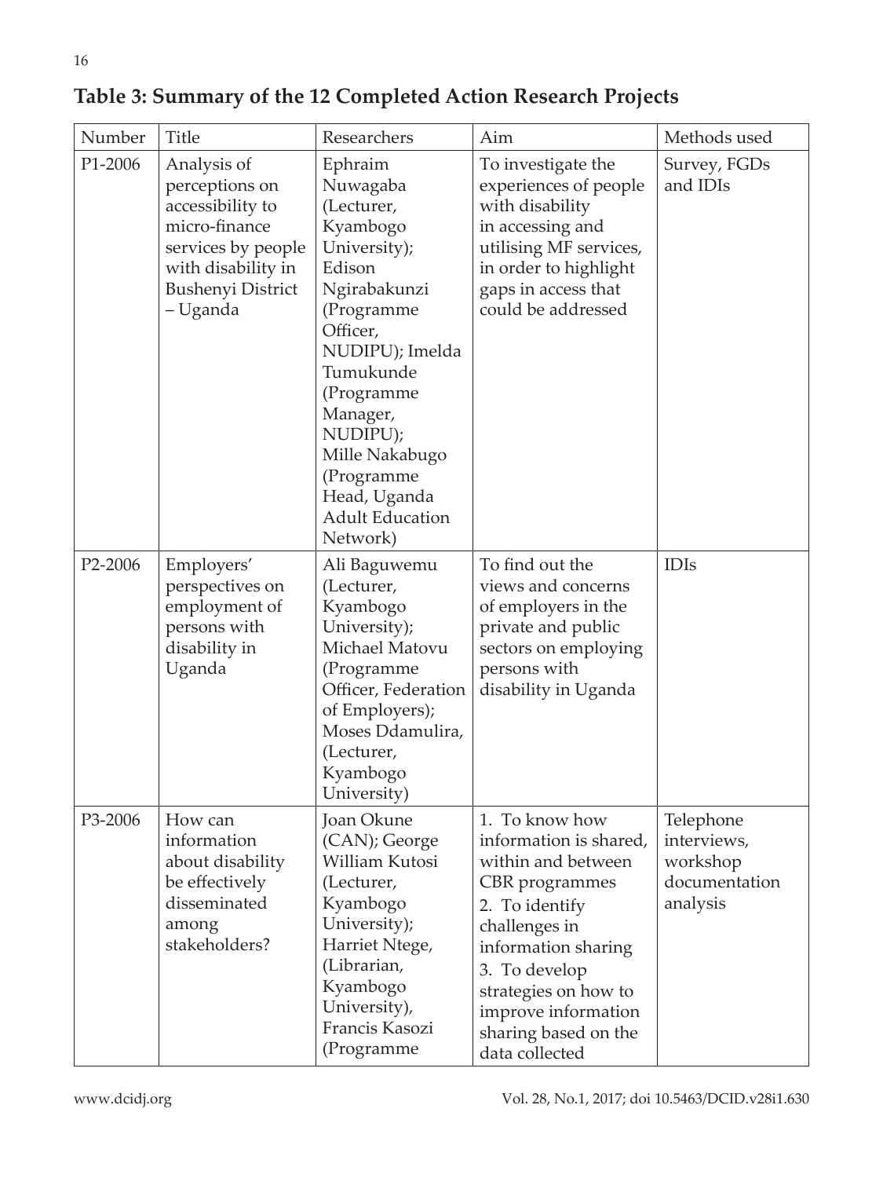## Table 3: Summary of the 12 Completed Action Research Projects

| Number | Title | Researchers | Aim | Methods used |
|---|---|---|---|---|
| P1-2006 | Analysis of perceptions on accessibility to micro-finance services by people with disability in Bushenyi District – Uganda | Ephraim Nuwagaba (Lecturer, Kyambogo University); Edison Ngirabakunzi (Programme Officer, NUDIPU); Imelda Tumukunde (Programme Manager, NUDIPU); Mille Nakabugo (Programme Head, Uganda Adult Education Network) | To investigate the experiences of people with disability in accessing and utilising MF services, in order to highlight gaps in access that could be addressed | Survey, FGDs and IDIs |
| P2-2006 | Employers' perspectives on employment of persons with disability in Uganda | Ali Baguwemu (Lecturer, Kyambogo University); Michael Matovu (Programme Officer, Federation of Employers); Moses Ddamulira, (Lecturer, Kyambogo University) | To find out the views and concerns of employers in the private and public sectors on employing persons with disability in Uganda | IDIs |
| P3-2006 | How can information about disability be effectively disseminated among stakeholders? | Joan Okune (CAN); George William Kutosi (Lecturer, Kyambogo University); Harriet Ntege, (Librarian, Kyambogo University), Francis Kasozi (Programme | 1. To know how information is shared, within and between CBR programmes 2. To identify challenges in information sharing 3. To develop strategies on how to improve information sharing based on the data collected | Telephone interviews, workshop documentation analysis |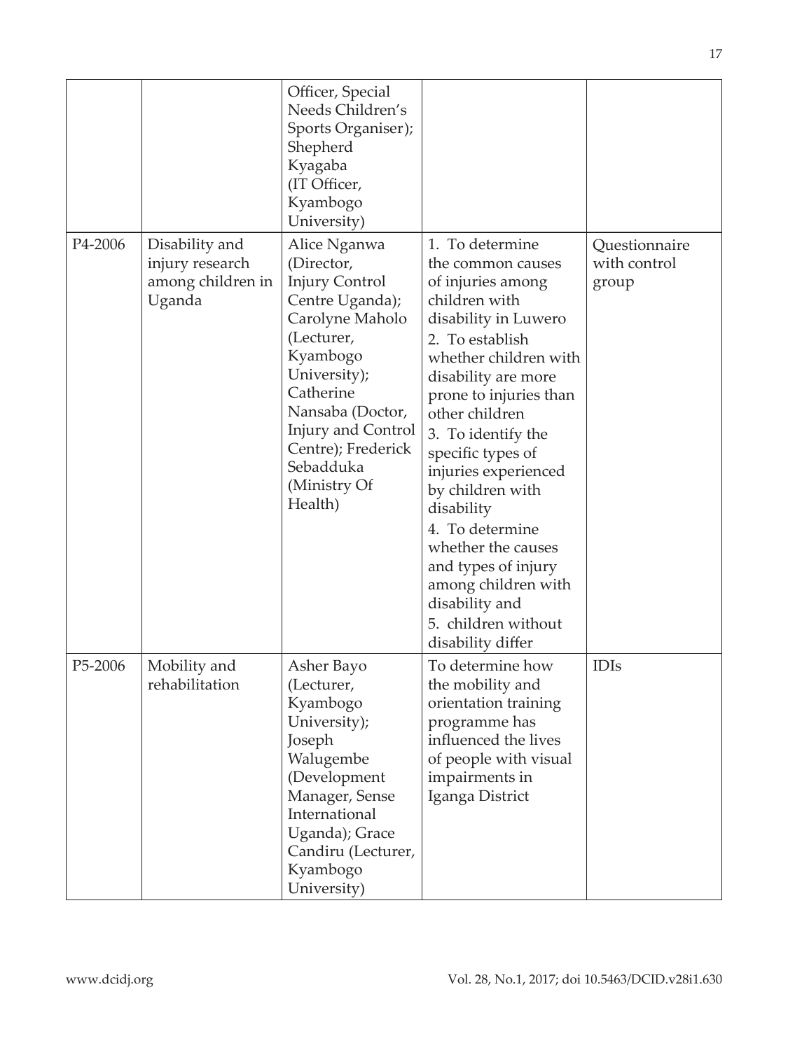| | | | | |
|---|---|---|---|---|
| | | Officer, Special Needs Children's Sports Organiser); Shepherd Kyagaba (IT Officer, Kyambogo University) | | |
| P4-2006 | Disability and injury research among children in Uganda | Alice Nganwa (Director, Injury Control Centre Uganda); Carolyne Maholo (Lecturer, Kyambogo University); Catherine Nansaba (Doctor, Injury and Control Centre); Frederick Sebadduka (Ministry Of Health) | 1. To determine the common causes of injuries among children with disability in Luwero<br>2. To establish whether children with disability are more prone to injuries than other children<br>3. To identify the specific types of injuries experienced by children with disability<br>4. To determine whether the causes and types of injury among children with disability and<br>5. children without disability differ | Questionnaire with control group |
| P5-2006 | Mobility and rehabilitation | Asher Bayo (Lecturer, Kyambogo University); Joseph Walugembe (Development Manager, Sense International Uganda); Grace Candiru (Lecturer, Kyambogo University) | To determine how the mobility and orientation training programme has influenced the lives of people with visual impairments in Iganga District | IDIs |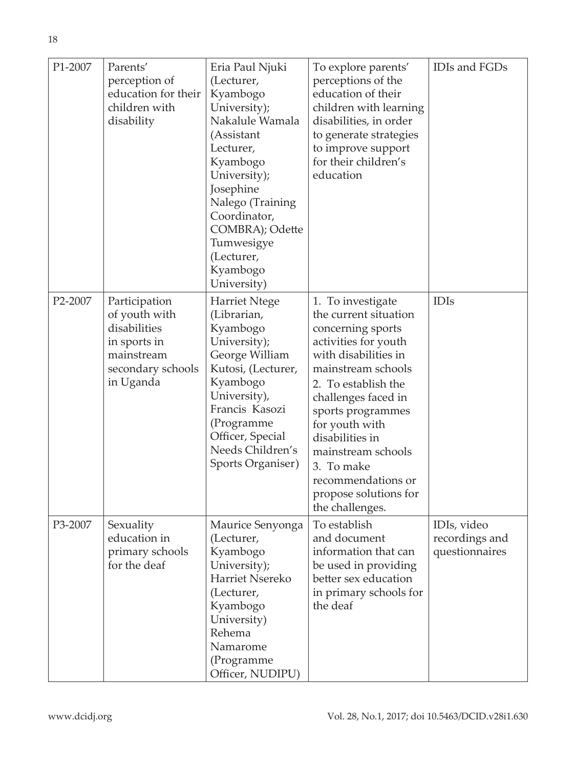| | | | | |
|---|---|---|---|---|
| P1-2007 | Parents' perception of education for their children with disability | Eria Paul Njuki (Lecturer, Kyambogo University); Nakalule Wamala (Assistant Lecturer, Kyambogo University); Josephine Nalego (Training Coordinator, COMBRA); Odette Tumwesigye (Lecturer, Kyambogo University) | To explore parents' perceptions of the education of their children with learning disabilities, in order to generate strategies to improve support for their children's education | IDIs and FGDs |
| P2-2007 | Participation of youth with disabilities in sports in mainstream secondary schools in Uganda | Harriet Ntege (Librarian, Kyambogo University); George William Kutosi, (Lecturer, Kyambogo University), Francis Kasozi (Programme Officer, Special Needs Children's Sports Organiser) | 1. To investigate the current situation concerning sports activities for youth with disabilities in mainstream schools<br>2. To establish the challenges faced in sports programmes for youth with disabilities in mainstream schools<br>3. To make recommendations or propose solutions for the challenges. | IDIs |
| P3-2007 | Sexuality education in primary schools for the deaf | Maurice Senyonga (Lecturer, Kyambogo University); Harriet Nsereko (Lecturer, Kyambogo University) Rehema Namarome (Programme Officer, NUDIPU) | To establish and document information that can be used in providing better sex education in primary schools for the deaf | IDIs, video recordings and questionnaires |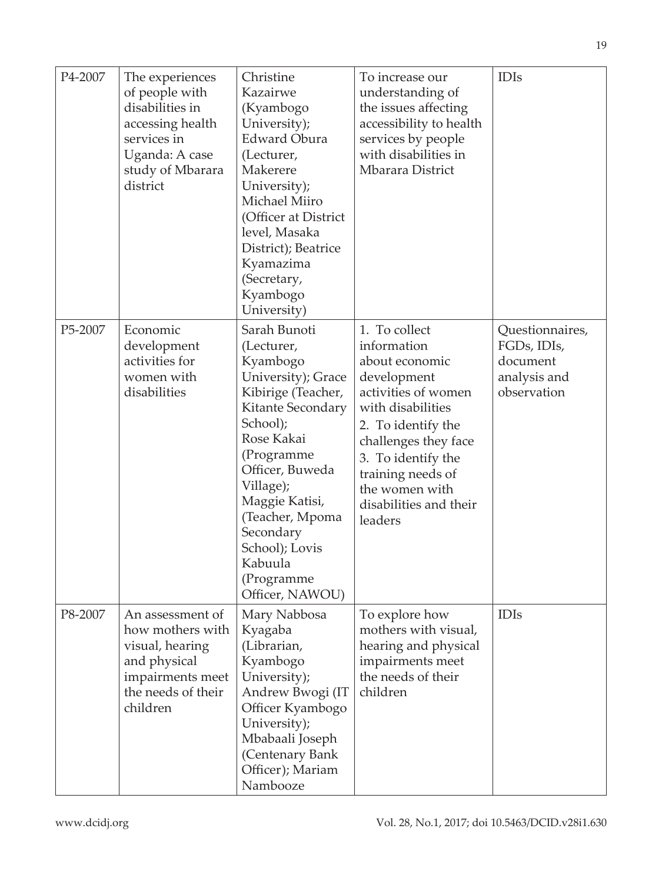| P4-2007 | The experiences of people with disabilities in accessing health services in Uganda: A case study of Mbarara district | Christine Kazairwe (Kyambogo University); Edward Obura (Lecturer, Makerere University); Michael Miiro (Officer at District level, Masaka District); Beatrice Kyamazima (Secretary, Kyambogo University) | To increase our understanding of the issues affecting accessibility to health services by people with disabilities in Mbarara District | IDIs |
|---|---|---|---|---|
| P5-2007 | Economic development activities for women with disabilities | Sarah Bunoti (Lecturer, Kyambogo University); Grace Kibirige (Teacher, Kitante Secondary School); Rose Kakai (Programme Officer, Buweda Village); Maggie Katisi, (Teacher, Mpoma Secondary School); Lovis Kabuula (Programme Officer, NAWOU) | 1. To collect information about economic development activities of women with disabilities<br>2. To identify the challenges they face<br>3. To identify the training needs of the women with disabilities and their leaders | Questionnaires, FGDs, IDIs, document analysis and observation |
| P8-2007 | An assessment of how mothers with visual, hearing and physical impairments meet the needs of their children | Mary Nabbosa Kyagaba (Librarian, Kyambogo University); Andrew Bwogi (IT Officer Kyambogo University); Mbabaali Joseph (Centenary Bank Officer); Mariam Nambooze | To explore how mothers with visual, hearing and physical impairments meet the needs of their children | IDIs |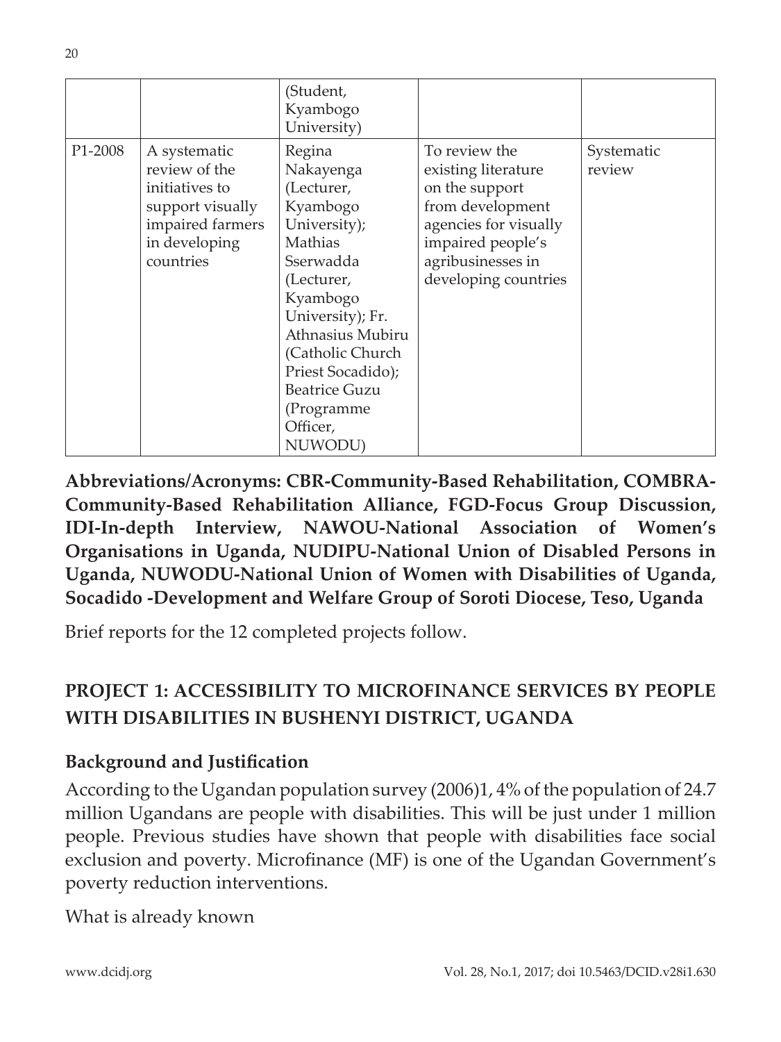| | | (Student, Kyambogo University) | | |
|---|---|---|---|---|
| P1-2008 | A systematic review of the initiatives to support visually impaired farmers in developing countries | Regina Nakayenga (Lecturer, Kyambogo University); Mathias Sserwadda (Lecturer, Kyambogo University); Fr. Athnasius Mubiru (Catholic Church Priest Socadido); Beatrice Guzu (Programme Officer, NUWODU) | To review the existing literature on the support from development agencies for visually impaired people's agribusinesses in developing countries | Systematic review |

**Abbreviations/Acronyms: CBR-Community-Based Rehabilitation, COMBRA-Community-Based Rehabilitation Alliance, FGD-Focus Group Discussion, IDI-In-depth Interview, NAWOU-National Association of Women's Organisations in Uganda, NUDIPU-National Union of Disabled Persons in Uganda, NUWODU-National Union of Women with Disabilities of Uganda, Socadido -Development and Welfare Group of Soroti Diocese, Teso, Uganda**

Brief reports for the 12 completed projects follow.

## PROJECT 1: ACCESSIBILITY TO MICROFINANCE SERVICES BY PEOPLE WITH DISABILITIES IN BUSHENYI DISTRICT, UGANDA

### Background and Justification

According to the Ugandan population survey (2006)1, 4% of the population of 24.7 million Ugandans are people with disabilities. This will be just under 1 million people. Previous studies have shown that people with disabilities face social exclusion and poverty. Microfinance (MF) is one of the Ugandan Government's poverty reduction interventions.

What is already known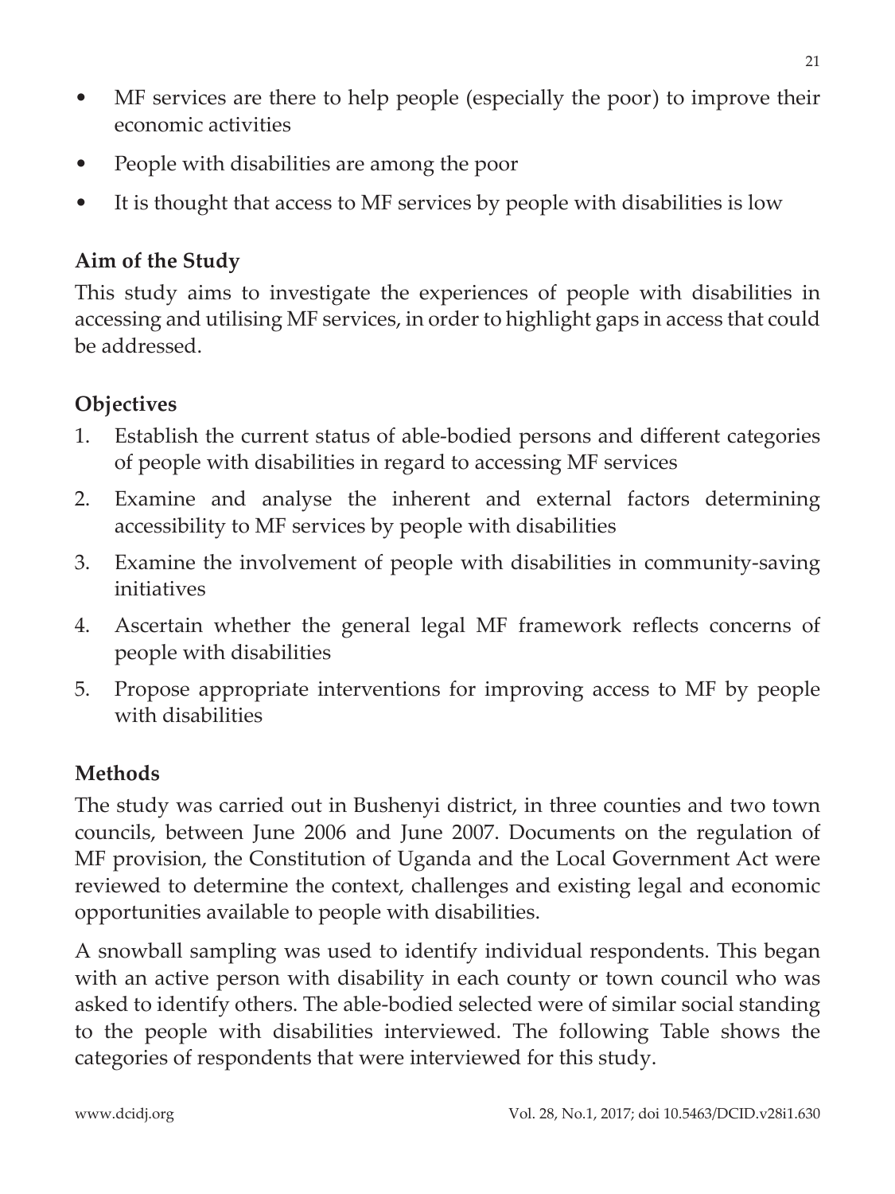- MF services are there to help people (especially the poor) to improve their economic activities
- People with disabilities are among the poor
- It is thought that access to MF services by people with disabilities is low

## Aim of the Study

This study aims to investigate the experiences of people with disabilities in accessing and utilising MF services, in order to highlight gaps in access that could be addressed.

## Objectives

1. Establish the current status of able-bodied persons and different categories of people with disabilities in regard to accessing MF services
2. Examine and analyse the inherent and external factors determining accessibility to MF services by people with disabilities
3. Examine the involvement of people with disabilities in community-saving initiatives
4. Ascertain whether the general legal MF framework reflects concerns of people with disabilities
5. Propose appropriate interventions for improving access to MF by people with disabilities

## Methods

The study was carried out in Bushenyi district, in three counties and two town councils, between June 2006 and June 2007. Documents on the regulation of MF provision, the Constitution of Uganda and the Local Government Act were reviewed to determine the context, challenges and existing legal and economic opportunities available to people with disabilities.

A snowball sampling was used to identify individual respondents. This began with an active person with disability in each county or town council who was asked to identify others. The able-bodied selected were of similar social standing to the people with disabilities interviewed. The following Table shows the categories of respondents that were interviewed for this study.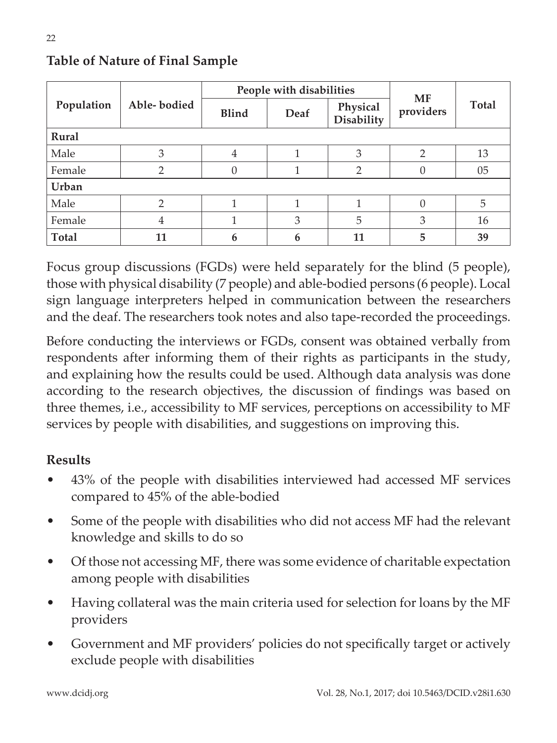**Table of Nature of Final Sample**

| Population | Able- bodied | People with disabilities | | | MF providers | Total |
|---|---|---|---|---|---|---|
| | | Blind | Deaf | Physical Disability | | |
| **Rural** | | | | | | |
| Male | 3 | 4 | 1 | 3 | 2 | 13 |
| Female | 2 | 0 | 1 | 2 | 0 | 05 |
| **Urban** | | | | | | |
| Male | 2 | 1 | 1 | 1 | 0 | 5 |
| Female | 4 | 1 | 3 | 5 | 3 | 16 |
| **Total** | **11** | **6** | **6** | **11** | **5** | **39** |

Focus group discussions (FGDs) were held separately for the blind (5 people), those with physical disability (7 people) and able-bodied persons (6 people). Local sign language interpreters helped in communication between the researchers and the deaf. The researchers took notes and also tape-recorded the proceedings.

Before conducting the interviews or FGDs, consent was obtained verbally from respondents after informing them of their rights as participants in the study, and explaining how the results could be used. Although data analysis was done according to the research objectives, the discussion of findings was based on three themes, i.e., accessibility to MF services, perceptions on accessibility to MF services by people with disabilities, and suggestions on improving this.

## Results

- 43% of the people with disabilities interviewed had accessed MF services compared to 45% of the able-bodied
- Some of the people with disabilities who did not access MF had the relevant knowledge and skills to do so
- Of those not accessing MF, there was some evidence of charitable expectation among people with disabilities
- Having collateral was the main criteria used for selection for loans by the MF providers
- Government and MF providers' policies do not specifically target or actively exclude people with disabilities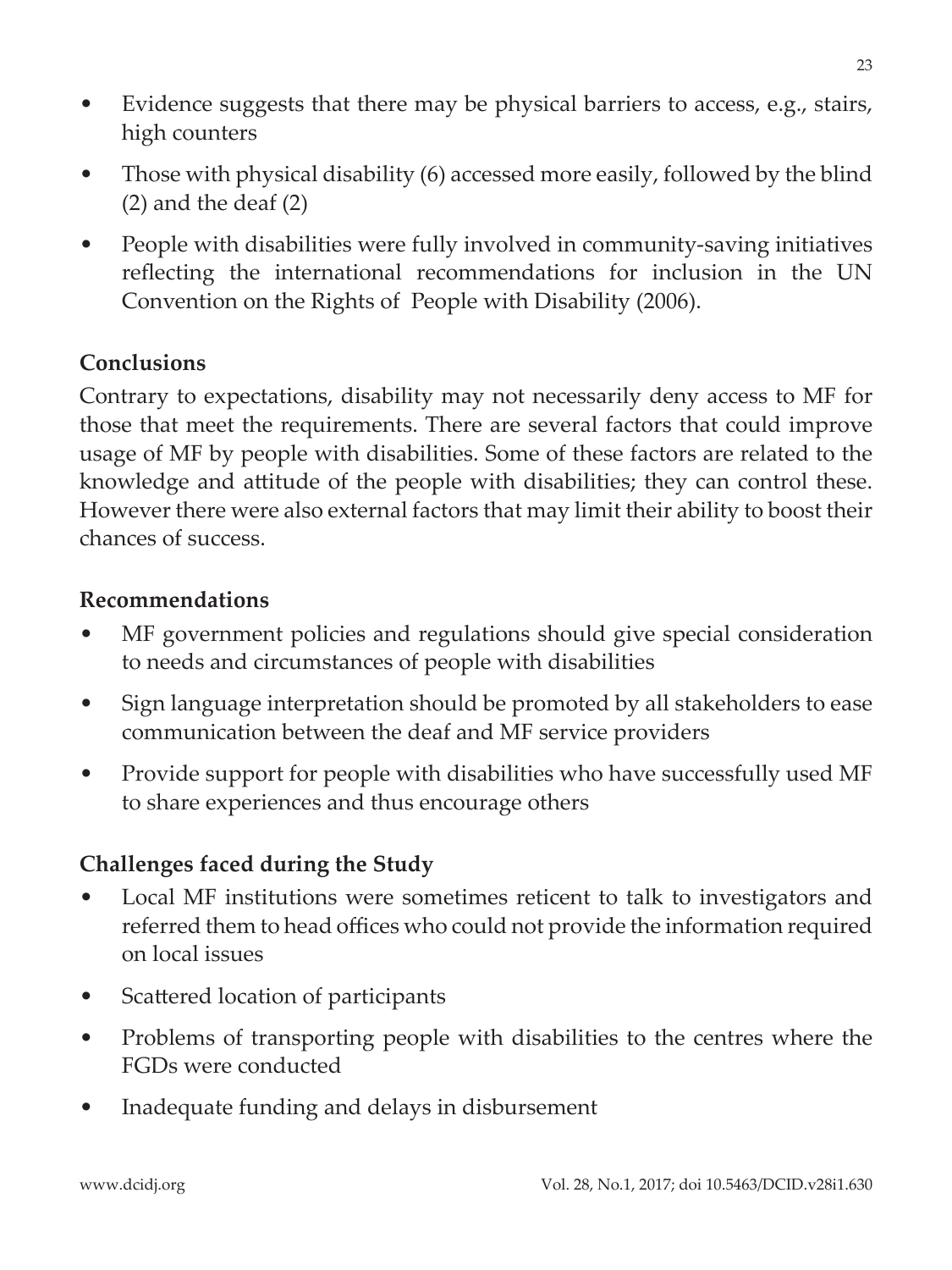- Evidence suggests that there may be physical barriers to access, e.g., stairs, high counters
- Those with physical disability (6) accessed more easily, followed by the blind (2) and the deaf (2)
- People with disabilities were fully involved in community-saving initiatives reflecting the international recommendations for inclusion in the UN Convention on the Rights of People with Disability (2006).

## Conclusions

Contrary to expectations, disability may not necessarily deny access to MF for those that meet the requirements. There are several factors that could improve usage of MF by people with disabilities. Some of these factors are related to the knowledge and attitude of the people with disabilities; they can control these. However there were also external factors that may limit their ability to boost their chances of success.

## Recommendations

- MF government policies and regulations should give special consideration to needs and circumstances of people with disabilities
- Sign language interpretation should be promoted by all stakeholders to ease communication between the deaf and MF service providers
- Provide support for people with disabilities who have successfully used MF to share experiences and thus encourage others

## Challenges faced during the Study

- Local MF institutions were sometimes reticent to talk to investigators and referred them to head offices who could not provide the information required on local issues
- Scattered location of participants
- Problems of transporting people with disabilities to the centres where the FGDs were conducted
- Inadequate funding and delays in disbursement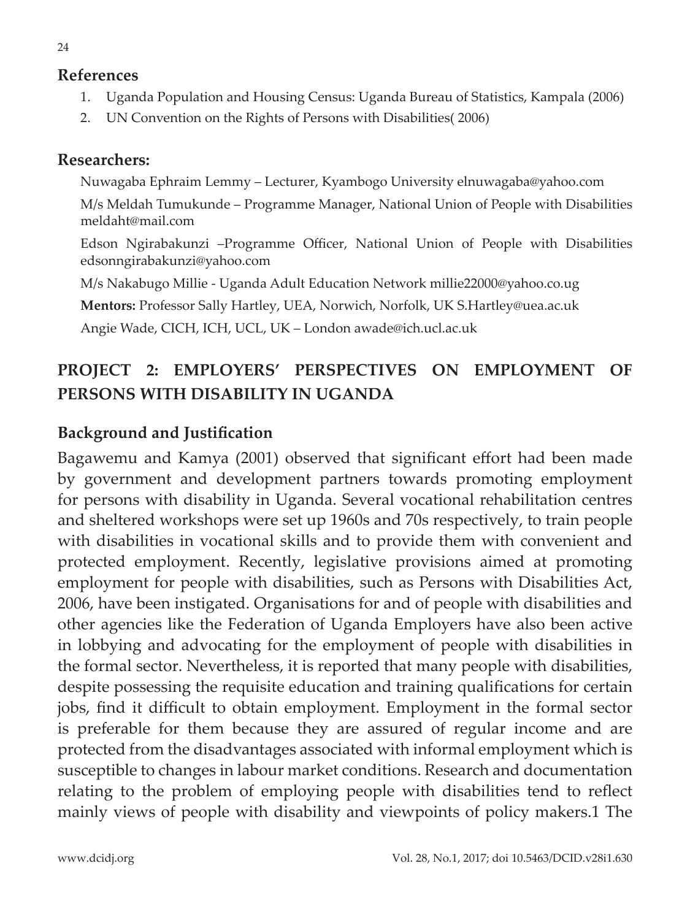## References

1. Uganda Population and Housing Census: Uganda Bureau of Statistics, Kampala (2006)
2. UN Convention on the Rights of Persons with Disabilities( 2006)

## Researchers:

Nuwagaba Ephraim Lemmy – Lecturer, Kyambogo University elnuwagaba@yahoo.com

M/s Meldah Tumukunde – Programme Manager, National Union of People with Disabilities meldaht@mail.com

Edson Ngirabakunzi –Programme Officer, National Union of People with Disabilities edsonngirabakunzi@yahoo.com

M/s Nakabugo Millie - Uganda Adult Education Network millie22000@yahoo.co.ug

**Mentors:** Professor Sally Hartley, UEA, Norwich, Norfolk, UK S.Hartley@uea.ac.uk

Angie Wade, CICH, ICH, UCL, UK – London awade@ich.ucl.ac.uk

# PROJECT 2: EMPLOYERS' PERSPECTIVES ON EMPLOYMENT OF PERSONS WITH DISABILITY IN UGANDA

## Background and Justification

Bagawemu and Kamya (2001) observed that significant effort had been made by government and development partners towards promoting employment for persons with disability in Uganda. Several vocational rehabilitation centres and sheltered workshops were set up 1960s and 70s respectively, to train people with disabilities in vocational skills and to provide them with convenient and protected employment. Recently, legislative provisions aimed at promoting employment for people with disabilities, such as Persons with Disabilities Act, 2006, have been instigated. Organisations for and of people with disabilities and other agencies like the Federation of Uganda Employers have also been active in lobbying and advocating for the employment of people with disabilities in the formal sector. Nevertheless, it is reported that many people with disabilities, despite possessing the requisite education and training qualifications for certain jobs, find it difficult to obtain employment. Employment in the formal sector is preferable for them because they are assured of regular income and are protected from the disadvantages associated with informal employment which is susceptible to changes in labour market conditions. Research and documentation relating to the problem of employing people with disabilities tend to reflect mainly views of people with disability and viewpoints of policy makers.1 The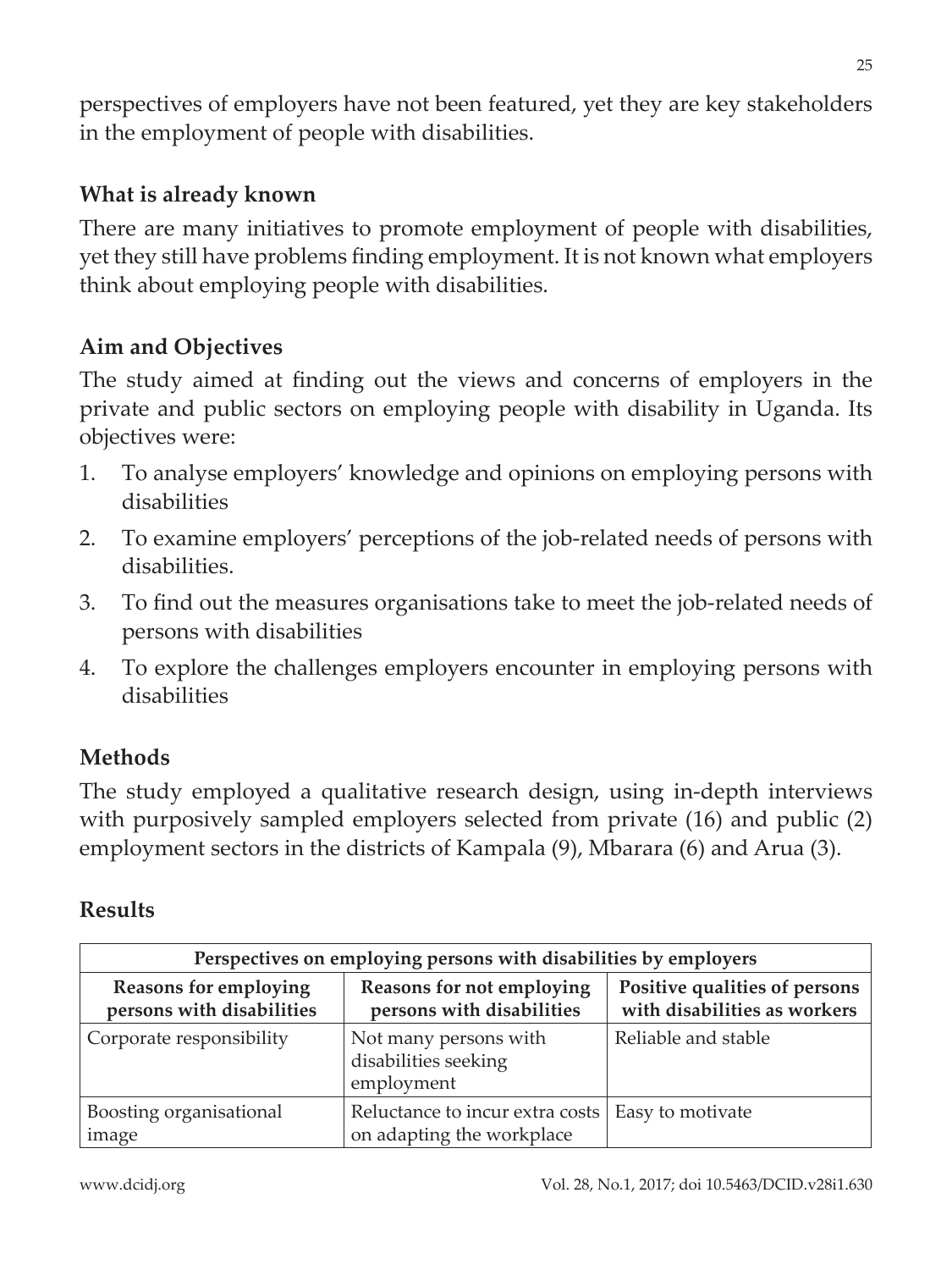perspectives of employers have not been featured, yet they are key stakeholders in the employment of people with disabilities.

## What is already known

There are many initiatives to promote employment of people with disabilities, yet they still have problems finding employment. It is not known what employers think about employing people with disabilities.

## Aim and Objectives

The study aimed at finding out the views and concerns of employers in the private and public sectors on employing people with disability in Uganda. Its objectives were:

1. To analyse employers' knowledge and opinions on employing persons with disabilities
2. To examine employers' perceptions of the job-related needs of persons with disabilities.
3. To find out the measures organisations take to meet the job-related needs of persons with disabilities
4. To explore the challenges employers encounter in employing persons with disabilities

## Methods

The study employed a qualitative research design, using in-depth interviews with purposively sampled employers selected from private (16) and public (2) employment sectors in the districts of Kampala (9), Mbarara (6) and Arua (3).

## Results

| Perspectives on employing persons with disabilities by employers | | |
|---|---|---|
| **Reasons for employing persons with disabilities** | **Reasons for not employing persons with disabilities** | **Positive qualities of persons with disabilities as workers** |
| Corporate responsibility | Not many persons with disabilities seeking employment | Reliable and stable |
| Boosting organisational image | Reluctance to incur extra costs on adapting the workplace | Easy to motivate |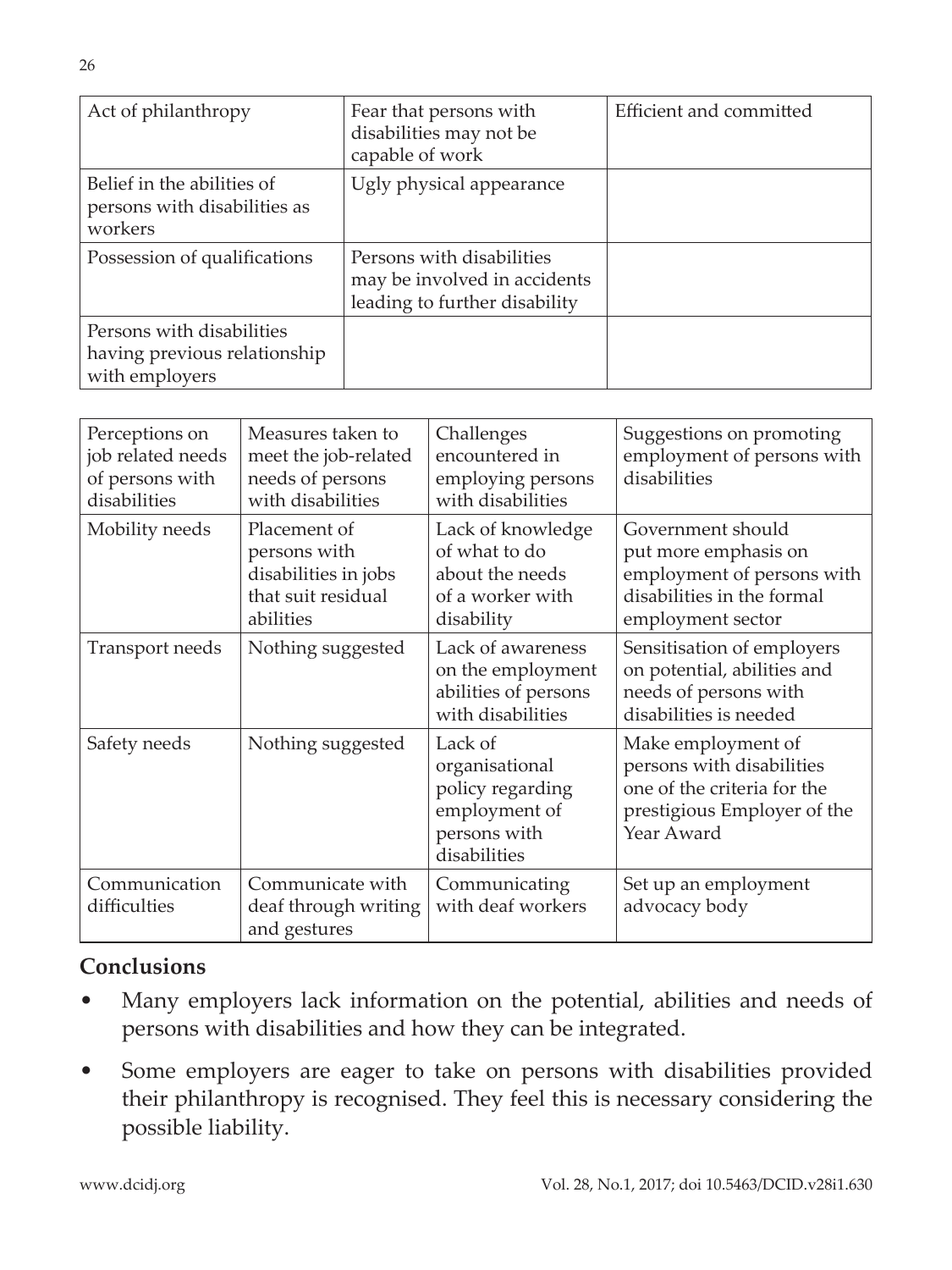| Act of philanthropy | Fear that persons with disabilities may not be capable of work | Efficient and committed |
|---|---|---|
| Belief in the abilities of persons with disabilities as workers | Ugly physical appearance | |
| Possession of qualifications | Persons with disabilities may be involved in accidents leading to further disability | |
| Persons with disabilities having previous relationship with employers | | |

| Perceptions on job related needs of persons with disabilities | Measures taken to meet the job-related needs of persons with disabilities | Challenges encountered in employing persons with disabilities | Suggestions on promoting employment of persons with disabilities |
|---|---|---|---|
| Mobility needs | Placement of persons with disabilities in jobs that suit residual abilities | Lack of knowledge of what to do about the needs of a worker with disability | Government should put more emphasis on employment of persons with disabilities in the formal employment sector |
| Transport needs | Nothing suggested | Lack of awareness on the employment abilities of persons with disabilities | Sensitisation of employers on potential, abilities and needs of persons with disabilities is needed |
| Safety needs | Nothing suggested | Lack of organisational policy regarding employment of persons with disabilities | Make employment of persons with disabilities one of the criteria for the prestigious Employer of the Year Award |
| Communication difficulties | Communicate with deaf through writing and gestures | Communicating with deaf workers | Set up an employment advocacy body |

## Conclusions

- Many employers lack information on the potential, abilities and needs of persons with disabilities and how they can be integrated.
- Some employers are eager to take on persons with disabilities provided their philanthropy is recognised. They feel this is necessary considering the possible liability.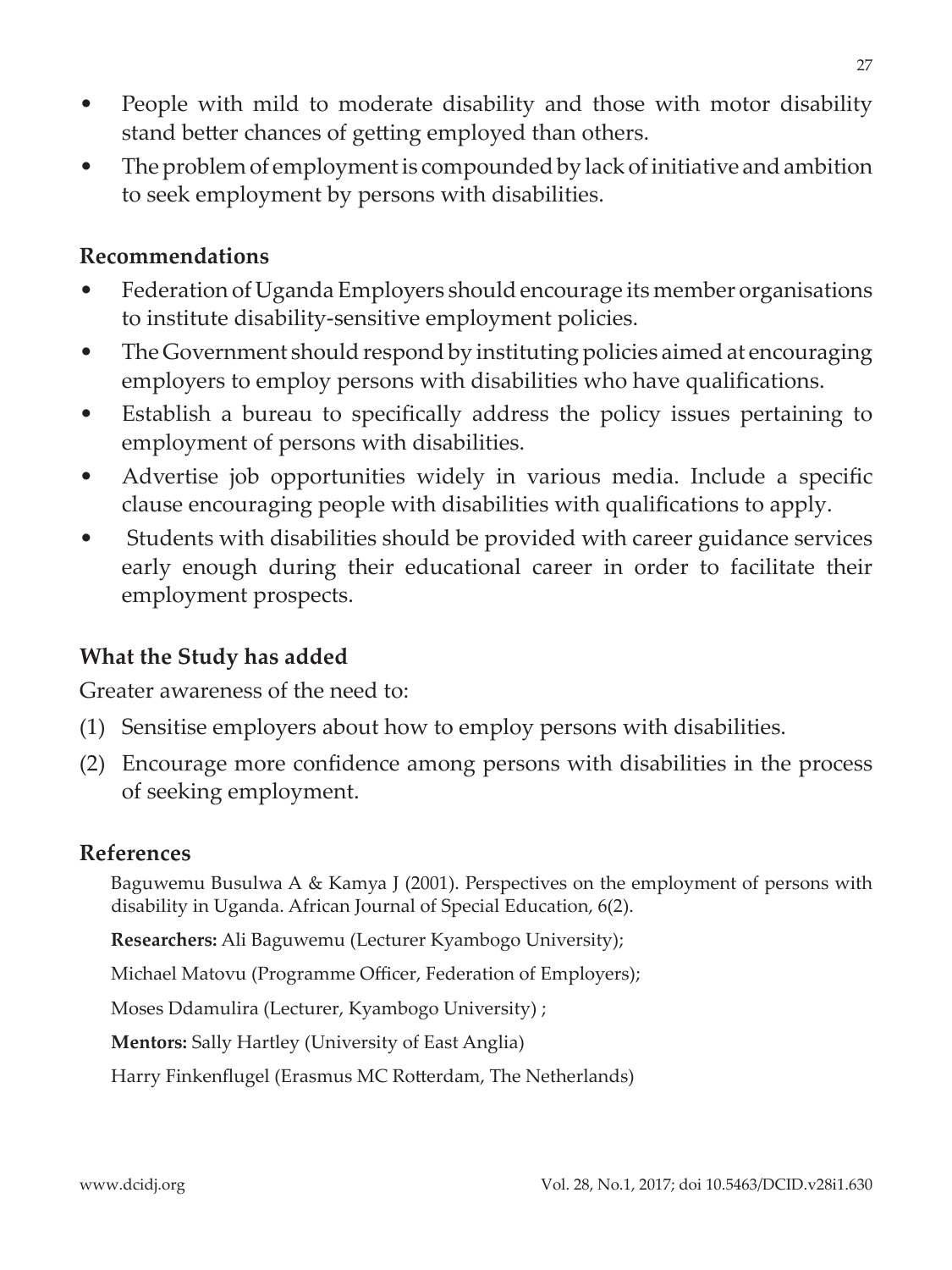- People with mild to moderate disability and those with motor disability stand better chances of getting employed than others.
- The problem of employment is compounded by lack of initiative and ambition to seek employment by persons with disabilities.

## Recommendations

- Federation of Uganda Employers should encourage its member organisations to institute disability-sensitive employment policies.
- The Government should respond by instituting policies aimed at encouraging employers to employ persons with disabilities who have qualifications.
- Establish a bureau to specifically address the policy issues pertaining to employment of persons with disabilities.
- Advertise job opportunities widely in various media. Include a specific clause encouraging people with disabilities with qualifications to apply.
- Students with disabilities should be provided with career guidance services early enough during their educational career in order to facilitate their employment prospects.

## What the Study has added

Greater awareness of the need to:

(1) Sensitise employers about how to employ persons with disabilities.

(2) Encourage more confidence among persons with disabilities in the process of seeking employment.

## References

Baguwemu Busulwa A & Kamya J (2001). Perspectives on the employment of persons with disability in Uganda. African Journal of Special Education, 6(2).

**Researchers:** Ali Baguwemu (Lecturer Kyambogo University);

Michael Matovu (Programme Officer, Federation of Employers);

Moses Ddamulira (Lecturer, Kyambogo University) ;

**Mentors:** Sally Hartley (University of East Anglia)

Harry Finkenflugel (Erasmus MC Rotterdam, The Netherlands)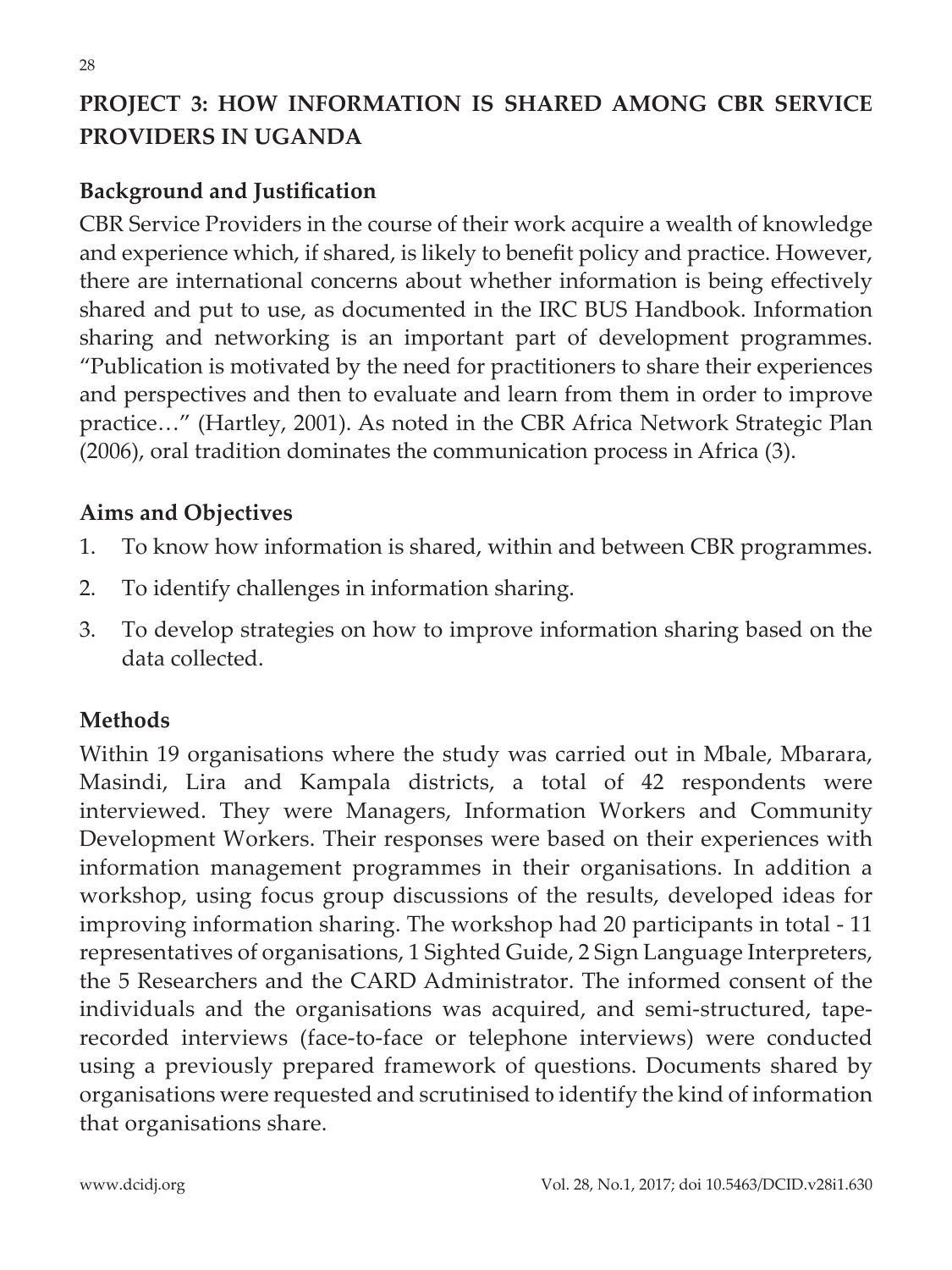## PROJECT 3: HOW INFORMATION IS SHARED AMONG CBR SERVICE PROVIDERS IN UGANDA

### Background and Justification

CBR Service Providers in the course of their work acquire a wealth of knowledge and experience which, if shared, is likely to benefit policy and practice. However, there are international concerns about whether information is being effectively shared and put to use, as documented in the IRC BUS Handbook. Information sharing and networking is an important part of development programmes. "Publication is motivated by the need for practitioners to share their experiences and perspectives and then to evaluate and learn from them in order to improve practice…" (Hartley, 2001). As noted in the CBR Africa Network Strategic Plan (2006), oral tradition dominates the communication process in Africa (3).

### Aims and Objectives

1. To know how information is shared, within and between CBR programmes.
2. To identify challenges in information sharing.
3. To develop strategies on how to improve information sharing based on the data collected.

### Methods

Within 19 organisations where the study was carried out in Mbale, Mbarara, Masindi, Lira and Kampala districts, a total of 42 respondents were interviewed. They were Managers, Information Workers and Community Development Workers. Their responses were based on their experiences with information management programmes in their organisations. In addition a workshop, using focus group discussions of the results, developed ideas for improving information sharing. The workshop had 20 participants in total - 11 representatives of organisations, 1 Sighted Guide, 2 Sign Language Interpreters, the 5 Researchers and the CARD Administrator. The informed consent of the individuals and the organisations was acquired, and semi-structured, tape-recorded interviews (face-to-face or telephone interviews) were conducted using a previously prepared framework of questions. Documents shared by organisations were requested and scrutinised to identify the kind of information that organisations share.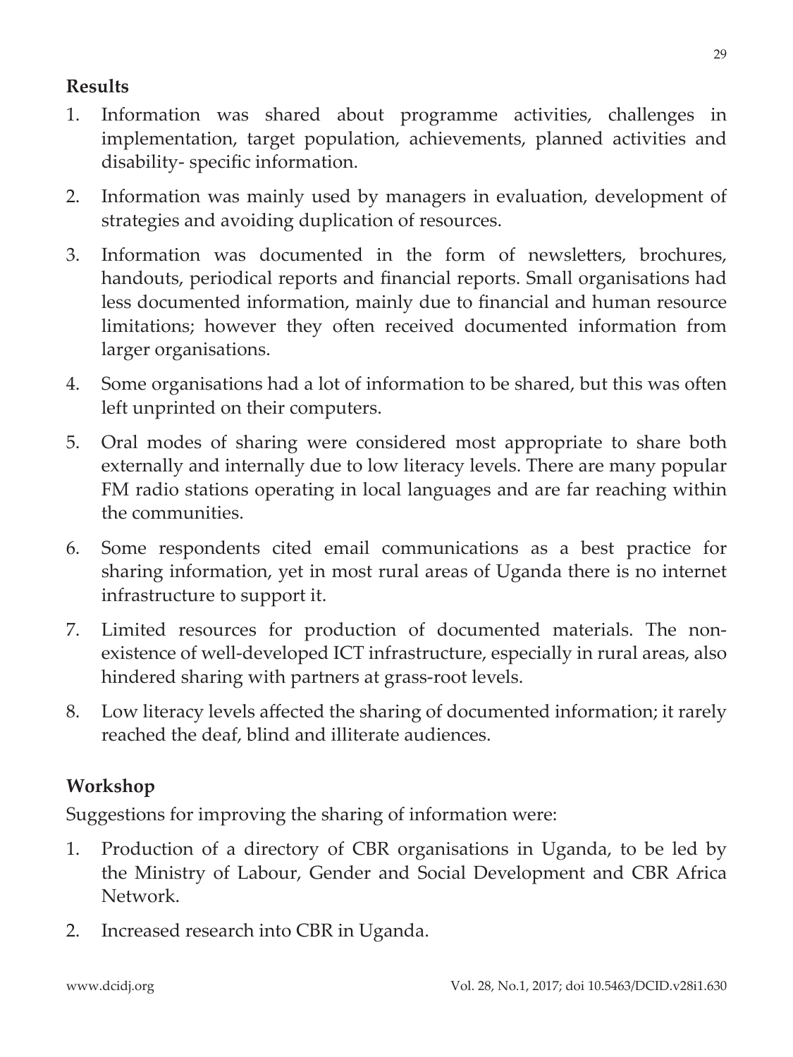### Results

1. Information was shared about programme activities, challenges in implementation, target population, achievements, planned activities and disability- specific information.
2. Information was mainly used by managers in evaluation, development of strategies and avoiding duplication of resources.
3. Information was documented in the form of newsletters, brochures, handouts, periodical reports and financial reports. Small organisations had less documented information, mainly due to financial and human resource limitations; however they often received documented information from larger organisations.
4. Some organisations had a lot of information to be shared, but this was often left unprinted on their computers.
5. Oral modes of sharing were considered most appropriate to share both externally and internally due to low literacy levels. There are many popular FM radio stations operating in local languages and are far reaching within the communities.
6. Some respondents cited email communications as a best practice for sharing information, yet in most rural areas of Uganda there is no internet infrastructure to support it.
7. Limited resources for production of documented materials. The non-existence of well-developed ICT infrastructure, especially in rural areas, also hindered sharing with partners at grass-root levels.
8. Low literacy levels affected the sharing of documented information; it rarely reached the deaf, blind and illiterate audiences.

### Workshop

Suggestions for improving the sharing of information were:

1. Production of a directory of CBR organisations in Uganda, to be led by the Ministry of Labour, Gender and Social Development and CBR Africa Network.
2. Increased research into CBR in Uganda.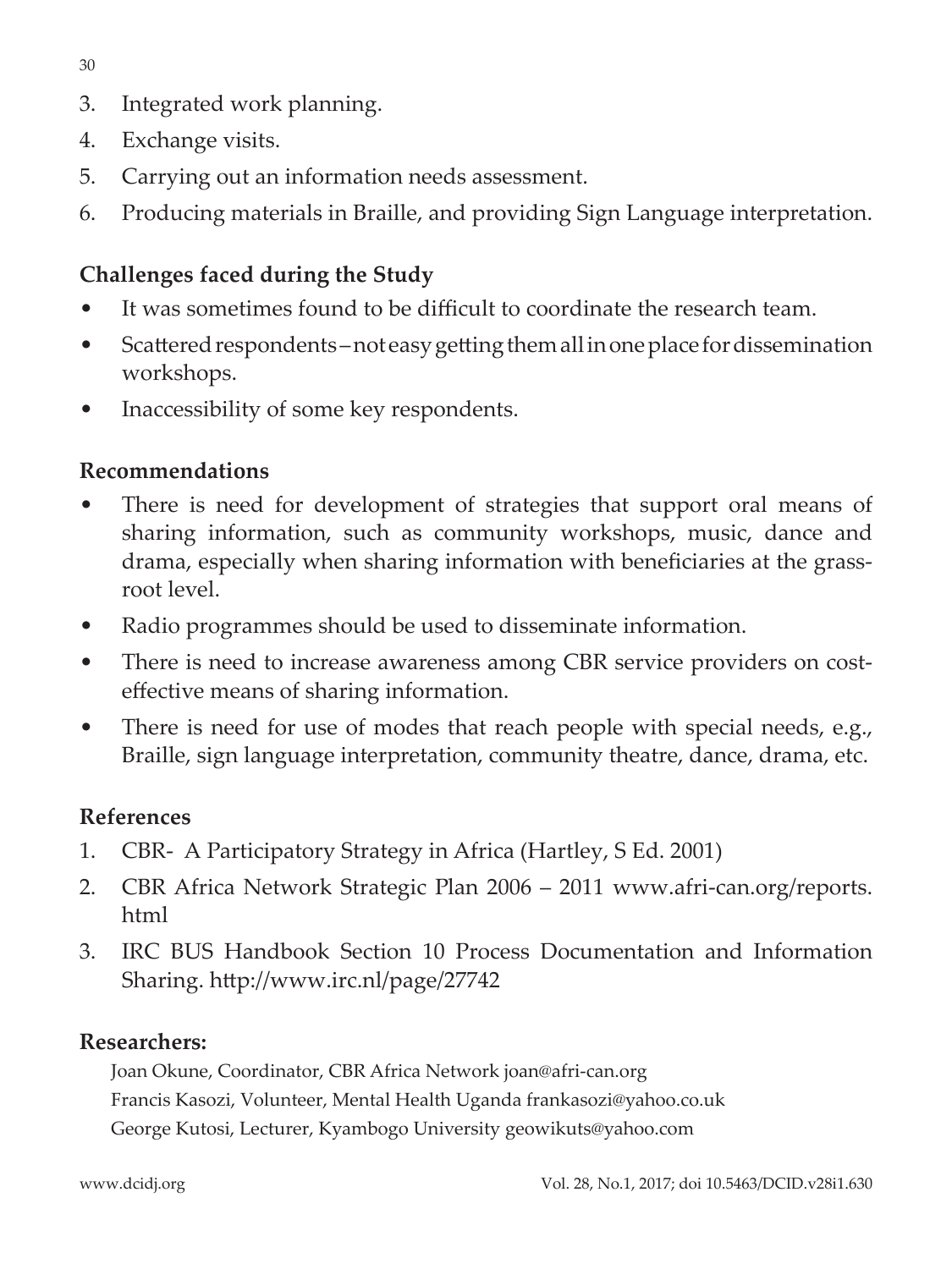3. Integrated work planning.
4. Exchange visits.
5. Carrying out an information needs assessment.
6. Producing materials in Braille, and providing Sign Language interpretation.

## Challenges faced during the Study

- It was sometimes found to be difficult to coordinate the research team.
- Scattered respondents – not easy getting them all in one place for dissemination workshops.
- Inaccessibility of some key respondents.

## Recommendations

- There is need for development of strategies that support oral means of sharing information, such as community workshops, music, dance and drama, especially when sharing information with beneficiaries at the grass-root level.
- Radio programmes should be used to disseminate information.
- There is need to increase awareness among CBR service providers on cost-effective means of sharing information.
- There is need for use of modes that reach people with special needs, e.g., Braille, sign language interpretation, community theatre, dance, drama, etc.

## References

1. CBR- A Participatory Strategy in Africa (Hartley, S Ed. 2001)
2. CBR Africa Network Strategic Plan 2006 – 2011 www.afri-can.org/reports.html
3. IRC BUS Handbook Section 10 Process Documentation and Information Sharing. http://www.irc.nl/page/27742

## Researchers:

Joan Okune, Coordinator, CBR Africa Network joan@afri-can.org
Francis Kasozi, Volunteer, Mental Health Uganda frankasozi@yahoo.co.uk
George Kutosi, Lecturer, Kyambogo University geowikuts@yahoo.com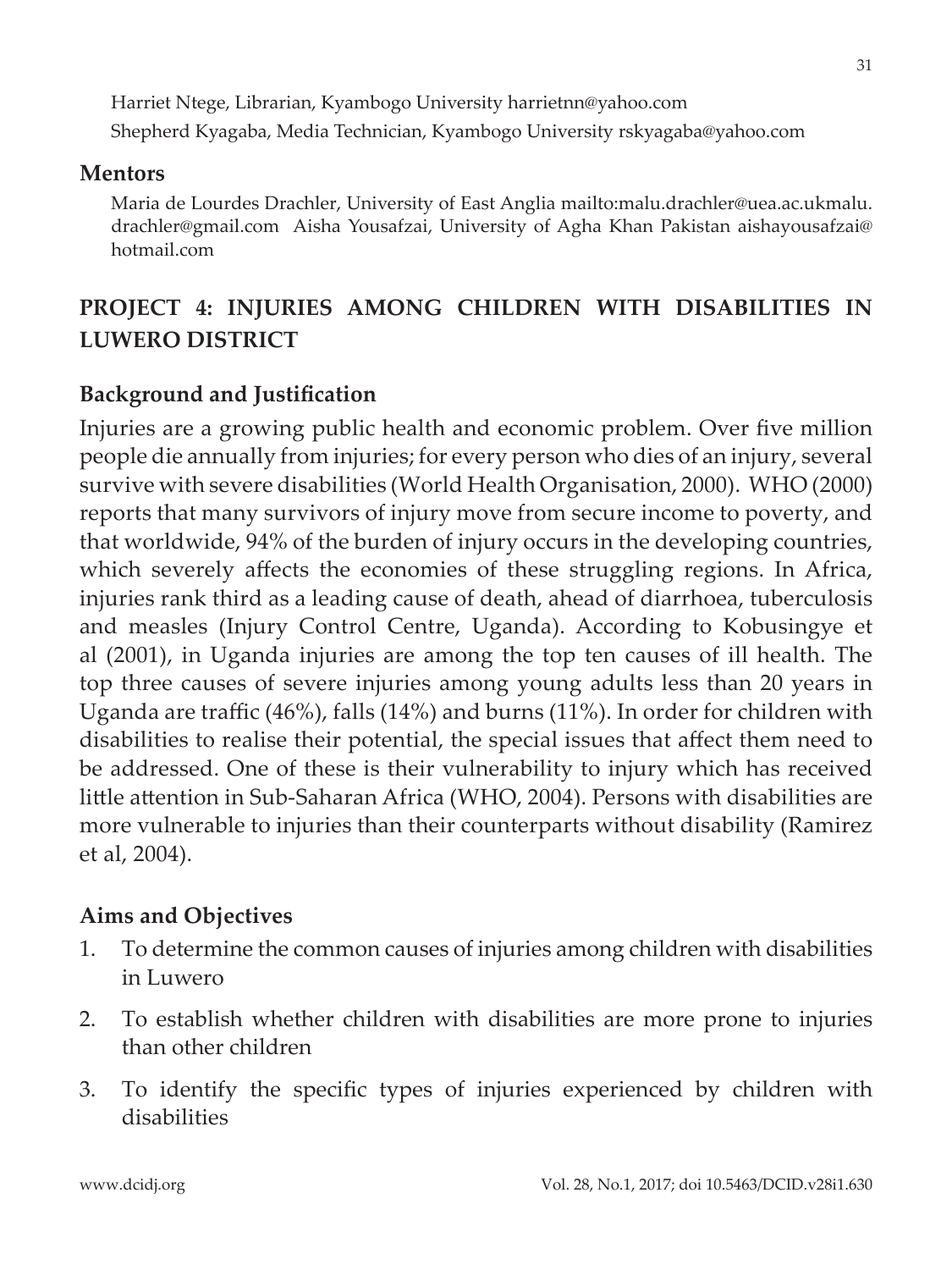Harriet Ntege, Librarian, Kyambogo University harrietnn@yahoo.com

Shepherd Kyagaba, Media Technician, Kyambogo University rskyagaba@yahoo.com

### Mentors

Maria de Lourdes Drachler, University of East Anglia mailto:malu.drachler@uea.ac.ukmalu.drachler@gmail.com Aisha Yousafzai, University of Agha Khan Pakistan aishayousafzai@hotmail.com

## PROJECT 4: INJURIES AMONG CHILDREN WITH DISABILITIES IN LUWERO DISTRICT

### Background and Justification

Injuries are a growing public health and economic problem. Over five million people die annually from injuries; for every person who dies of an injury, several survive with severe disabilities (World Health Organisation, 2000). WHO (2000) reports that many survivors of injury move from secure income to poverty, and that worldwide, 94% of the burden of injury occurs in the developing countries, which severely affects the economies of these struggling regions. In Africa, injuries rank third as a leading cause of death, ahead of diarrhoea, tuberculosis and measles (Injury Control Centre, Uganda). According to Kobusingye et al (2001), in Uganda injuries are among the top ten causes of ill health. The top three causes of severe injuries among young adults less than 20 years in Uganda are traffic (46%), falls (14%) and burns (11%). In order for children with disabilities to realise their potential, the special issues that affect them need to be addressed. One of these is their vulnerability to injury which has received little attention in Sub-Saharan Africa (WHO, 2004). Persons with disabilities are more vulnerable to injuries than their counterparts without disability (Ramirez et al, 2004).

### Aims and Objectives

1. To determine the common causes of injuries among children with disabilities in Luwero
2. To establish whether children with disabilities are more prone to injuries than other children
3. To identify the specific types of injuries experienced by children with disabilities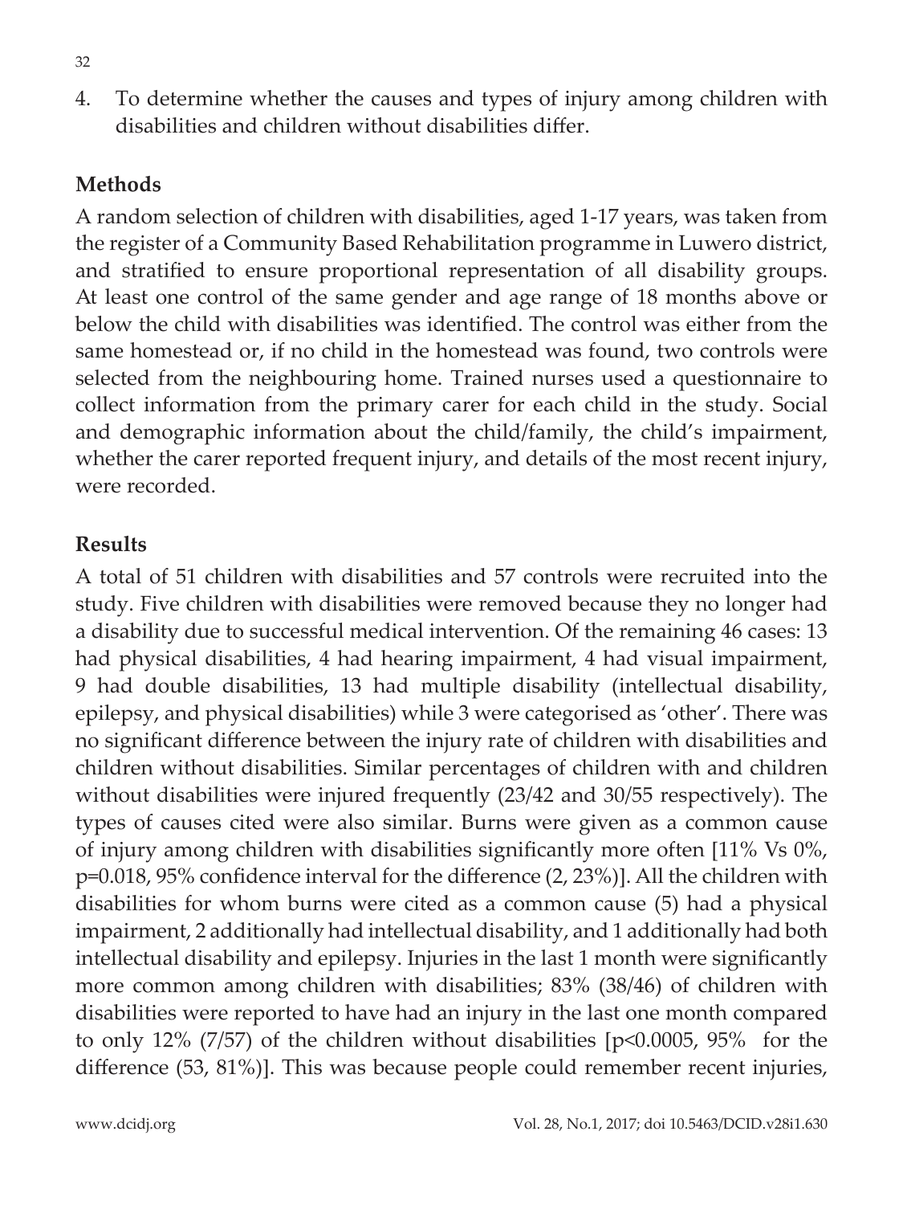4. To determine whether the causes and types of injury among children with disabilities and children without disabilities differ.

## Methods

A random selection of children with disabilities, aged 1-17 years, was taken from the register of a Community Based Rehabilitation programme in Luwero district, and stratified to ensure proportional representation of all disability groups. At least one control of the same gender and age range of 18 months above or below the child with disabilities was identified. The control was either from the same homestead or, if no child in the homestead was found, two controls were selected from the neighbouring home. Trained nurses used a questionnaire to collect information from the primary carer for each child in the study. Social and demographic information about the child/family, the child's impairment, whether the carer reported frequent injury, and details of the most recent injury, were recorded.

## Results

A total of 51 children with disabilities and 57 controls were recruited into the study. Five children with disabilities were removed because they no longer had a disability due to successful medical intervention. Of the remaining 46 cases: 13 had physical disabilities, 4 had hearing impairment, 4 had visual impairment, 9 had double disabilities, 13 had multiple disability (intellectual disability, epilepsy, and physical disabilities) while 3 were categorised as 'other'. There was no significant difference between the injury rate of children with disabilities and children without disabilities. Similar percentages of children with and children without disabilities were injured frequently (23/42 and 30/55 respectively). The types of causes cited were also similar. Burns were given as a common cause of injury among children with disabilities significantly more often [11% Vs 0%, p=0.018, 95% confidence interval for the difference (2, 23%)]. All the children with disabilities for whom burns were cited as a common cause (5) had a physical impairment, 2 additionally had intellectual disability, and 1 additionally had both intellectual disability and epilepsy. Injuries in the last 1 month were significantly more common among children with disabilities; 83% (38/46) of children with disabilities were reported to have had an injury in the last one month compared to only 12% (7/57) of the children without disabilities [p<0.0005, 95% for the difference (53, 81%)]. This was because people could remember recent injuries,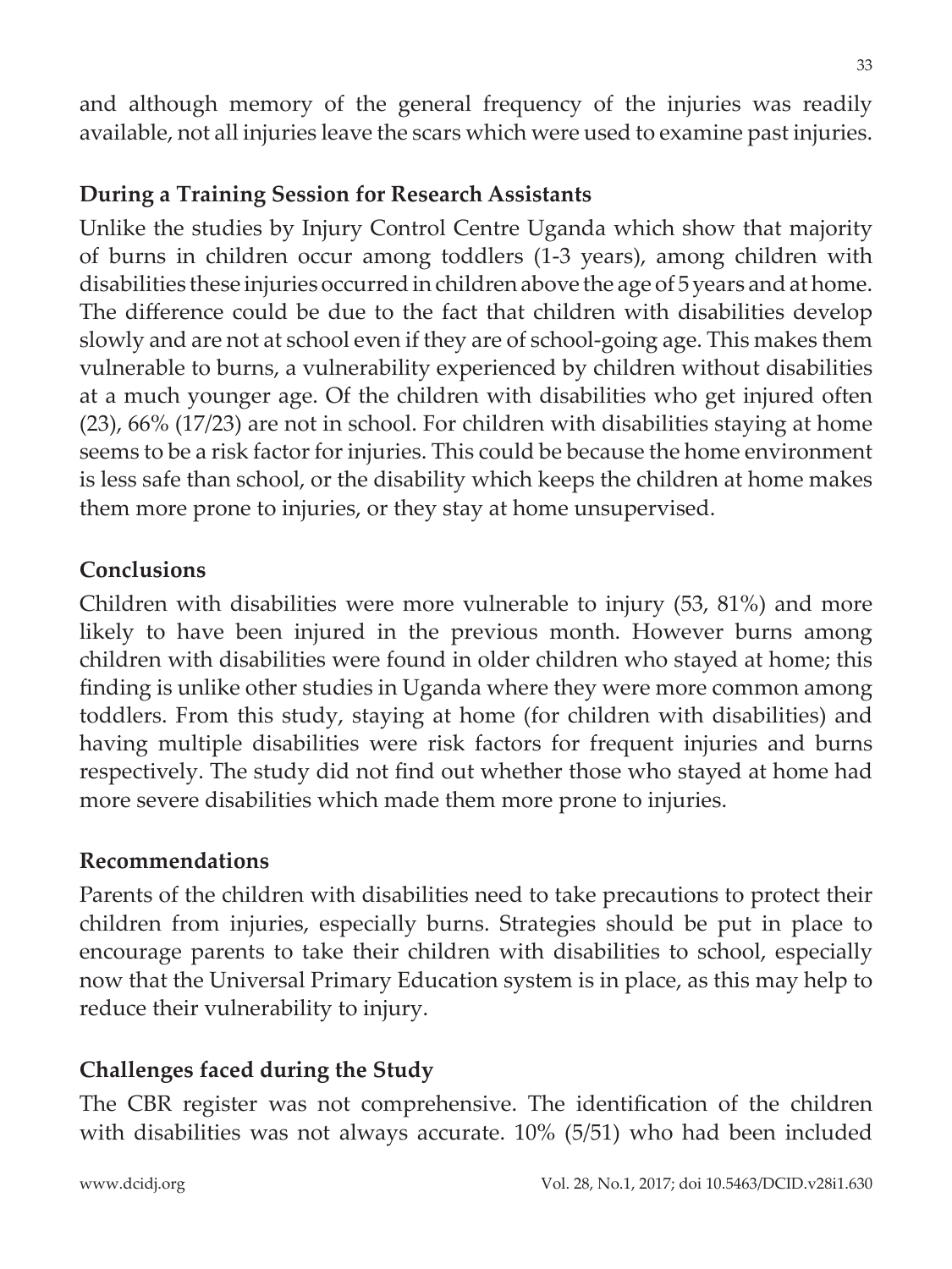and although memory of the general frequency of the injuries was readily available, not all injuries leave the scars which were used to examine past injuries.

### During a Training Session for Research Assistants

Unlike the studies by Injury Control Centre Uganda which show that majority of burns in children occur among toddlers (1-3 years), among children with disabilities these injuries occurred in children above the age of 5 years and at home. The difference could be due to the fact that children with disabilities develop slowly and are not at school even if they are of school-going age. This makes them vulnerable to burns, a vulnerability experienced by children without disabilities at a much younger age. Of the children with disabilities who get injured often (23), 66% (17/23) are not in school. For children with disabilities staying at home seems to be a risk factor for injuries. This could be because the home environment is less safe than school, or the disability which keeps the children at home makes them more prone to injuries, or they stay at home unsupervised.

### Conclusions

Children with disabilities were more vulnerable to injury (53, 81%) and more likely to have been injured in the previous month. However burns among children with disabilities were found in older children who stayed at home; this finding is unlike other studies in Uganda where they were more common among toddlers. From this study, staying at home (for children with disabilities) and having multiple disabilities were risk factors for frequent injuries and burns respectively. The study did not find out whether those who stayed at home had more severe disabilities which made them more prone to injuries.

### Recommendations

Parents of the children with disabilities need to take precautions to protect their children from injuries, especially burns. Strategies should be put in place to encourage parents to take their children with disabilities to school, especially now that the Universal Primary Education system is in place, as this may help to reduce their vulnerability to injury.

### Challenges faced during the Study

The CBR register was not comprehensive. The identification of the children with disabilities was not always accurate. 10% (5/51) who had been included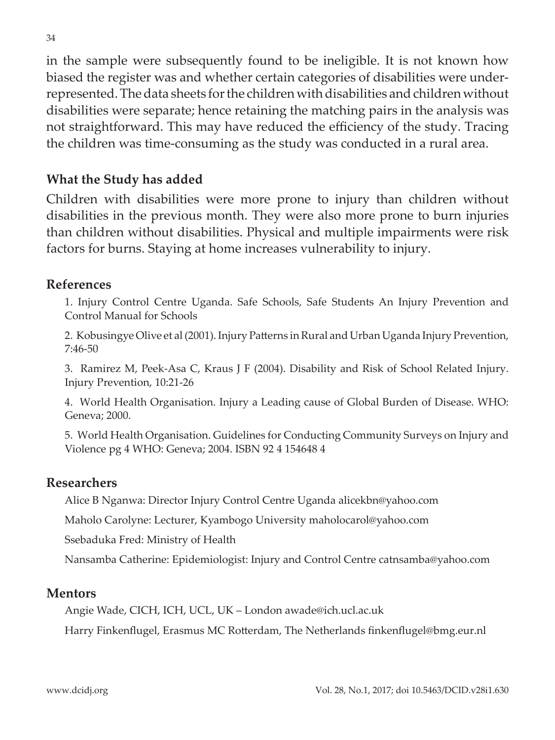in the sample were subsequently found to be ineligible. It is not known how biased the register was and whether certain categories of disabilities were under-represented. The data sheets for the children with disabilities and children without disabilities were separate; hence retaining the matching pairs in the analysis was not straightforward. This may have reduced the efficiency of the study. Tracing the children was time-consuming as the study was conducted in a rural area.

## What the Study has added

Children with disabilities were more prone to injury than children without disabilities in the previous month. They were also more prone to burn injuries than children without disabilities. Physical and multiple impairments were risk factors for burns. Staying at home increases vulnerability to injury.

## References

1. Injury Control Centre Uganda. Safe Schools, Safe Students An Injury Prevention and Control Manual for Schools

2. Kobusingye Olive et al (2001). Injury Patterns in Rural and Urban Uganda Injury Prevention, 7:46-50

3. Ramirez M, Peek-Asa C, Kraus J F (2004). Disability and Risk of School Related Injury. Injury Prevention, 10:21-26

4. World Health Organisation. Injury a Leading cause of Global Burden of Disease. WHO: Geneva; 2000.

5. World Health Organisation. Guidelines for Conducting Community Surveys on Injury and Violence pg 4 WHO: Geneva; 2004. ISBN 92 4 154648 4

## Researchers

Alice B Nganwa: Director Injury Control Centre Uganda alicekbn@yahoo.com

Maholo Carolyne: Lecturer, Kyambogo University maholocarol@yahoo.com

Ssebaduka Fred: Ministry of Health

Nansamba Catherine: Epidemiologist: Injury and Control Centre catnsamba@yahoo.com

## Mentors

Angie Wade, CICH, ICH, UCL, UK – London awade@ich.ucl.ac.uk

Harry Finkenflugel, Erasmus MC Rotterdam, The Netherlands finkenflugel@bmg.eur.nl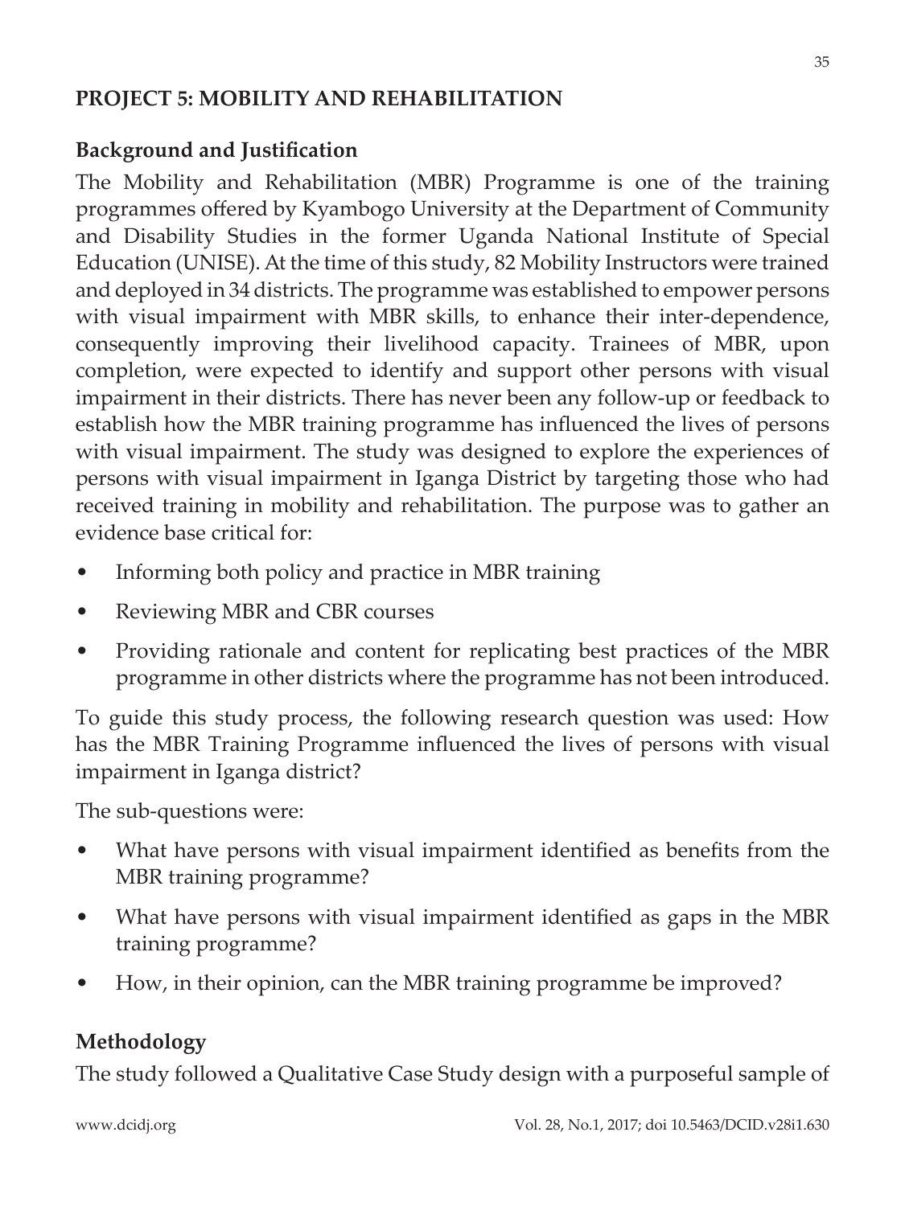## PROJECT 5: MOBILITY AND REHABILITATION

### Background and Justification

The Mobility and Rehabilitation (MBR) Programme is one of the training programmes offered by Kyambogo University at the Department of Community and Disability Studies in the former Uganda National Institute of Special Education (UNISE). At the time of this study, 82 Mobility Instructors were trained and deployed in 34 districts. The programme was established to empower persons with visual impairment with MBR skills, to enhance their inter-dependence, consequently improving their livelihood capacity. Trainees of MBR, upon completion, were expected to identify and support other persons with visual impairment in their districts. There has never been any follow-up or feedback to establish how the MBR training programme has influenced the lives of persons with visual impairment. The study was designed to explore the experiences of persons with visual impairment in Iganga District by targeting those who had received training in mobility and rehabilitation. The purpose was to gather an evidence base critical for:

- Informing both policy and practice in MBR training
- Reviewing MBR and CBR courses
- Providing rationale and content for replicating best practices of the MBR programme in other districts where the programme has not been introduced.

To guide this study process, the following research question was used: How has the MBR Training Programme influenced the lives of persons with visual impairment in Iganga district?

The sub-questions were:

- What have persons with visual impairment identified as benefits from the MBR training programme?
- What have persons with visual impairment identified as gaps in the MBR training programme?
- How, in their opinion, can the MBR training programme be improved?

### Methodology

The study followed a Qualitative Case Study design with a purposeful sample of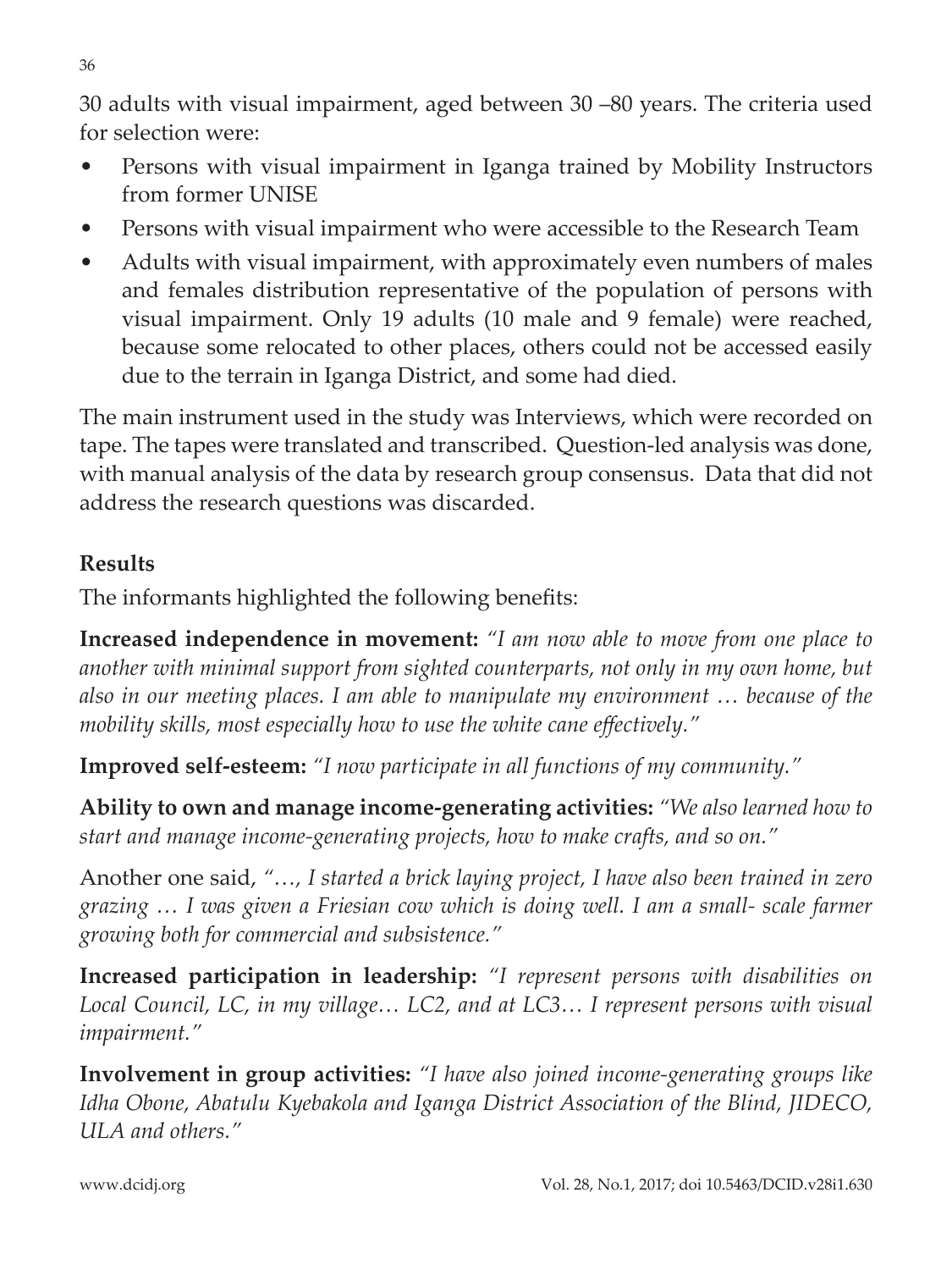30 adults with visual impairment, aged between 30 –80 years. The criteria used for selection were:

- Persons with visual impairment in Iganga trained by Mobility Instructors from former UNISE
- Persons with visual impairment who were accessible to the Research Team
- Adults with visual impairment, with approximately even numbers of males and females distribution representative of the population of persons with visual impairment. Only 19 adults (10 male and 9 female) were reached, because some relocated to other places, others could not be accessed easily due to the terrain in Iganga District, and some had died.

The main instrument used in the study was Interviews, which were recorded on tape. The tapes were translated and transcribed. Question-led analysis was done, with manual analysis of the data by research group consensus. Data that did not address the research questions was discarded.

## Results

The informants highlighted the following benefits:

**Increased independence in movement:** *"I am now able to move from one place to another with minimal support from sighted counterparts, not only in my own home, but also in our meeting places. I am able to manipulate my environment … because of the mobility skills, most especially how to use the white cane effectively."*

**Improved self-esteem:** *"I now participate in all functions of my community."*

**Ability to own and manage income-generating activities:** *"We also learned how to start and manage income-generating projects, how to make crafts, and so on."*

Another one said, *"…, I started a brick laying project, I have also been trained in zero grazing … I was given a Friesian cow which is doing well. I am a small- scale farmer growing both for commercial and subsistence."*

**Increased participation in leadership:** *"I represent persons with disabilities on Local Council, LC, in my village… LC2, and at LC3… I represent persons with visual impairment."*

**Involvement in group activities:** *"I have also joined income-generating groups like Idha Obone, Abatulu Kyebakola and Iganga District Association of the Blind, JIDECO, ULA and others."*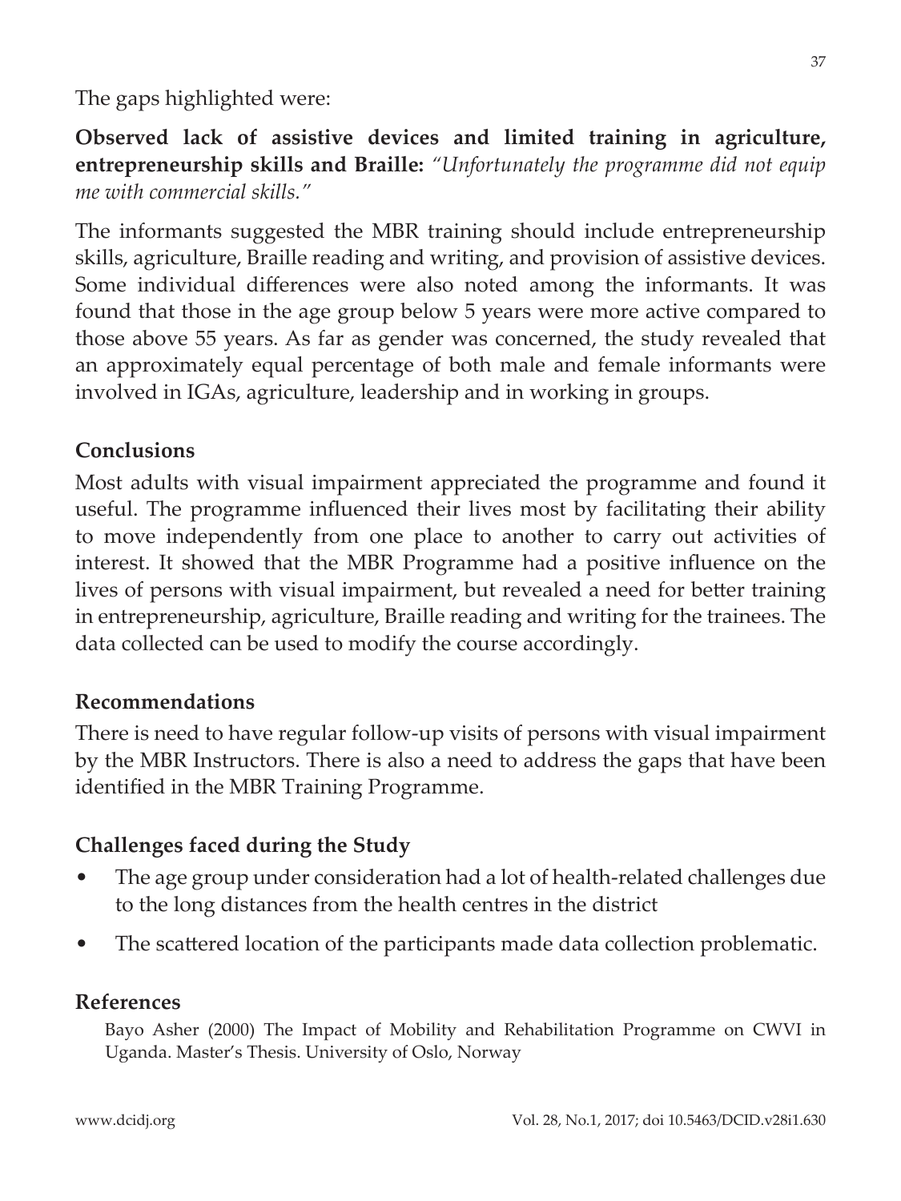The gaps highlighted were:

**Observed lack of assistive devices and limited training in agriculture, entrepreneurship skills and Braille:** *"Unfortunately the programme did not equip me with commercial skills."*

The informants suggested the MBR training should include entrepreneurship skills, agriculture, Braille reading and writing, and provision of assistive devices. Some individual differences were also noted among the informants. It was found that those in the age group below 5 years were more active compared to those above 55 years. As far as gender was concerned, the study revealed that an approximately equal percentage of both male and female informants were involved in IGAs, agriculture, leadership and in working in groups.

## Conclusions

Most adults with visual impairment appreciated the programme and found it useful. The programme influenced their lives most by facilitating their ability to move independently from one place to another to carry out activities of interest. It showed that the MBR Programme had a positive influence on the lives of persons with visual impairment, but revealed a need for better training in entrepreneurship, agriculture, Braille reading and writing for the trainees. The data collected can be used to modify the course accordingly.

## Recommendations

There is need to have regular follow-up visits of persons with visual impairment by the MBR Instructors. There is also a need to address the gaps that have been identified in the MBR Training Programme.

## Challenges faced during the Study

- The age group under consideration had a lot of health-related challenges due to the long distances from the health centres in the district
- The scattered location of the participants made data collection problematic.

## References

Bayo Asher (2000) The Impact of Mobility and Rehabilitation Programme on CWVI in Uganda. Master's Thesis. University of Oslo, Norway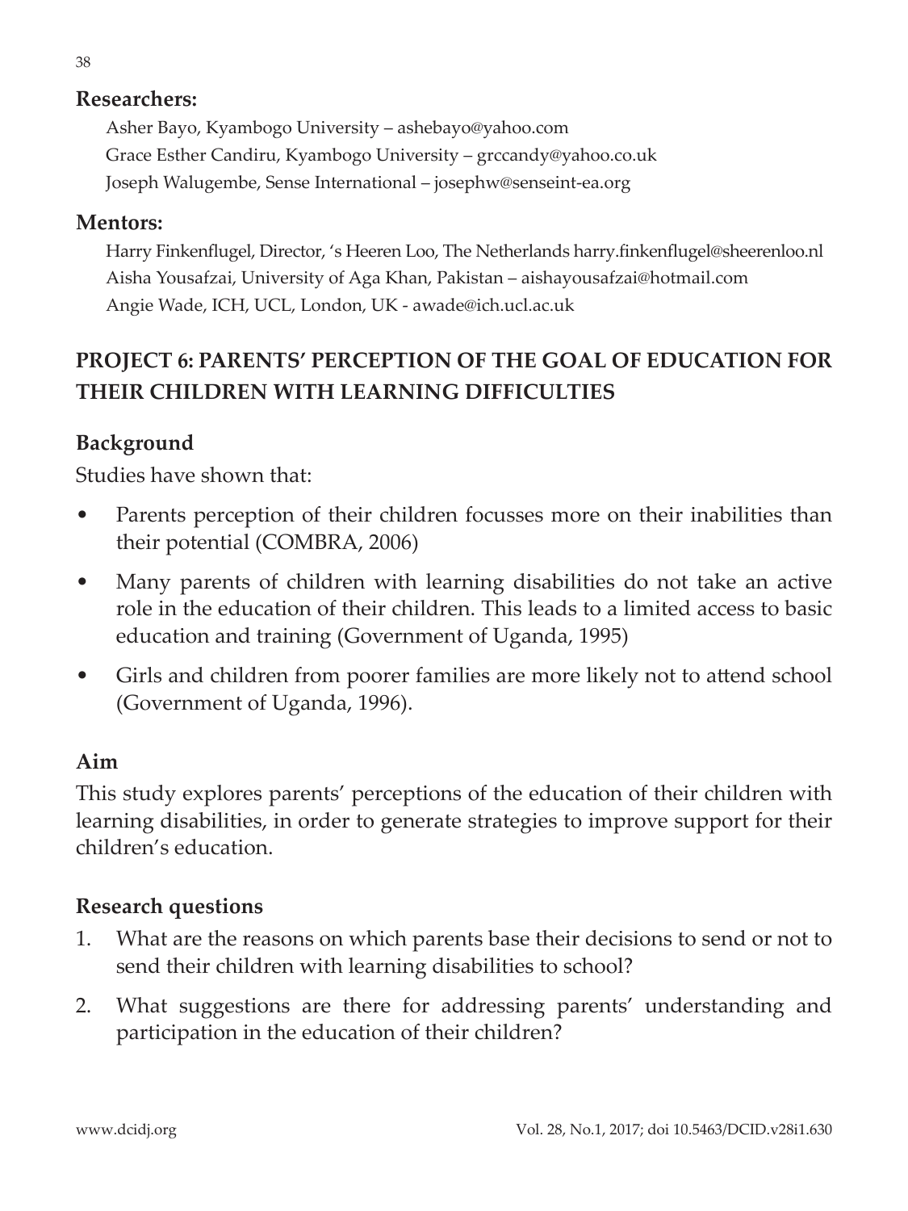**Researchers:**

Asher Bayo, Kyambogo University – ashebayo@yahoo.com
Grace Esther Candiru, Kyambogo University – grccandy@yahoo.co.uk
Joseph Walugembe, Sense International – josephw@senseint-ea.org

**Mentors:**

Harry Finkenflugel, Director, 's Heeren Loo, The Netherlands harry.finkenflugel@sheerenloo.nl
Aisha Yousafzai, University of Aga Khan, Pakistan – aishayousafzai@hotmail.com
Angie Wade, ICH, UCL, London, UK - awade@ich.ucl.ac.uk

## PROJECT 6: PARENTS' PERCEPTION OF THE GOAL OF EDUCATION FOR THEIR CHILDREN WITH LEARNING DIFFICULTIES

### Background

Studies have shown that:

- Parents perception of their children focusses more on their inabilities than their potential (COMBRA, 2006)
- Many parents of children with learning disabilities do not take an active role in the education of their children. This leads to a limited access to basic education and training (Government of Uganda, 1995)
- Girls and children from poorer families are more likely not to attend school (Government of Uganda, 1996).

### Aim

This study explores parents' perceptions of the education of their children with learning disabilities, in order to generate strategies to improve support for their children's education.

### Research questions

1. What are the reasons on which parents base their decisions to send or not to send their children with learning disabilities to school?
2. What suggestions are there for addressing parents' understanding and participation in the education of their children?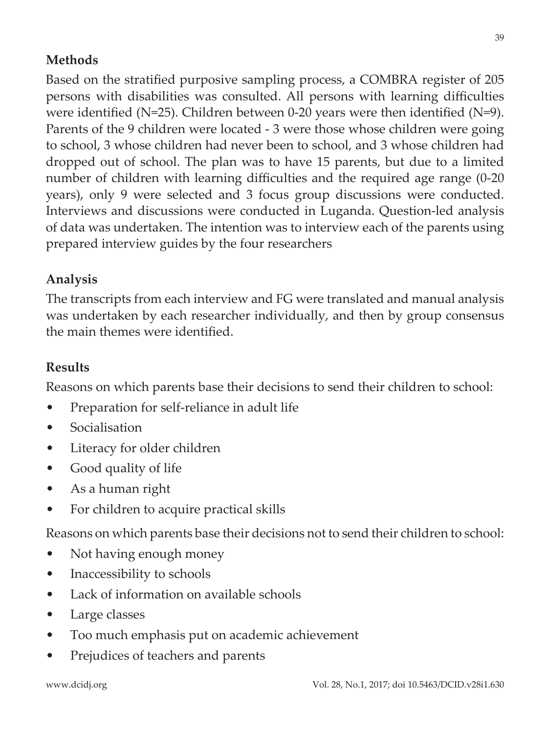## Methods

Based on the stratified purposive sampling process, a COMBRA register of 205 persons with disabilities was consulted. All persons with learning difficulties were identified (N=25). Children between 0-20 years were then identified (N=9). Parents of the 9 children were located - 3 were those whose children were going to school, 3 whose children had never been to school, and 3 whose children had dropped out of school. The plan was to have 15 parents, but due to a limited number of children with learning difficulties and the required age range (0-20 years), only 9 were selected and 3 focus group discussions were conducted. Interviews and discussions were conducted in Luganda. Question-led analysis of data was undertaken. The intention was to interview each of the parents using prepared interview guides by the four researchers

## Analysis

The transcripts from each interview and FG were translated and manual analysis was undertaken by each researcher individually, and then by group consensus the main themes were identified.

## Results

Reasons on which parents base their decisions to send their children to school:

- Preparation for self-reliance in adult life
- Socialisation
- Literacy for older children
- Good quality of life
- As a human right
- For children to acquire practical skills

Reasons on which parents base their decisions not to send their children to school:

- Not having enough money
- Inaccessibility to schools
- Lack of information on available schools
- Large classes
- Too much emphasis put on academic achievement
- Prejudices of teachers and parents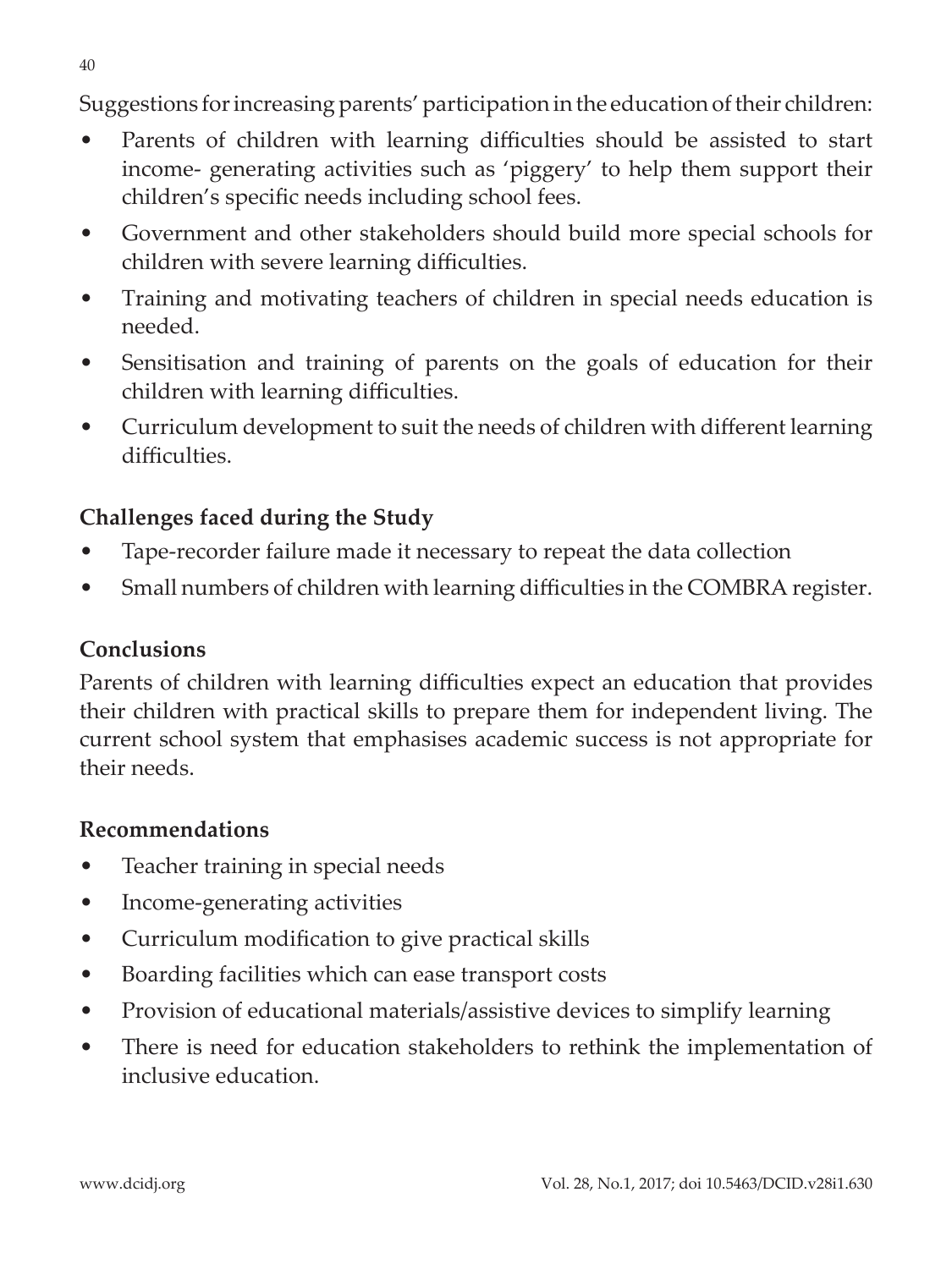Suggestions for increasing parents' participation in the education of their children:

- Parents of children with learning difficulties should be assisted to start income- generating activities such as 'piggery' to help them support their children's specific needs including school fees.
- Government and other stakeholders should build more special schools for children with severe learning difficulties.
- Training and motivating teachers of children in special needs education is needed.
- Sensitisation and training of parents on the goals of education for their children with learning difficulties.
- Curriculum development to suit the needs of children with different learning difficulties.

## Challenges faced during the Study

- Tape-recorder failure made it necessary to repeat the data collection
- Small numbers of children with learning difficulties in the COMBRA register.

## Conclusions

Parents of children with learning difficulties expect an education that provides their children with practical skills to prepare them for independent living. The current school system that emphasises academic success is not appropriate for their needs.

## Recommendations

- Teacher training in special needs
- Income-generating activities
- Curriculum modification to give practical skills
- Boarding facilities which can ease transport costs
- Provision of educational materials/assistive devices to simplify learning
- There is need for education stakeholders to rethink the implementation of inclusive education.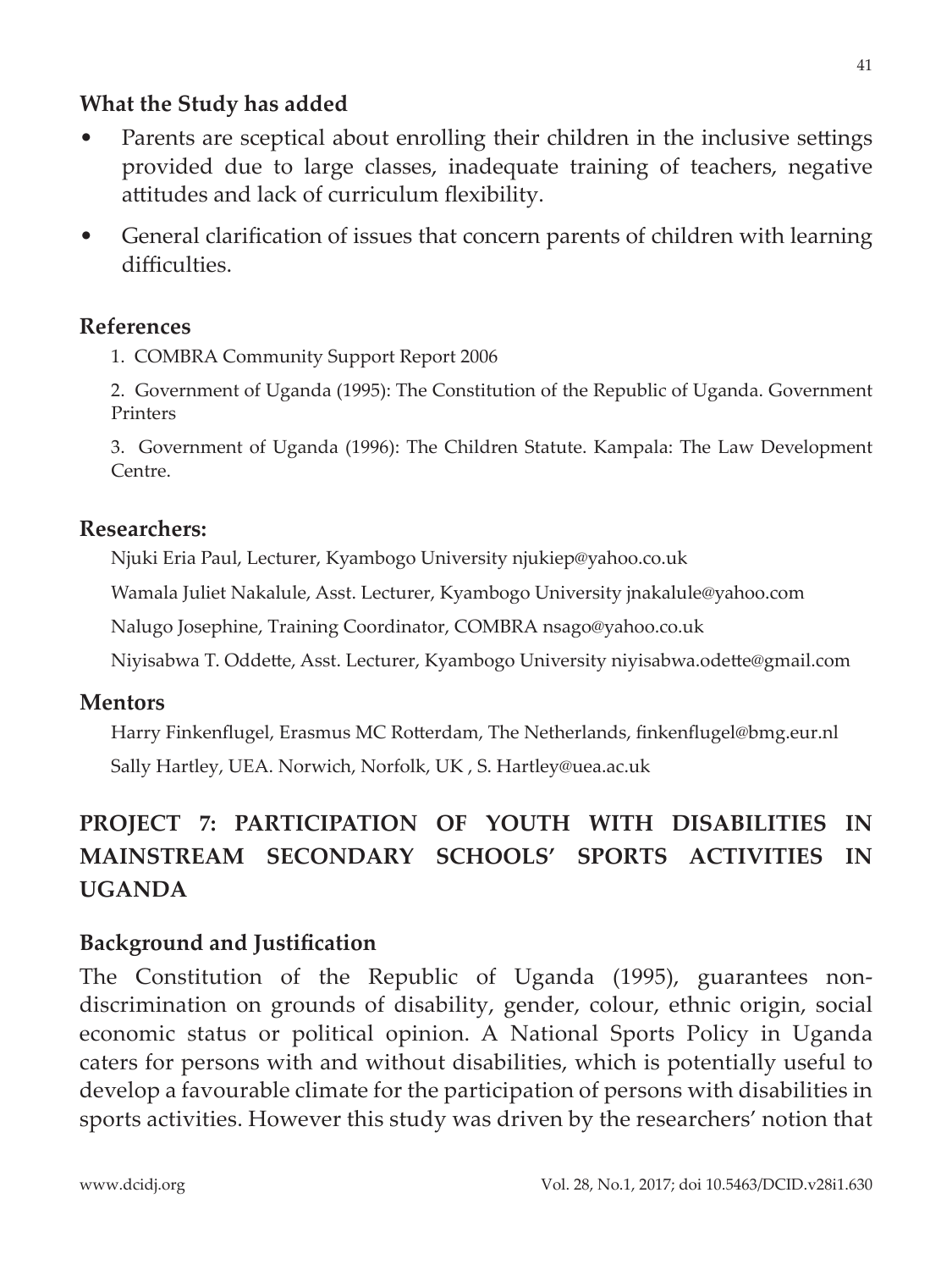### What the Study has added

- Parents are sceptical about enrolling their children in the inclusive settings provided due to large classes, inadequate training of teachers, negative attitudes and lack of curriculum flexibility.
- General clarification of issues that concern parents of children with learning difficulties.

### References

1. COMBRA Community Support Report 2006
2. Government of Uganda (1995): The Constitution of the Republic of Uganda. Government Printers
3. Government of Uganda (1996): The Children Statute. Kampala: The Law Development Centre.

### Researchers:

Njuki Eria Paul, Lecturer, Kyambogo University njukiep@yahoo.co.uk

Wamala Juliet Nakalule, Asst. Lecturer, Kyambogo University jnakalule@yahoo.com

Nalugo Josephine, Training Coordinator, COMBRA nsago@yahoo.co.uk

Niyisabwa T. Oddette, Asst. Lecturer, Kyambogo University niyisabwa.odette@gmail.com

### Mentors

Harry Finkenflugel, Erasmus MC Rotterdam, The Netherlands, finkenflugel@bmg.eur.nl

Sally Hartley, UEA. Norwich, Norfolk, UK , S. Hartley@uea.ac.uk

## PROJECT 7: PARTICIPATION OF YOUTH WITH DISABILITIES IN MAINSTREAM SECONDARY SCHOOLS' SPORTS ACTIVITIES IN UGANDA

### Background and Justification

The Constitution of the Republic of Uganda (1995), guarantees non-discrimination on grounds of disability, gender, colour, ethnic origin, social economic status or political opinion. A National Sports Policy in Uganda caters for persons with and without disabilities, which is potentially useful to develop a favourable climate for the participation of persons with disabilities in sports activities. However this study was driven by the researchers' notion that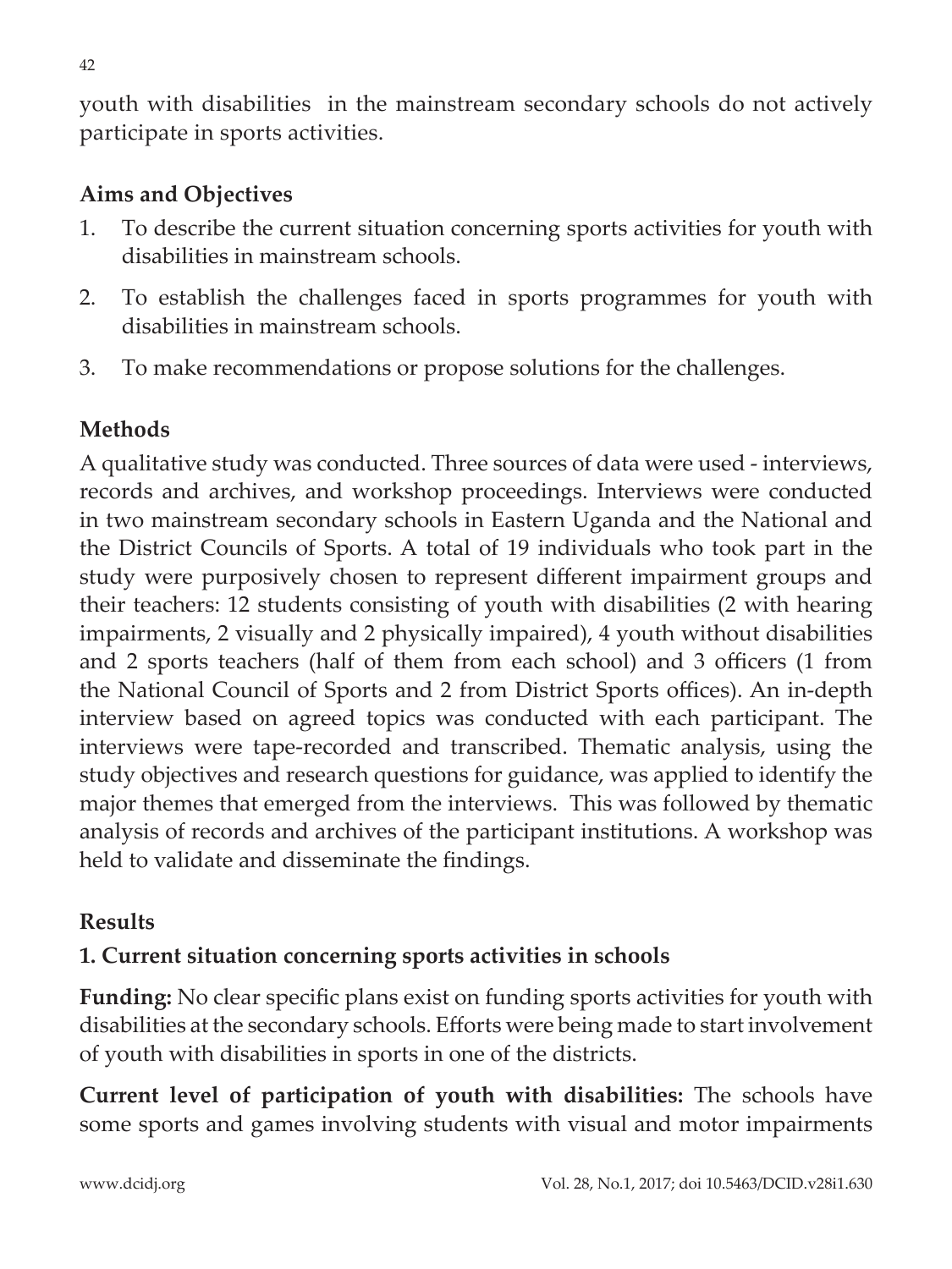youth with disabilities in the mainstream secondary schools do not actively participate in sports activities.

## Aims and Objectives

1. To describe the current situation concerning sports activities for youth with disabilities in mainstream schools.
2. To establish the challenges faced in sports programmes for youth with disabilities in mainstream schools.
3. To make recommendations or propose solutions for the challenges.

## Methods

A qualitative study was conducted. Three sources of data were used - interviews, records and archives, and workshop proceedings. Interviews were conducted in two mainstream secondary schools in Eastern Uganda and the National and the District Councils of Sports. A total of 19 individuals who took part in the study were purposively chosen to represent different impairment groups and their teachers: 12 students consisting of youth with disabilities (2 with hearing impairments, 2 visually and 2 physically impaired), 4 youth without disabilities and 2 sports teachers (half of them from each school) and 3 officers (1 from the National Council of Sports and 2 from District Sports offices). An in-depth interview based on agreed topics was conducted with each participant. The interviews were tape-recorded and transcribed. Thematic analysis, using the study objectives and research questions for guidance, was applied to identify the major themes that emerged from the interviews. This was followed by thematic analysis of records and archives of the participant institutions. A workshop was held to validate and disseminate the findings.

## Results

### 1. Current situation concerning sports activities in schools

**Funding:** No clear specific plans exist on funding sports activities for youth with disabilities at the secondary schools. Efforts were being made to start involvement of youth with disabilities in sports in one of the districts.

**Current level of participation of youth with disabilities:** The schools have some sports and games involving students with visual and motor impairments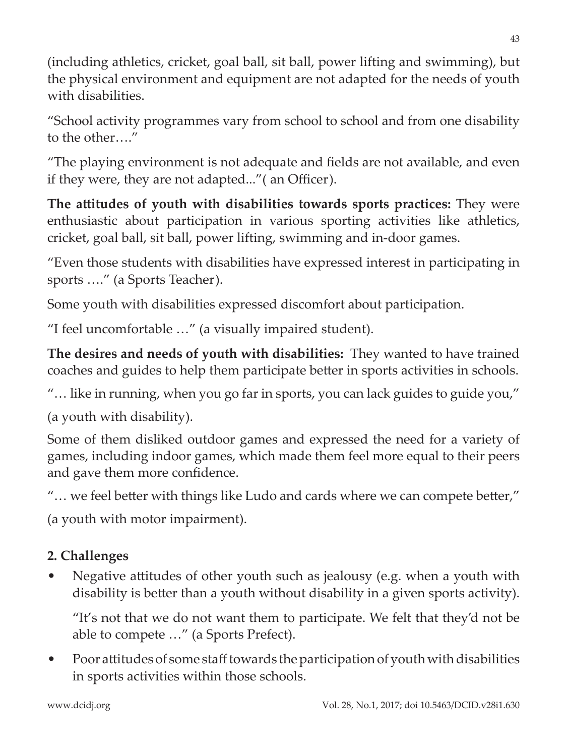(including athletics, cricket, goal ball, sit ball, power lifting and swimming), but the physical environment and equipment are not adapted for the needs of youth with disabilities.

"School activity programmes vary from school to school and from one disability to the other…."

"The playing environment is not adequate and fields are not available, and even if they were, they are not adapted..."( an Officer).

**The attitudes of youth with disabilities towards sports practices:** They were enthusiastic about participation in various sporting activities like athletics, cricket, goal ball, sit ball, power lifting, swimming and in-door games.

"Even those students with disabilities have expressed interest in participating in sports …." (a Sports Teacher).

Some youth with disabilities expressed discomfort about participation.

"I feel uncomfortable …" (a visually impaired student).

**The desires and needs of youth with disabilities:** They wanted to have trained coaches and guides to help them participate better in sports activities in schools.

"… like in running, when you go far in sports, you can lack guides to guide you,"

(a youth with disability).

Some of them disliked outdoor games and expressed the need for a variety of games, including indoor games, which made them feel more equal to their peers and gave them more confidence.

"… we feel better with things like Ludo and cards where we can compete better,"

(a youth with motor impairment).

## 2. Challenges

- Negative attitudes of other youth such as jealousy (e.g. when a youth with disability is better than a youth without disability in a given sports activity).

  "It's not that we do not want them to participate. We felt that they'd not be able to compete …" (a Sports Prefect).

- Poor attitudes of some staff towards the participation of youth with disabilities in sports activities within those schools.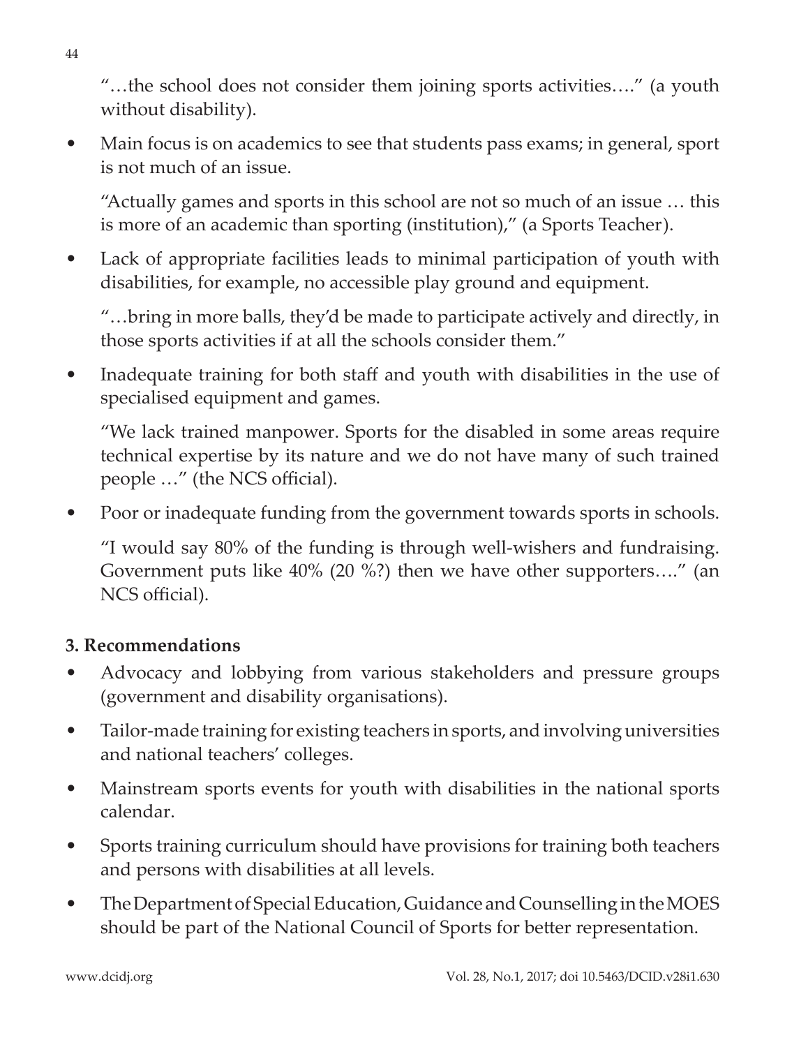"…the school does not consider them joining sports activities…." (a youth without disability).

- Main focus is on academics to see that students pass exams; in general, sport is not much of an issue.

  "Actually games and sports in this school are not so much of an issue … this is more of an academic than sporting (institution)," (a Sports Teacher).

- Lack of appropriate facilities leads to minimal participation of youth with disabilities, for example, no accessible play ground and equipment.

  "…bring in more balls, they'd be made to participate actively and directly, in those sports activities if at all the schools consider them."

- Inadequate training for both staff and youth with disabilities in the use of specialised equipment and games.

  "We lack trained manpower. Sports for the disabled in some areas require technical expertise by its nature and we do not have many of such trained people …" (the NCS official).

- Poor or inadequate funding from the government towards sports in schools.

  "I would say 80% of the funding is through well-wishers and fundraising. Government puts like 40% (20 %?) then we have other supporters…." (an NCS official).

**3. Recommendations**

- Advocacy and lobbying from various stakeholders and pressure groups (government and disability organisations).
- Tailor-made training for existing teachers in sports, and involving universities and national teachers' colleges.
- Mainstream sports events for youth with disabilities in the national sports calendar.
- Sports training curriculum should have provisions for training both teachers and persons with disabilities at all levels.
- The Department of Special Education, Guidance and Counselling in the MOES should be part of the National Council of Sports for better representation.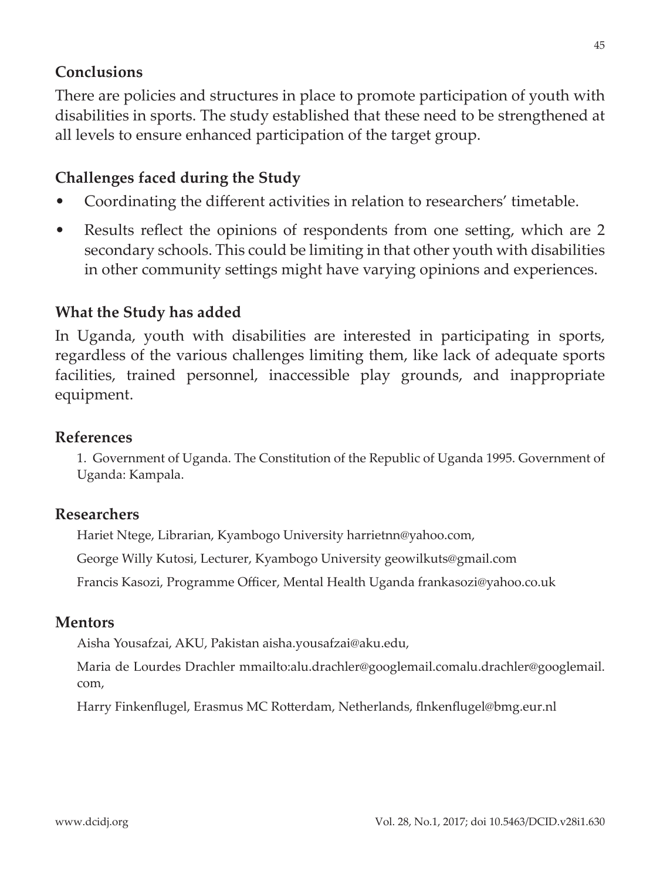## Conclusions

There are policies and structures in place to promote participation of youth with disabilities in sports. The study established that these need to be strengthened at all levels to ensure enhanced participation of the target group.

## Challenges faced during the Study

- Coordinating the different activities in relation to researchers' timetable.
- Results reflect the opinions of respondents from one setting, which are 2 secondary schools. This could be limiting in that other youth with disabilities in other community settings might have varying opinions and experiences.

## What the Study has added

In Uganda, youth with disabilities are interested in participating in sports, regardless of the various challenges limiting them, like lack of adequate sports facilities, trained personnel, inaccessible play grounds, and inappropriate equipment.

## References

1. Government of Uganda. The Constitution of the Republic of Uganda 1995. Government of Uganda: Kampala.

## Researchers

Hariet Ntege, Librarian, Kyambogo University harrietnn@yahoo.com,

George Willy Kutosi, Lecturer, Kyambogo University geowilkuts@gmail.com

Francis Kasozi, Programme Officer, Mental Health Uganda frankasozi@yahoo.co.uk

## Mentors

Aisha Yousafzai, AKU, Pakistan aisha.yousafzai@aku.edu,

Maria de Lourdes Drachler mmailto:alu.drachler@googlemail.comalu.drachler@googlemail.com,

Harry Finkenflugel, Erasmus MC Rotterdam, Netherlands, flnkenflugel@bmg.eur.nl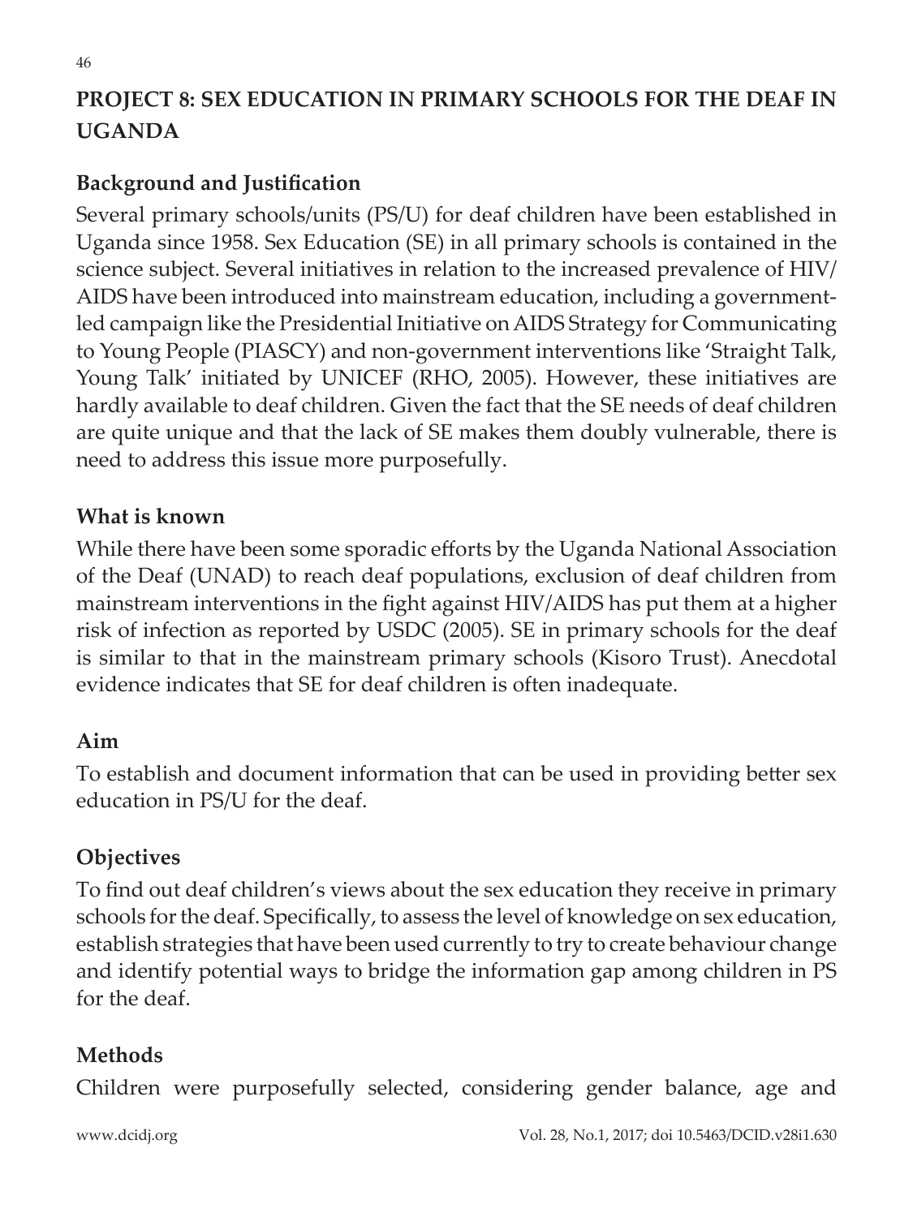## PROJECT 8: SEX EDUCATION IN PRIMARY SCHOOLS FOR THE DEAF IN UGANDA

### Background and Justification

Several primary schools/units (PS/U) for deaf children have been established in Uganda since 1958. Sex Education (SE) in all primary schools is contained in the science subject. Several initiatives in relation to the increased prevalence of HIV/AIDS have been introduced into mainstream education, including a government-led campaign like the Presidential Initiative on AIDS Strategy for Communicating to Young People (PIASCY) and non-government interventions like 'Straight Talk, Young Talk' initiated by UNICEF (RHO, 2005). However, these initiatives are hardly available to deaf children. Given the fact that the SE needs of deaf children are quite unique and that the lack of SE makes them doubly vulnerable, there is need to address this issue more purposefully.

### What is known

While there have been some sporadic efforts by the Uganda National Association of the Deaf (UNAD) to reach deaf populations, exclusion of deaf children from mainstream interventions in the fight against HIV/AIDS has put them at a higher risk of infection as reported by USDC (2005). SE in primary schools for the deaf is similar to that in the mainstream primary schools (Kisoro Trust). Anecdotal evidence indicates that SE for deaf children is often inadequate.

### Aim

To establish and document information that can be used in providing better sex education in PS/U for the deaf.

### Objectives

To find out deaf children's views about the sex education they receive in primary schools for the deaf. Specifically, to assess the level of knowledge on sex education, establish strategies that have been used currently to try to create behaviour change and identify potential ways to bridge the information gap among children in PS for the deaf.

### Methods

Children were purposefully selected, considering gender balance, age and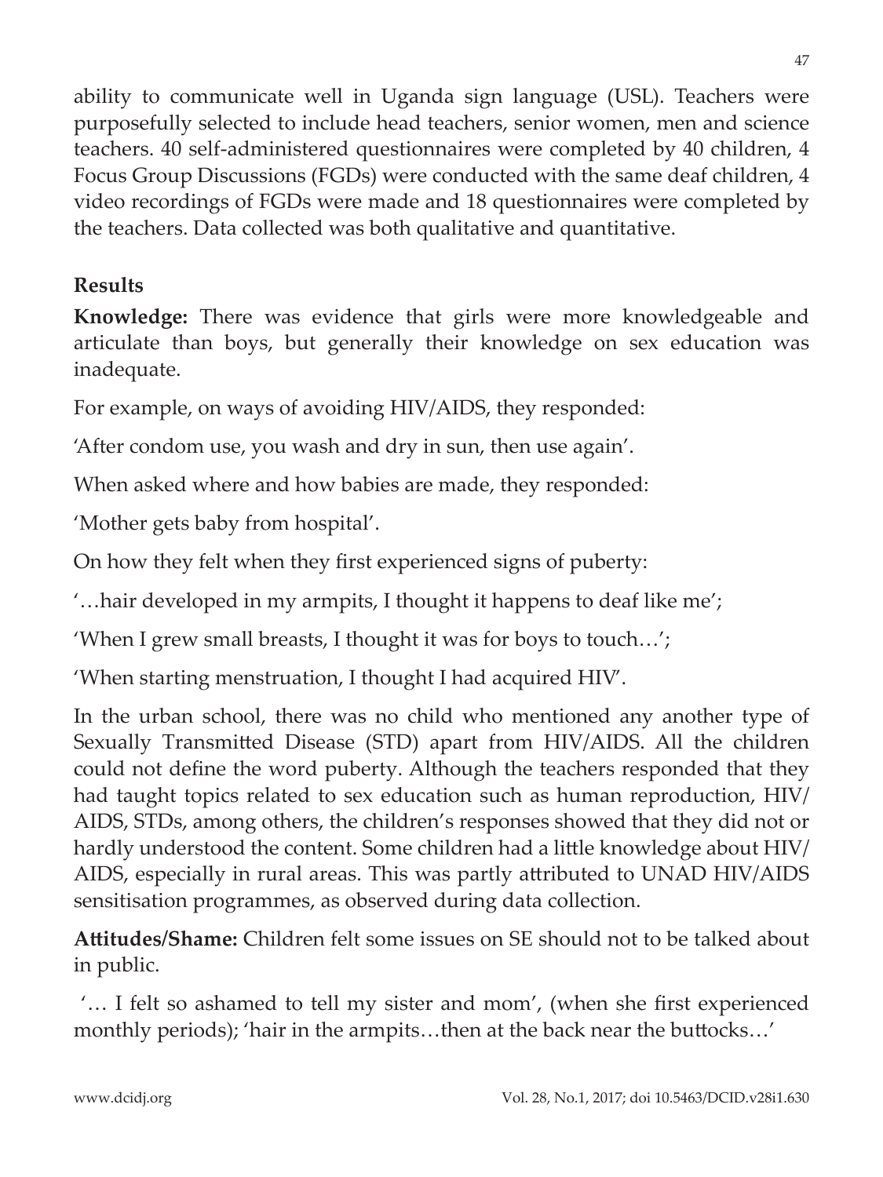ability to communicate well in Uganda sign language (USL). Teachers were purposefully selected to include head teachers, senior women, men and science teachers. 40 self-administered questionnaires were completed by 40 children, 4 Focus Group Discussions (FGDs) were conducted with the same deaf children, 4 video recordings of FGDs were made and 18 questionnaires were completed by the teachers. Data collected was both qualitative and quantitative.

## Results

**Knowledge:** There was evidence that girls were more knowledgeable and articulate than boys, but generally their knowledge on sex education was inadequate.

For example, on ways of avoiding HIV/AIDS, they responded:

'After condom use, you wash and dry in sun, then use again'.

When asked where and how babies are made, they responded:

'Mother gets baby from hospital'.

On how they felt when they first experienced signs of puberty:

'…hair developed in my armpits, I thought it happens to deaf like me';

'When I grew small breasts, I thought it was for boys to touch…';

'When starting menstruation, I thought I had acquired HIV'.

In the urban school, there was no child who mentioned any another type of Sexually Transmitted Disease (STD) apart from HIV/AIDS. All the children could not define the word puberty. Although the teachers responded that they had taught topics related to sex education such as human reproduction, HIV/AIDS, STDs, among others, the children's responses showed that they did not or hardly understood the content. Some children had a little knowledge about HIV/AIDS, especially in rural areas. This was partly attributed to UNAD HIV/AIDS sensitisation programmes, as observed during data collection.

**Attitudes/Shame:** Children felt some issues on SE should not to be talked about in public.

'… I felt so ashamed to tell my sister and mom', (when she first experienced monthly periods); 'hair in the armpits…then at the back near the buttocks…'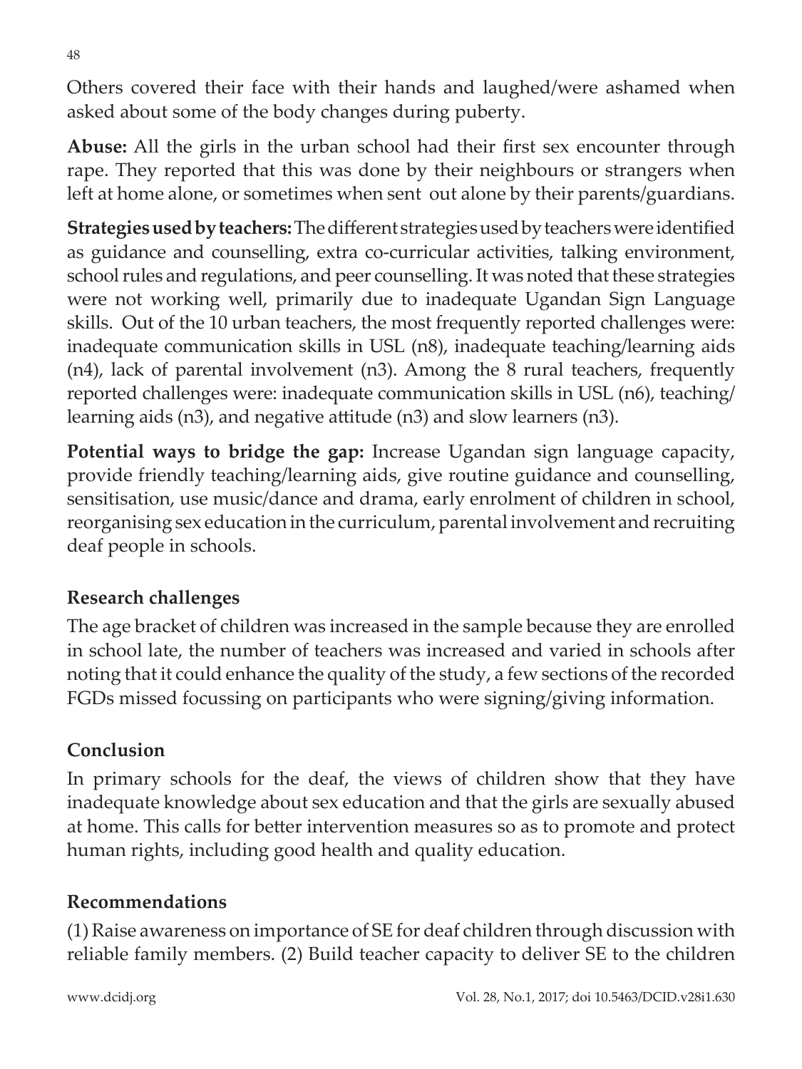Others covered their face with their hands and laughed/were ashamed when asked about some of the body changes during puberty.

**Abuse:** All the girls in the urban school had their first sex encounter through rape. They reported that this was done by their neighbours or strangers when left at home alone, or sometimes when sent out alone by their parents/guardians.

**Strategies used by teachers:** The different strategies used by teachers were identified as guidance and counselling, extra co-curricular activities, talking environment, school rules and regulations, and peer counselling. It was noted that these strategies were not working well, primarily due to inadequate Ugandan Sign Language skills. Out of the 10 urban teachers, the most frequently reported challenges were: inadequate communication skills in USL (n8), inadequate teaching/learning aids (n4), lack of parental involvement (n3). Among the 8 rural teachers, frequently reported challenges were: inadequate communication skills in USL (n6), teaching/learning aids (n3), and negative attitude (n3) and slow learners (n3).

**Potential ways to bridge the gap:** Increase Ugandan sign language capacity, provide friendly teaching/learning aids, give routine guidance and counselling, sensitisation, use music/dance and drama, early enrolment of children in school, reorganising sex education in the curriculum, parental involvement and recruiting deaf people in schools.

## Research challenges

The age bracket of children was increased in the sample because they are enrolled in school late, the number of teachers was increased and varied in schools after noting that it could enhance the quality of the study, a few sections of the recorded FGDs missed focussing on participants who were signing/giving information.

## Conclusion

In primary schools for the deaf, the views of children show that they have inadequate knowledge about sex education and that the girls are sexually abused at home. This calls for better intervention measures so as to promote and protect human rights, including good health and quality education.

## Recommendations

(1) Raise awareness on importance of SE for deaf children through discussion with reliable family members. (2) Build teacher capacity to deliver SE to the children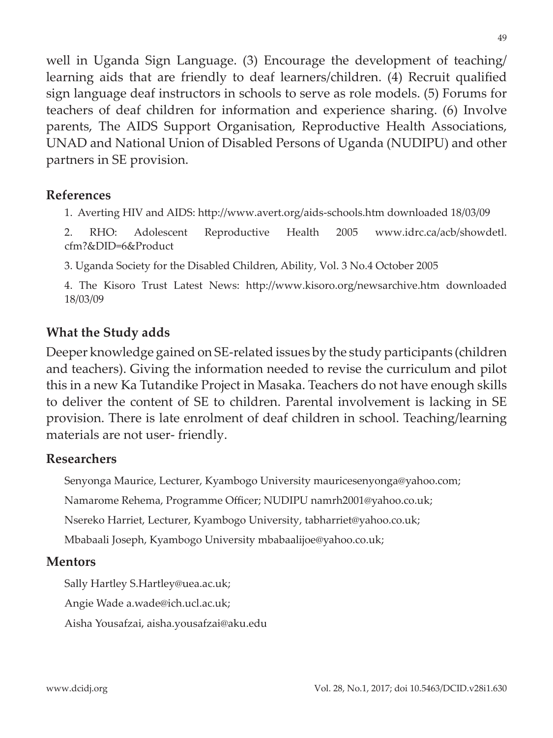well in Uganda Sign Language. (3) Encourage the development of teaching/learning aids that are friendly to deaf learners/children. (4) Recruit qualified sign language deaf instructors in schools to serve as role models. (5) Forums for teachers of deaf children for information and experience sharing. (6) Involve parents, The AIDS Support Organisation, Reproductive Health Associations, UNAD and National Union of Disabled Persons of Uganda (NUDIPU) and other partners in SE provision.

### References

1. Averting HIV and AIDS: http://www.avert.org/aids-schools.htm downloaded 18/03/09
2. RHO: Adolescent Reproductive Health 2005 www.idrc.ca/acb/showdetl.cfm?&DID=6&Product
3. Uganda Society for the Disabled Children, Ability, Vol. 3 No.4 October 2005
4. The Kisoro Trust Latest News: http://www.kisoro.org/newsarchive.htm downloaded 18/03/09

### What the Study adds

Deeper knowledge gained on SE-related issues by the study participants (children and teachers). Giving the information needed to revise the curriculum and pilot this in a new Ka Tutandike Project in Masaka. Teachers do not have enough skills to deliver the content of SE to children. Parental involvement is lacking in SE provision. There is late enrolment of deaf children in school. Teaching/learning materials are not user- friendly.

### Researchers

Senyonga Maurice, Lecturer, Kyambogo University mauricesenyonga@yahoo.com;

Namarome Rehema, Programme Officer; NUDIPU namrh2001@yahoo.co.uk;

Nsereko Harriet, Lecturer, Kyambogo University, tabharriet@yahoo.co.uk;

Mbabaali Joseph, Kyambogo University mbabaalijoe@yahoo.co.uk;

### Mentors

Sally Hartley S.Hartley@uea.ac.uk;

Angie Wade a.wade@ich.ucl.ac.uk;

Aisha Yousafzai, aisha.yousafzai@aku.edu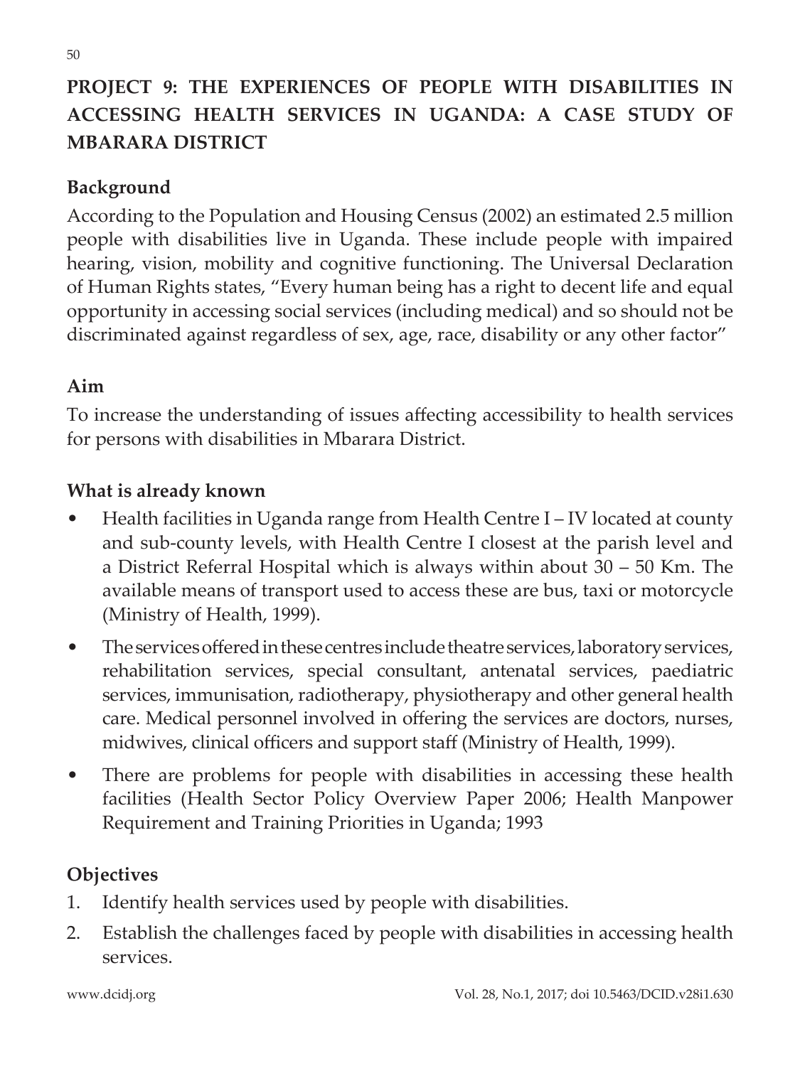## PROJECT 9: THE EXPERIENCES OF PEOPLE WITH DISABILITIES IN ACCESSING HEALTH SERVICES IN UGANDA: A CASE STUDY OF MBARARA DISTRICT

### Background

According to the Population and Housing Census (2002) an estimated 2.5 million people with disabilities live in Uganda. These include people with impaired hearing, vision, mobility and cognitive functioning. The Universal Declaration of Human Rights states, "Every human being has a right to decent life and equal opportunity in accessing social services (including medical) and so should not be discriminated against regardless of sex, age, race, disability or any other factor"

### Aim

To increase the understanding of issues affecting accessibility to health services for persons with disabilities in Mbarara District.

### What is already known

- Health facilities in Uganda range from Health Centre I – IV located at county and sub-county levels, with Health Centre I closest at the parish level and a District Referral Hospital which is always within about 30 – 50 Km. The available means of transport used to access these are bus, taxi or motorcycle (Ministry of Health, 1999).
- The services offered in these centres include theatre services, laboratory services, rehabilitation services, special consultant, antenatal services, paediatric services, immunisation, radiotherapy, physiotherapy and other general health care. Medical personnel involved in offering the services are doctors, nurses, midwives, clinical officers and support staff (Ministry of Health, 1999).
- There are problems for people with disabilities in accessing these health facilities (Health Sector Policy Overview Paper 2006; Health Manpower Requirement and Training Priorities in Uganda; 1993

### Objectives

1. Identify health services used by people with disabilities.
2. Establish the challenges faced by people with disabilities in accessing health services.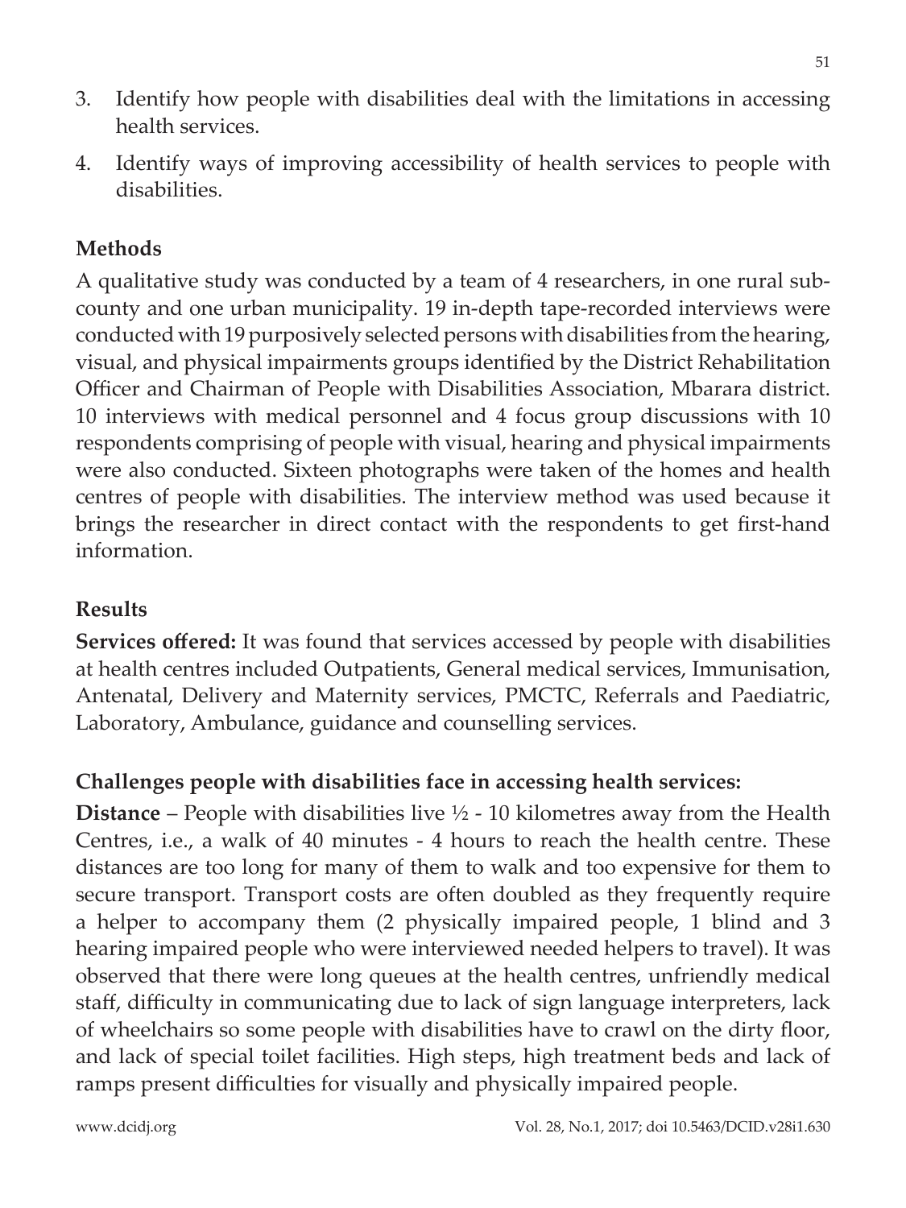3. Identify how people with disabilities deal with the limitations in accessing health services.
4. Identify ways of improving accessibility of health services to people with disabilities.

## Methods

A qualitative study was conducted by a team of 4 researchers, in one rural sub-county and one urban municipality. 19 in-depth tape-recorded interviews were conducted with 19 purposively selected persons with disabilities from the hearing, visual, and physical impairments groups identified by the District Rehabilitation Officer and Chairman of People with Disabilities Association, Mbarara district. 10 interviews with medical personnel and 4 focus group discussions with 10 respondents comprising of people with visual, hearing and physical impairments were also conducted. Sixteen photographs were taken of the homes and health centres of people with disabilities. The interview method was used because it brings the researcher in direct contact with the respondents to get first-hand information.

## Results

**Services offered:** It was found that services accessed by people with disabilities at health centres included Outpatients, General medical services, Immunisation, Antenatal, Delivery and Maternity services, PMCTC, Referrals and Paediatric, Laboratory, Ambulance, guidance and counselling services.

### Challenges people with disabilities face in accessing health services:

**Distance** – People with disabilities live ½ - 10 kilometres away from the Health Centres, i.e., a walk of 40 minutes - 4 hours to reach the health centre. These distances are too long for many of them to walk and too expensive for them to secure transport. Transport costs are often doubled as they frequently require a helper to accompany them (2 physically impaired people, 1 blind and 3 hearing impaired people who were interviewed needed helpers to travel). It was observed that there were long queues at the health centres, unfriendly medical staff, difficulty in communicating due to lack of sign language interpreters, lack of wheelchairs so some people with disabilities have to crawl on the dirty floor, and lack of special toilet facilities. High steps, high treatment beds and lack of ramps present difficulties for visually and physically impaired people.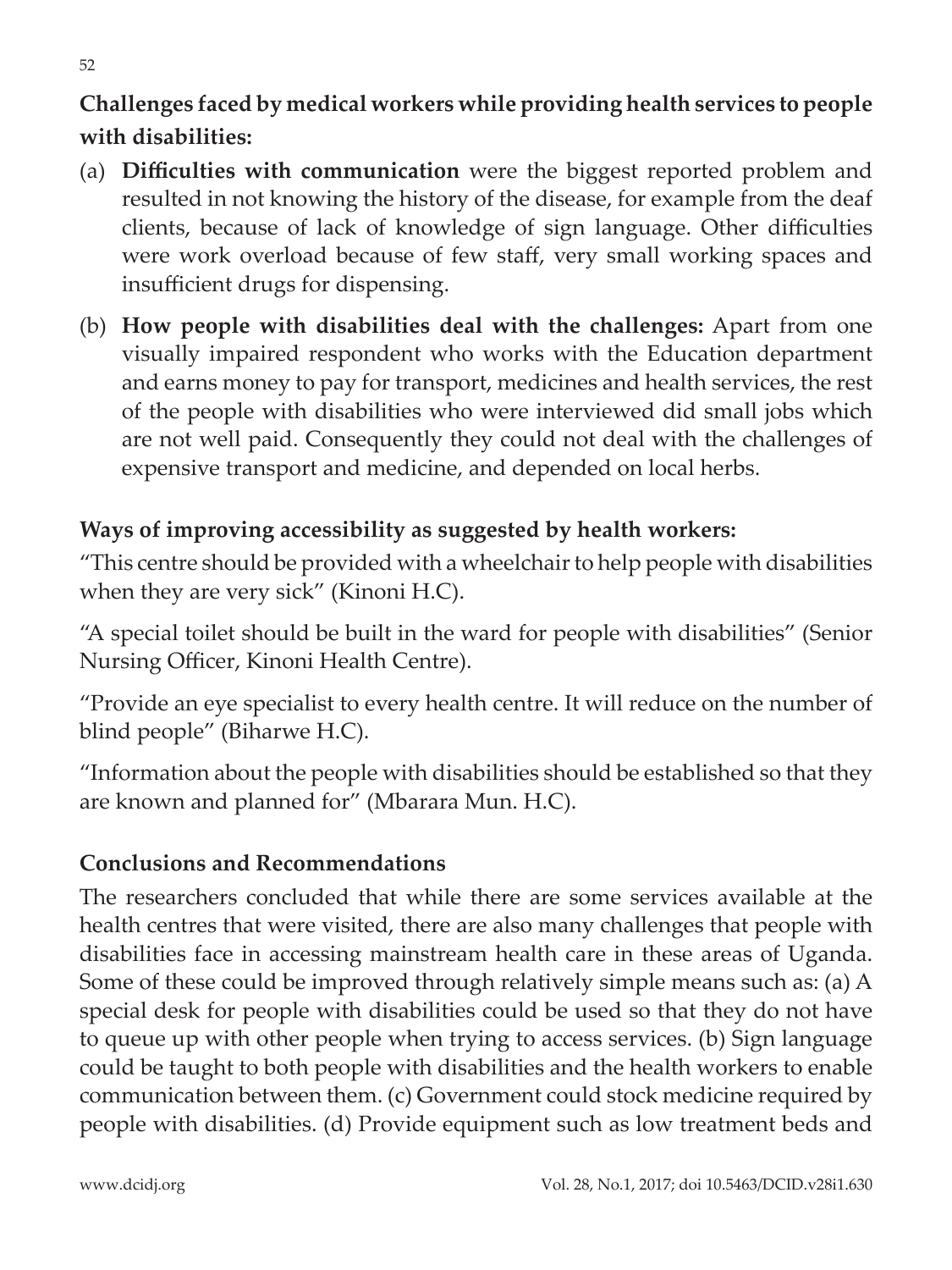**Challenges faced by medical workers while providing health services to people with disabilities:**

(a) **Difficulties with communication** were the biggest reported problem and resulted in not knowing the history of the disease, for example from the deaf clients, because of lack of knowledge of sign language. Other difficulties were work overload because of few staff, very small working spaces and insufficient drugs for dispensing.

(b) **How people with disabilities deal with the challenges:** Apart from one visually impaired respondent who works with the Education department and earns money to pay for transport, medicines and health services, the rest of the people with disabilities who were interviewed did small jobs which are not well paid. Consequently they could not deal with the challenges of expensive transport and medicine, and depended on local herbs.

**Ways of improving accessibility as suggested by health workers:**

"This centre should be provided with a wheelchair to help people with disabilities when they are very sick" (Kinoni H.C).

"A special toilet should be built in the ward for people with disabilities" (Senior Nursing Officer, Kinoni Health Centre).

"Provide an eye specialist to every health centre. It will reduce on the number of blind people" (Biharwe H.C).

"Information about the people with disabilities should be established so that they are known and planned for" (Mbarara Mun. H.C).

**Conclusions and Recommendations**

The researchers concluded that while there are some services available at the health centres that were visited, there are also many challenges that people with disabilities face in accessing mainstream health care in these areas of Uganda. Some of these could be improved through relatively simple means such as: (a) A special desk for people with disabilities could be used so that they do not have to queue up with other people when trying to access services. (b) Sign language could be taught to both people with disabilities and the health workers to enable communication between them. (c) Government could stock medicine required by people with disabilities. (d) Provide equipment such as low treatment beds and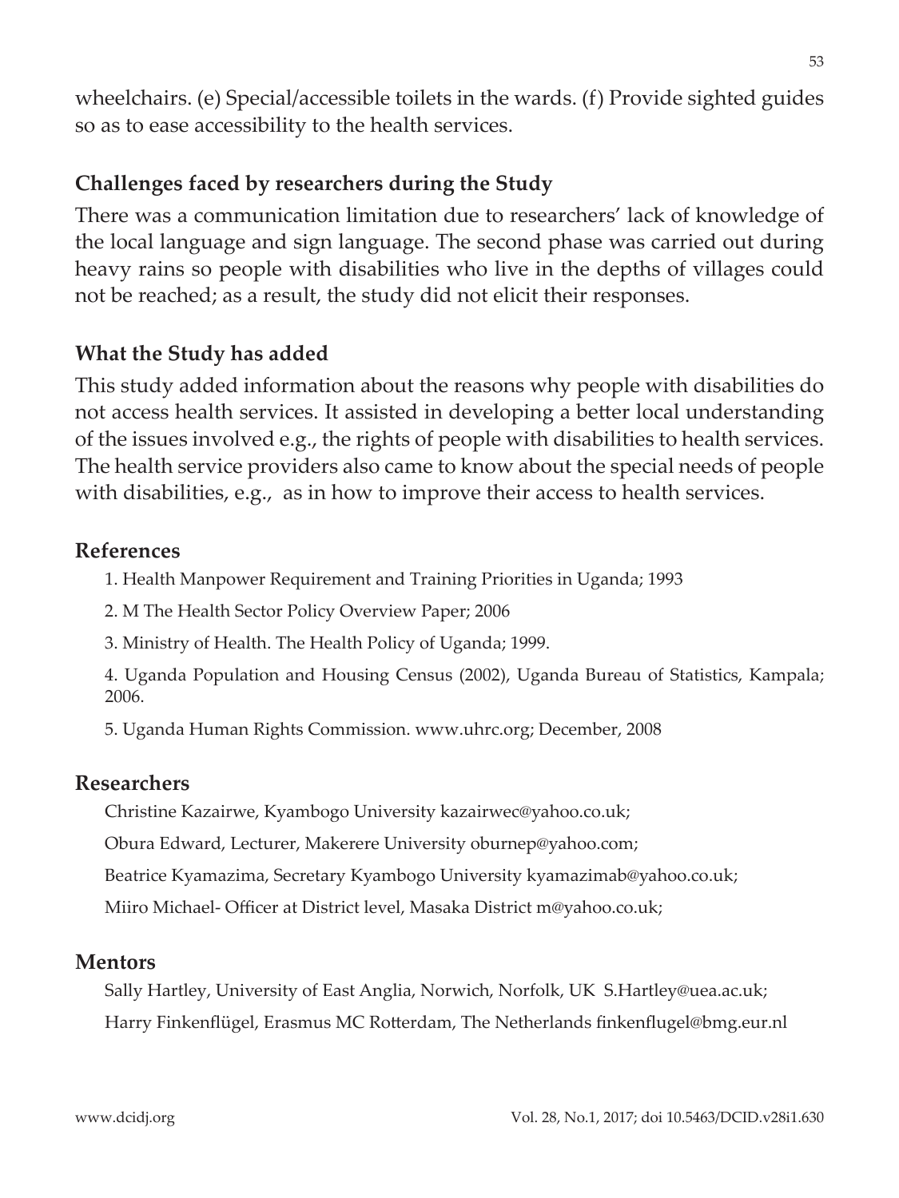wheelchairs. (e) Special/accessible toilets in the wards. (f) Provide sighted guides so as to ease accessibility to the health services.

### Challenges faced by researchers during the Study

There was a communication limitation due to researchers' lack of knowledge of the local language and sign language. The second phase was carried out during heavy rains so people with disabilities who live in the depths of villages could not be reached; as a result, the study did not elicit their responses.

### What the Study has added

This study added information about the reasons why people with disabilities do not access health services. It assisted in developing a better local understanding of the issues involved e.g., the rights of people with disabilities to health services. The health service providers also came to know about the special needs of people with disabilities, e.g., as in how to improve their access to health services.

## References

1. Health Manpower Requirement and Training Priorities in Uganda; 1993
2. M The Health Sector Policy Overview Paper; 2006
3. Ministry of Health. The Health Policy of Uganda; 1999.
4. Uganda Population and Housing Census (2002), Uganda Bureau of Statistics, Kampala; 2006.
5. Uganda Human Rights Commission. www.uhrc.org; December, 2008

## Researchers

Christine Kazairwe, Kyambogo University kazairwec@yahoo.co.uk;

Obura Edward, Lecturer, Makerere University oburnep@yahoo.com;

Beatrice Kyamazima, Secretary Kyambogo University kyamazimab@yahoo.co.uk;

Miiro Michael- Officer at District level, Masaka District m@yahoo.co.uk;

## Mentors

Sally Hartley, University of East Anglia, Norwich, Norfolk, UK S.Hartley@uea.ac.uk;

Harry Finkenflügel, Erasmus MC Rotterdam, The Netherlands finkenflugel@bmg.eur.nl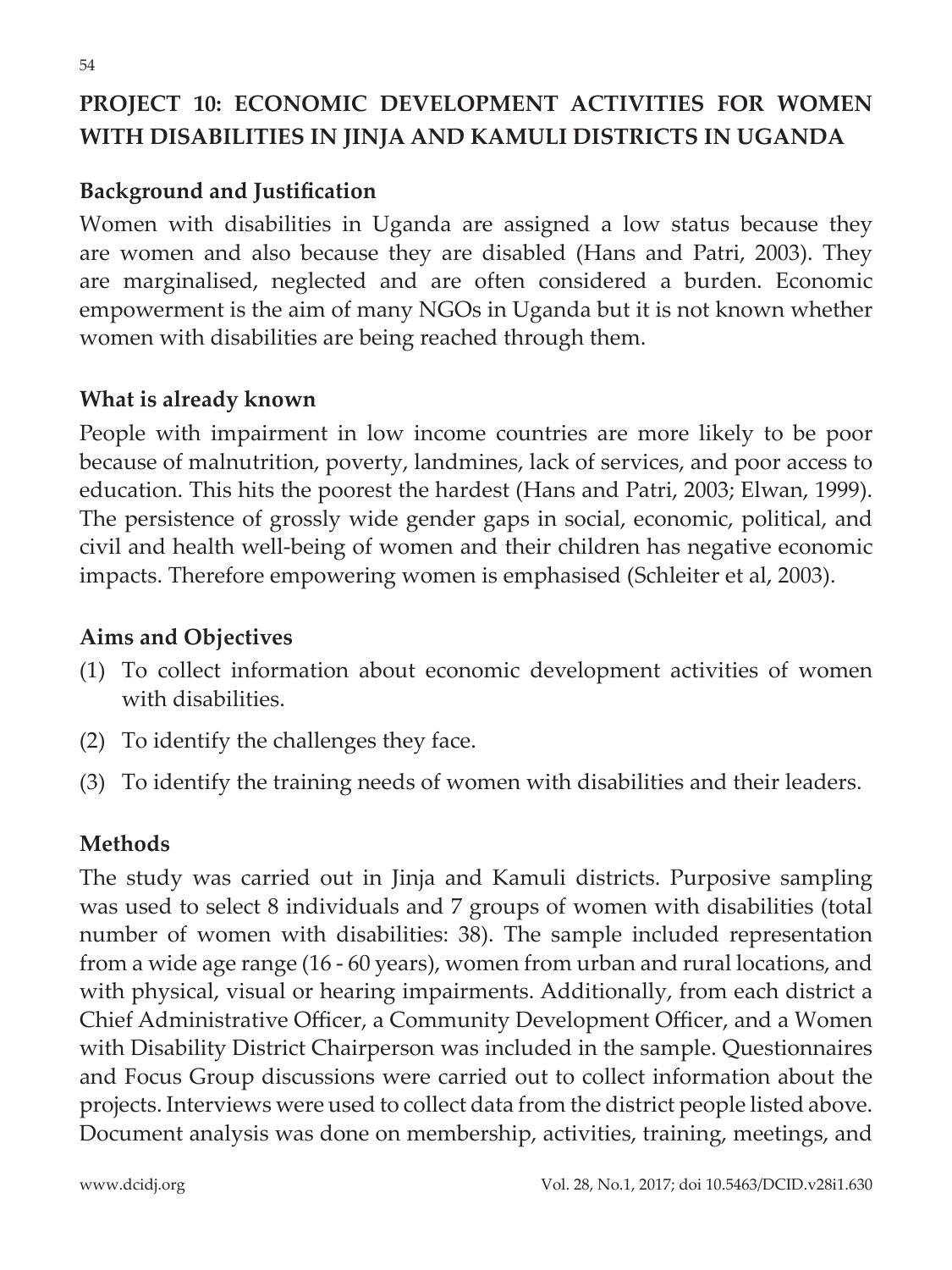## PROJECT 10: ECONOMIC DEVELOPMENT ACTIVITIES FOR WOMEN WITH DISABILITIES IN JINJA AND KAMULI DISTRICTS IN UGANDA

### Background and Justification

Women with disabilities in Uganda are assigned a low status because they are women and also because they are disabled (Hans and Patri, 2003). They are marginalised, neglected and are often considered a burden. Economic empowerment is the aim of many NGOs in Uganda but it is not known whether women with disabilities are being reached through them.

### What is already known

People with impairment in low income countries are more likely to be poor because of malnutrition, poverty, landmines, lack of services, and poor access to education. This hits the poorest the hardest (Hans and Patri, 2003; Elwan, 1999). The persistence of grossly wide gender gaps in social, economic, political, and civil and health well-being of women and their children has negative economic impacts. Therefore empowering women is emphasised (Schleiter et al, 2003).

### Aims and Objectives

(1) To collect information about economic development activities of women with disabilities.

(2) To identify the challenges they face.

(3) To identify the training needs of women with disabilities and their leaders.

### Methods

The study was carried out in Jinja and Kamuli districts. Purposive sampling was used to select 8 individuals and 7 groups of women with disabilities (total number of women with disabilities: 38). The sample included representation from a wide age range (16 - 60 years), women from urban and rural locations, and with physical, visual or hearing impairments. Additionally, from each district a Chief Administrative Officer, a Community Development Officer, and a Women with Disability District Chairperson was included in the sample. Questionnaires and Focus Group discussions were carried out to collect information about the projects. Interviews were used to collect data from the district people listed above. Document analysis was done on membership, activities, training, meetings, and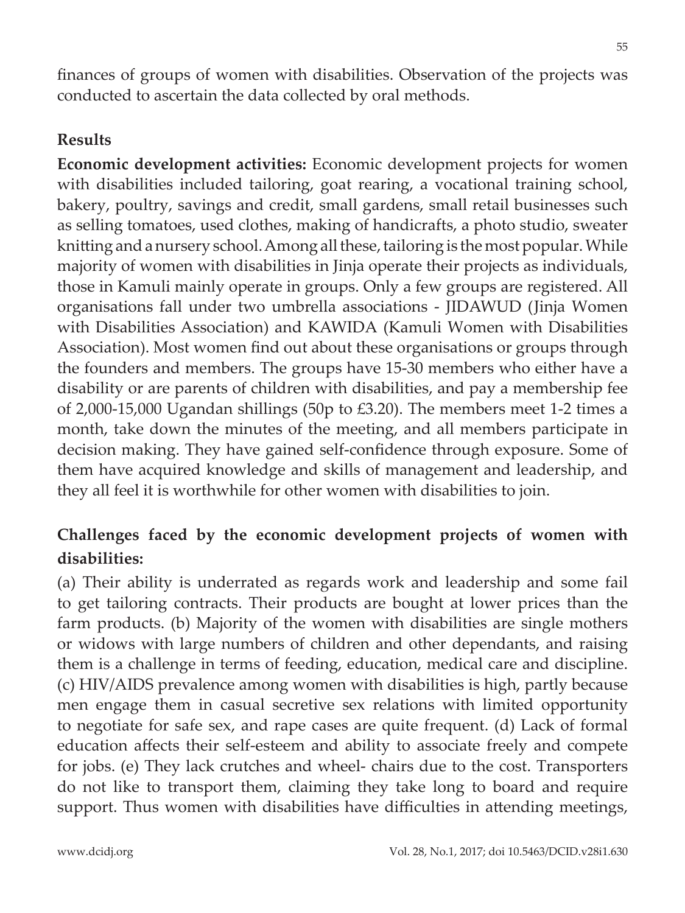finances of groups of women with disabilities. Observation of the projects was conducted to ascertain the data collected by oral methods.

## Results

**Economic development activities:** Economic development projects for women with disabilities included tailoring, goat rearing, a vocational training school, bakery, poultry, savings and credit, small gardens, small retail businesses such as selling tomatoes, used clothes, making of handicrafts, a photo studio, sweater knitting and a nursery school. Among all these, tailoring is the most popular. While majority of women with disabilities in Jinja operate their projects as individuals, those in Kamuli mainly operate in groups. Only a few groups are registered. All organisations fall under two umbrella associations - JIDAWUD (Jinja Women with Disabilities Association) and KAWIDA (Kamuli Women with Disabilities Association). Most women find out about these organisations or groups through the founders and members. The groups have 15-30 members who either have a disability or are parents of children with disabilities, and pay a membership fee of 2,000-15,000 Ugandan shillings (50p to £3.20). The members meet 1-2 times a month, take down the minutes of the meeting, and all members participate in decision making. They have gained self-confidence through exposure. Some of them have acquired knowledge and skills of management and leadership, and they all feel it is worthwhile for other women with disabilities to join.

### Challenges faced by the economic development projects of women with disabilities:

(a) Their ability is underrated as regards work and leadership and some fail to get tailoring contracts. Their products are bought at lower prices than the farm products. (b) Majority of the women with disabilities are single mothers or widows with large numbers of children and other dependants, and raising them is a challenge in terms of feeding, education, medical care and discipline. (c) HIV/AIDS prevalence among women with disabilities is high, partly because men engage them in casual secretive sex relations with limited opportunity to negotiate for safe sex, and rape cases are quite frequent. (d) Lack of formal education affects their self-esteem and ability to associate freely and compete for jobs. (e) They lack crutches and wheel- chairs due to the cost. Transporters do not like to transport them, claiming they take long to board and require support. Thus women with disabilities have difficulties in attending meetings,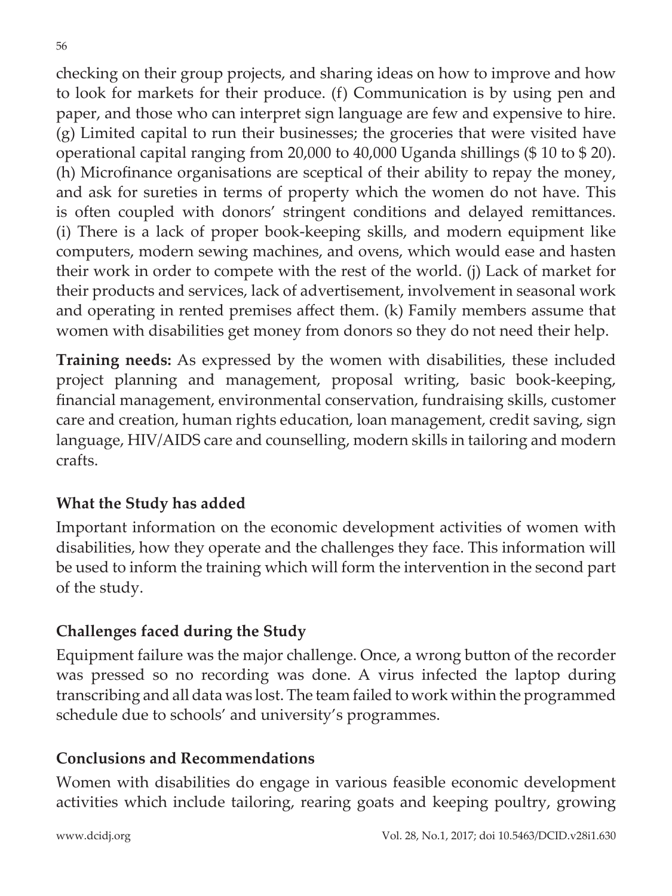checking on their group projects, and sharing ideas on how to improve and how to look for markets for their produce. (f) Communication is by using pen and paper, and those who can interpret sign language are few and expensive to hire. (g) Limited capital to run their businesses; the groceries that were visited have operational capital ranging from 20,000 to 40,000 Uganda shillings ($ 10 to $ 20). (h) Microfinance organisations are sceptical of their ability to repay the money, and ask for sureties in terms of property which the women do not have. This is often coupled with donors' stringent conditions and delayed remittances. (i) There is a lack of proper book-keeping skills, and modern equipment like computers, modern sewing machines, and ovens, which would ease and hasten their work in order to compete with the rest of the world. (j) Lack of market for their products and services, lack of advertisement, involvement in seasonal work and operating in rented premises affect them. (k) Family members assume that women with disabilities get money from donors so they do not need their help.

**Training needs:** As expressed by the women with disabilities, these included project planning and management, proposal writing, basic book-keeping, financial management, environmental conservation, fundraising skills, customer care and creation, human rights education, loan management, credit saving, sign language, HIV/AIDS care and counselling, modern skills in tailoring and modern crafts.

## What the Study has added

Important information on the economic development activities of women with disabilities, how they operate and the challenges they face. This information will be used to inform the training which will form the intervention in the second part of the study.

## Challenges faced during the Study

Equipment failure was the major challenge. Once, a wrong button of the recorder was pressed so no recording was done. A virus infected the laptop during transcribing and all data was lost. The team failed to work within the programmed schedule due to schools' and university's programmes.

## Conclusions and Recommendations

Women with disabilities do engage in various feasible economic development activities which include tailoring, rearing goats and keeping poultry, growing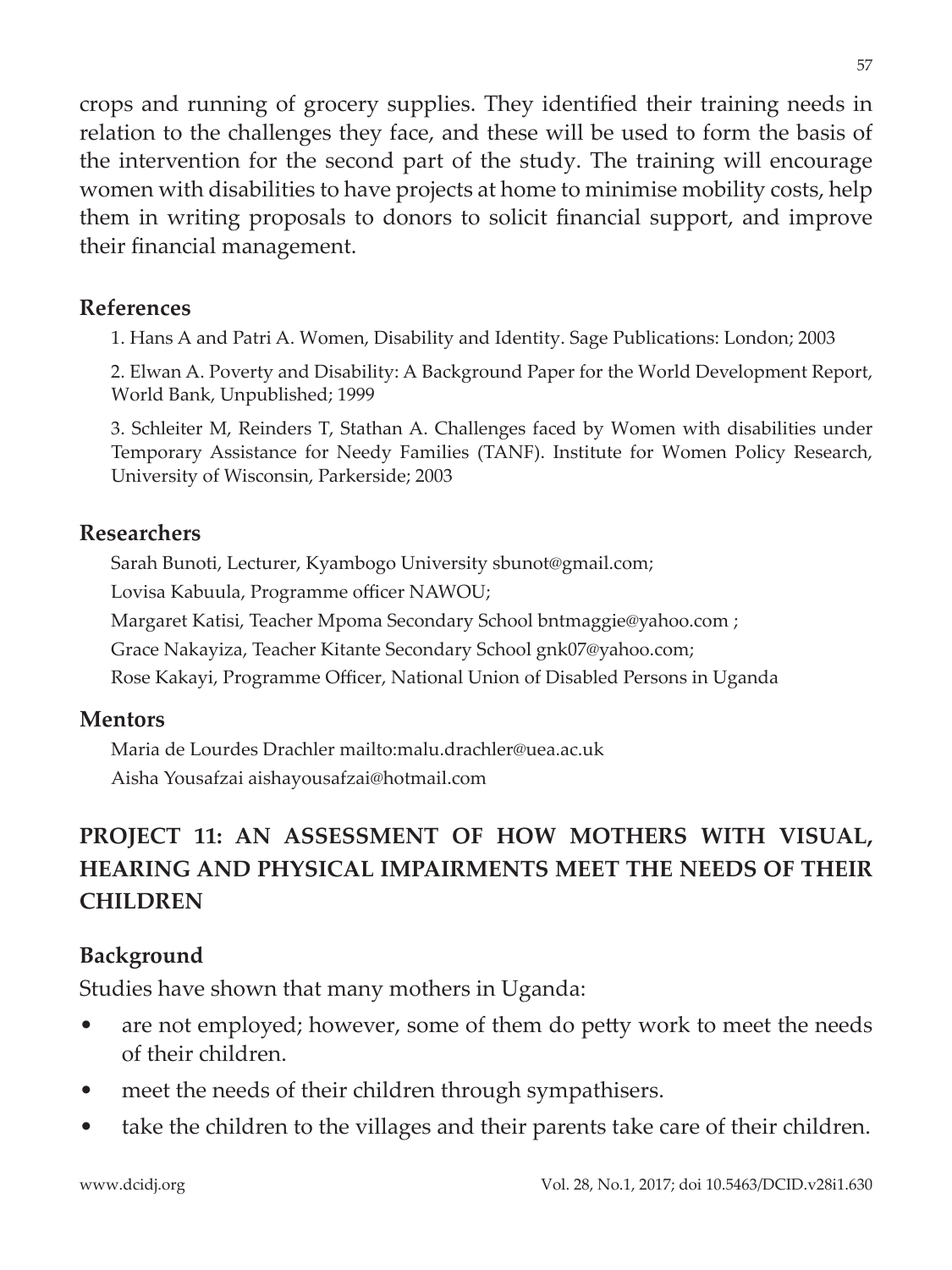crops and running of grocery supplies. They identified their training needs in relation to the challenges they face, and these will be used to form the basis of the intervention for the second part of the study. The training will encourage women with disabilities to have projects at home to minimise mobility costs, help them in writing proposals to donors to solicit financial support, and improve their financial management.

### References

1. Hans A and Patri A. Women, Disability and Identity. Sage Publications: London; 2003

2. Elwan A. Poverty and Disability: A Background Paper for the World Development Report, World Bank, Unpublished; 1999

3. Schleiter M, Reinders T, Stathan A. Challenges faced by Women with disabilities under Temporary Assistance for Needy Families (TANF). Institute for Women Policy Research, University of Wisconsin, Parkerside; 2003

### Researchers

Sarah Bunoti, Lecturer, Kyambogo University sbunot@gmail.com;

Lovisa Kabuula, Programme officer NAWOU;

Margaret Katisi, Teacher Mpoma Secondary School bntmaggie@yahoo.com ;

Grace Nakayiza, Teacher Kitante Secondary School gnk07@yahoo.com;

Rose Kakayi, Programme Officer, National Union of Disabled Persons in Uganda

### Mentors

Maria de Lourdes Drachler mailto:malu.drachler@uea.ac.uk

Aisha Yousafzai aishayousafzai@hotmail.com

## PROJECT 11: AN ASSESSMENT OF HOW MOTHERS WITH VISUAL, HEARING AND PHYSICAL IMPAIRMENTS MEET THE NEEDS OF THEIR CHILDREN

### Background

Studies have shown that many mothers in Uganda:

- are not employed; however, some of them do petty work to meet the needs of their children.
- meet the needs of their children through sympathisers.
- take the children to the villages and their parents take care of their children.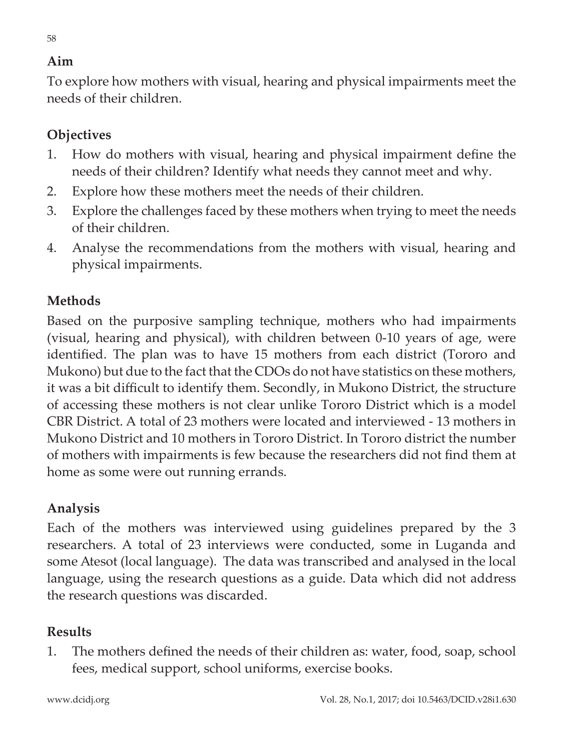## Aim

To explore how mothers with visual, hearing and physical impairments meet the needs of their children.

## Objectives

1. How do mothers with visual, hearing and physical impairment define the needs of their children? Identify what needs they cannot meet and why.
2. Explore how these mothers meet the needs of their children.
3. Explore the challenges faced by these mothers when trying to meet the needs of their children.
4. Analyse the recommendations from the mothers with visual, hearing and physical impairments.

## Methods

Based on the purposive sampling technique, mothers who had impairments (visual, hearing and physical), with children between 0-10 years of age, were identified. The plan was to have 15 mothers from each district (Tororo and Mukono) but due to the fact that the CDOs do not have statistics on these mothers, it was a bit difficult to identify them. Secondly, in Mukono District, the structure of accessing these mothers is not clear unlike Tororo District which is a model CBR District. A total of 23 mothers were located and interviewed - 13 mothers in Mukono District and 10 mothers in Tororo District. In Tororo district the number of mothers with impairments is few because the researchers did not find them at home as some were out running errands.

## Analysis

Each of the mothers was interviewed using guidelines prepared by the 3 researchers. A total of 23 interviews were conducted, some in Luganda and some Atesot (local language). The data was transcribed and analysed in the local language, using the research questions as a guide. Data which did not address the research questions was discarded.

## Results

1. The mothers defined the needs of their children as: water, food, soap, school fees, medical support, school uniforms, exercise books.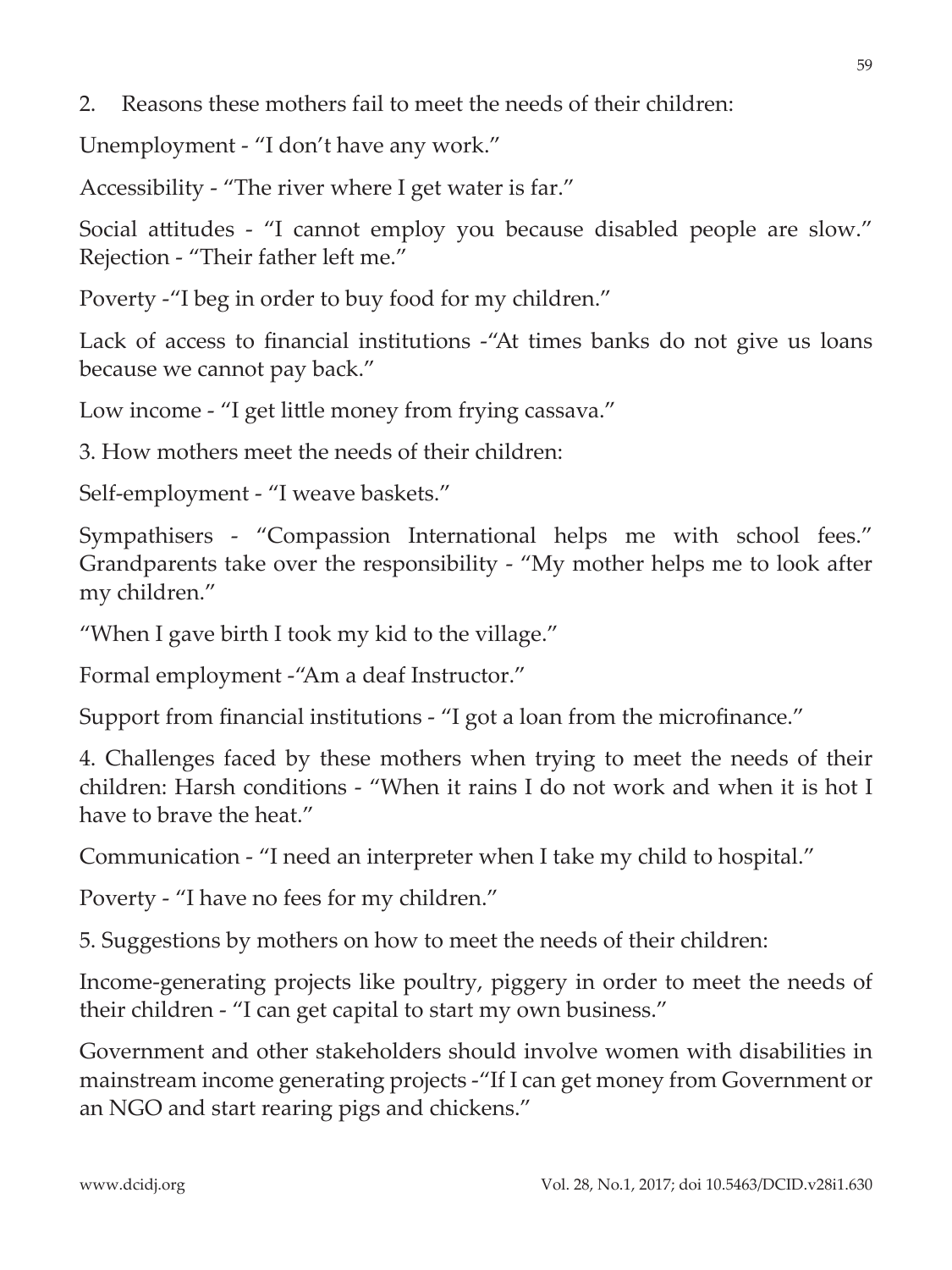2. Reasons these mothers fail to meet the needs of their children:

Unemployment - "I don't have any work."

Accessibility - "The river where I get water is far."

Social attitudes - "I cannot employ you because disabled people are slow." Rejection - "Their father left me."

Poverty -"I beg in order to buy food for my children."

Lack of access to financial institutions -"At times banks do not give us loans because we cannot pay back."

Low income - "I get little money from frying cassava."

3. How mothers meet the needs of their children:

Self-employment - "I weave baskets."

Sympathisers - "Compassion International helps me with school fees." Grandparents take over the responsibility - "My mother helps me to look after my children."

"When I gave birth I took my kid to the village."

Formal employment -"Am a deaf Instructor."

Support from financial institutions - "I got a loan from the microfinance."

4. Challenges faced by these mothers when trying to meet the needs of their children: Harsh conditions - "When it rains I do not work and when it is hot I have to brave the heat."

Communication - "I need an interpreter when I take my child to hospital."

Poverty - "I have no fees for my children."

5. Suggestions by mothers on how to meet the needs of their children:

Income-generating projects like poultry, piggery in order to meet the needs of their children - "I can get capital to start my own business."

Government and other stakeholders should involve women with disabilities in mainstream income generating projects -"If I can get money from Government or an NGO and start rearing pigs and chickens."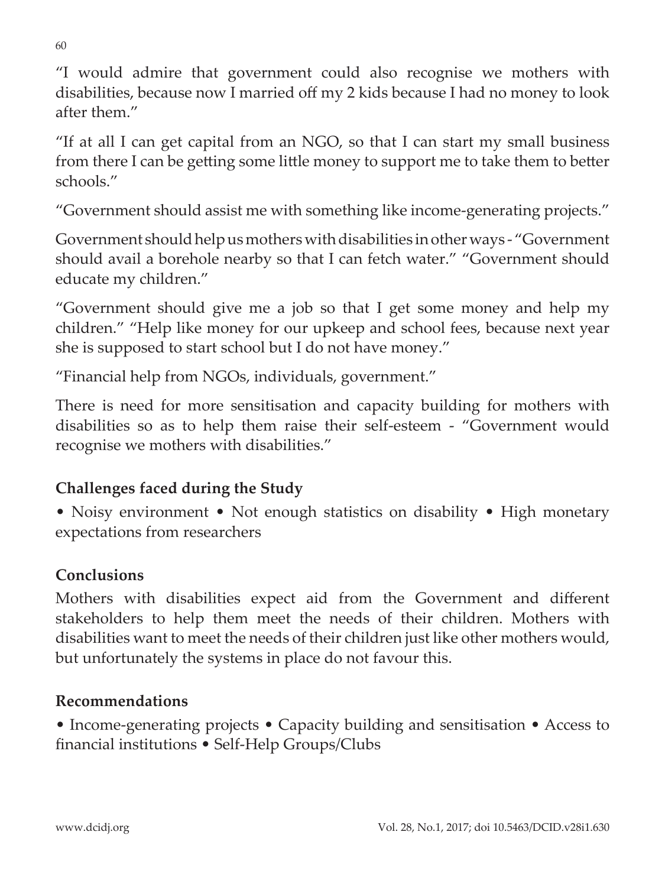"I would admire that government could also recognise we mothers with disabilities, because now I married off my 2 kids because I had no money to look after them."

"If at all I can get capital from an NGO, so that I can start my small business from there I can be getting some little money to support me to take them to better schools."

"Government should assist me with something like income-generating projects."

Government should help us mothers with disabilities in other ways - "Government should avail a borehole nearby so that I can fetch water." "Government should educate my children."

"Government should give me a job so that I get some money and help my children." "Help like money for our upkeep and school fees, because next year she is supposed to start school but I do not have money."

"Financial help from NGOs, individuals, government."

There is need for more sensitisation and capacity building for mothers with disabilities so as to help them raise their self-esteem - "Government would recognise we mothers with disabilities."

## Challenges faced during the Study

• Noisy environment • Not enough statistics on disability • High monetary expectations from researchers

## Conclusions

Mothers with disabilities expect aid from the Government and different stakeholders to help them meet the needs of their children. Mothers with disabilities want to meet the needs of their children just like other mothers would, but unfortunately the systems in place do not favour this.

## Recommendations

• Income-generating projects • Capacity building and sensitisation • Access to financial institutions • Self-Help Groups/Clubs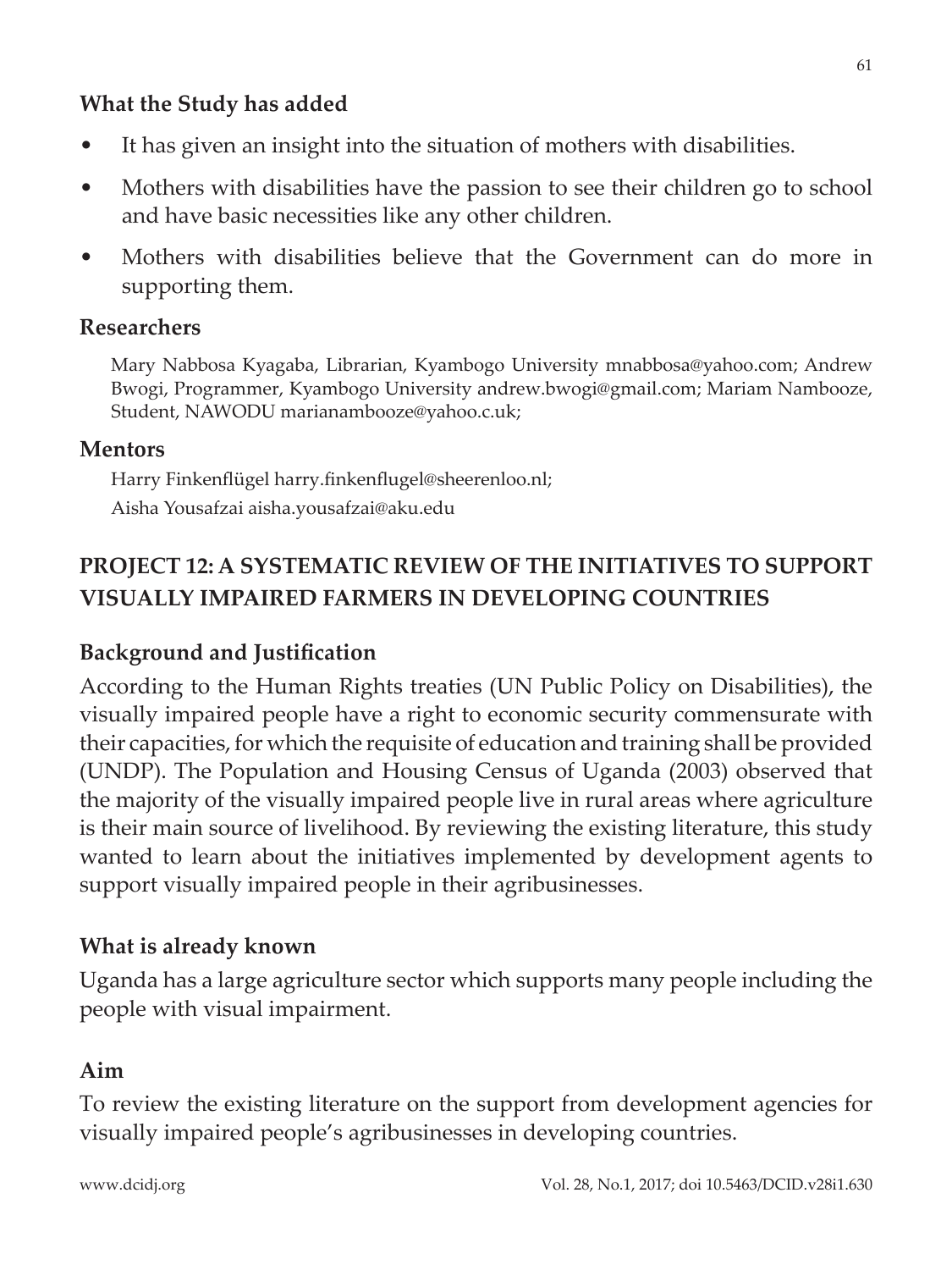### What the Study has added

- It has given an insight into the situation of mothers with disabilities.
- Mothers with disabilities have the passion to see their children go to school and have basic necessities like any other children.
- Mothers with disabilities believe that the Government can do more in supporting them.

### Researchers

Mary Nabbosa Kyagaba, Librarian, Kyambogo University mnabbosa@yahoo.com; Andrew Bwogi, Programmer, Kyambogo University andrew.bwogi@gmail.com; Mariam Nambooze, Student, NAWODU marianambooze@yahoo.c.uk;

### Mentors

Harry Finkenflügel harry.finkenflugel@sheerenloo.nl;

Aisha Yousafzai aisha.yousafzai@aku.edu

## PROJECT 12: A SYSTEMATIC REVIEW OF THE INITIATIVES TO SUPPORT VISUALLY IMPAIRED FARMERS IN DEVELOPING COUNTRIES

### Background and Justification

According to the Human Rights treaties (UN Public Policy on Disabilities), the visually impaired people have a right to economic security commensurate with their capacities, for which the requisite of education and training shall be provided (UNDP). The Population and Housing Census of Uganda (2003) observed that the majority of the visually impaired people live in rural areas where agriculture is their main source of livelihood. By reviewing the existing literature, this study wanted to learn about the initiatives implemented by development agents to support visually impaired people in their agribusinesses.

### What is already known

Uganda has a large agriculture sector which supports many people including the people with visual impairment.

### Aim

To review the existing literature on the support from development agencies for visually impaired people's agribusinesses in developing countries.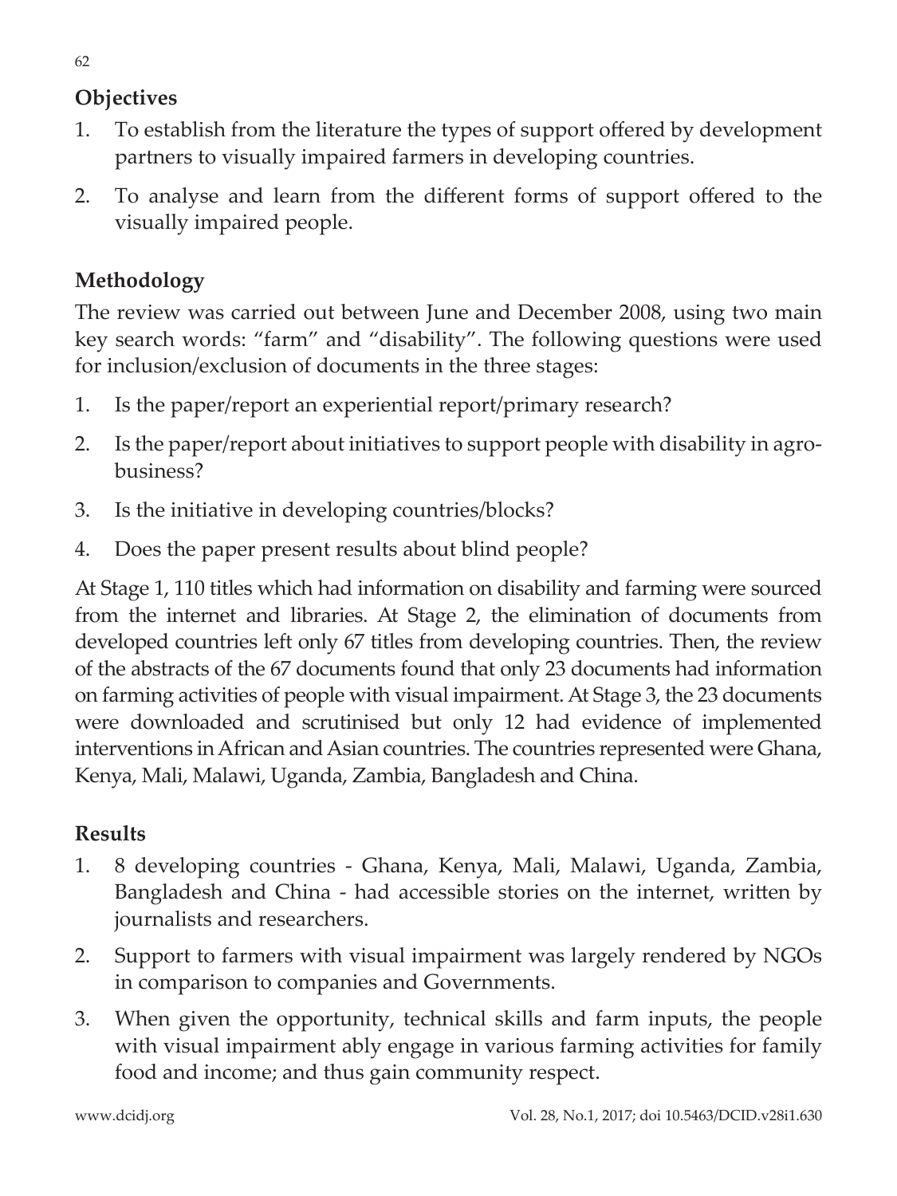## Objectives

1. To establish from the literature the types of support offered by development partners to visually impaired farmers in developing countries.
2. To analyse and learn from the different forms of support offered to the visually impaired people.

## Methodology

The review was carried out between June and December 2008, using two main key search words: "farm" and "disability". The following questions were used for inclusion/exclusion of documents in the three stages:

1. Is the paper/report an experiential report/primary research?
2. Is the paper/report about initiatives to support people with disability in agro-business?
3. Is the initiative in developing countries/blocks?
4. Does the paper present results about blind people?

At Stage 1, 110 titles which had information on disability and farming were sourced from the internet and libraries. At Stage 2, the elimination of documents from developed countries left only 67 titles from developing countries. Then, the review of the abstracts of the 67 documents found that only 23 documents had information on farming activities of people with visual impairment. At Stage 3, the 23 documents were downloaded and scrutinised but only 12 had evidence of implemented interventions in African and Asian countries. The countries represented were Ghana, Kenya, Mali, Malawi, Uganda, Zambia, Bangladesh and China.

## Results

1. 8 developing countries - Ghana, Kenya, Mali, Malawi, Uganda, Zambia, Bangladesh and China - had accessible stories on the internet, written by journalists and researchers.
2. Support to farmers with visual impairment was largely rendered by NGOs in comparison to companies and Governments.
3. When given the opportunity, technical skills and farm inputs, the people with visual impairment ably engage in various farming activities for family food and income; and thus gain community respect.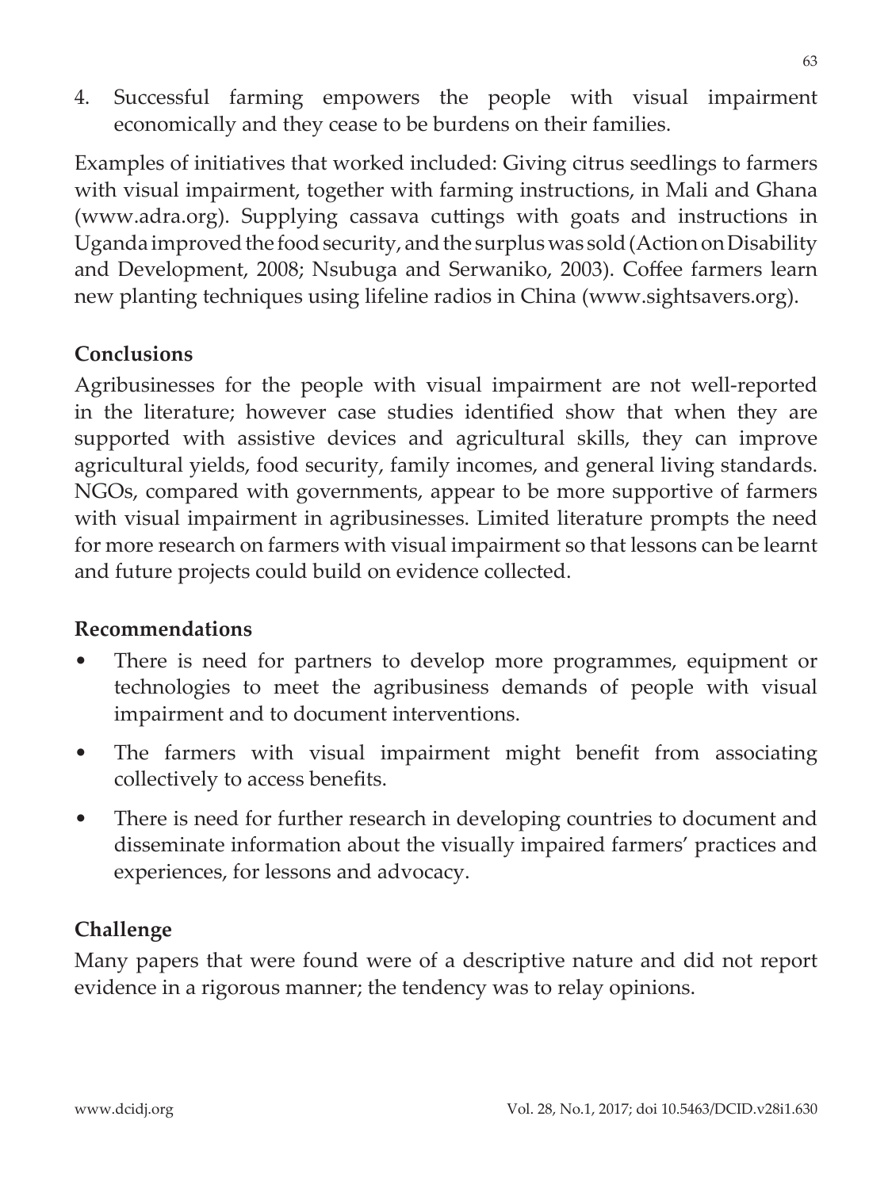4. Successful farming empowers the people with visual impairment economically and they cease to be burdens on their families.

Examples of initiatives that worked included: Giving citrus seedlings to farmers with visual impairment, together with farming instructions, in Mali and Ghana (www.adra.org). Supplying cassava cuttings with goats and instructions in Uganda improved the food security, and the surplus was sold (Action on Disability and Development, 2008; Nsubuga and Serwaniko, 2003). Coffee farmers learn new planting techniques using lifeline radios in China (www.sightsavers.org).

## Conclusions

Agribusinesses for the people with visual impairment are not well-reported in the literature; however case studies identified show that when they are supported with assistive devices and agricultural skills, they can improve agricultural yields, food security, family incomes, and general living standards. NGOs, compared with governments, appear to be more supportive of farmers with visual impairment in agribusinesses. Limited literature prompts the need for more research on farmers with visual impairment so that lessons can be learnt and future projects could build on evidence collected.

## Recommendations

- There is need for partners to develop more programmes, equipment or technologies to meet the agribusiness demands of people with visual impairment and to document interventions.
- The farmers with visual impairment might benefit from associating collectively to access benefits.
- There is need for further research in developing countries to document and disseminate information about the visually impaired farmers' practices and experiences, for lessons and advocacy.

## Challenge

Many papers that were found were of a descriptive nature and did not report evidence in a rigorous manner; the tendency was to relay opinions.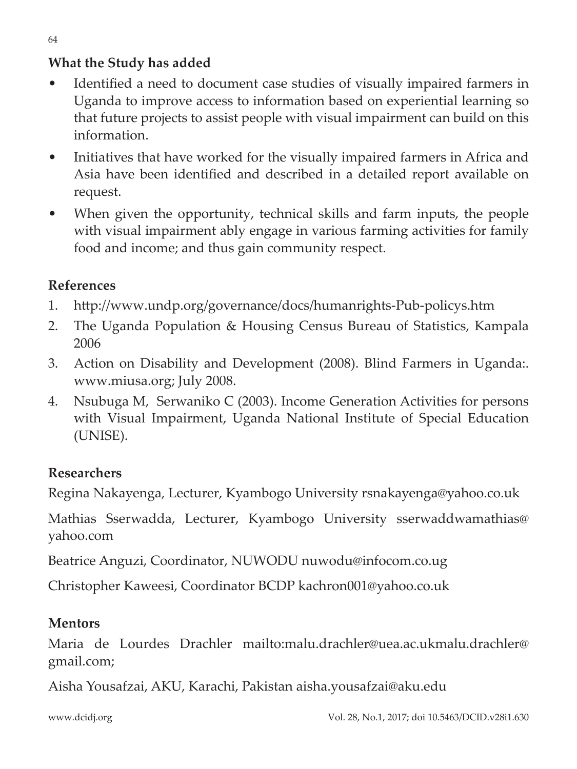## What the Study has added

- Identified a need to document case studies of visually impaired farmers in Uganda to improve access to information based on experiential learning so that future projects to assist people with visual impairment can build on this information.
- Initiatives that have worked for the visually impaired farmers in Africa and Asia have been identified and described in a detailed report available on request.
- When given the opportunity, technical skills and farm inputs, the people with visual impairment ably engage in various farming activities for family food and income; and thus gain community respect.

## References

1. http://www.undp.org/governance/docs/humanrights-Pub-policys.htm
2. The Uganda Population & Housing Census Bureau of Statistics, Kampala 2006
3. Action on Disability and Development (2008). Blind Farmers in Uganda:. www.miusa.org; July 2008.
4. Nsubuga M, Serwaniko C (2003). Income Generation Activities for persons with Visual Impairment, Uganda National Institute of Special Education (UNISE).

## Researchers

Regina Nakayenga, Lecturer, Kyambogo University rsnakayenga@yahoo.co.uk

Mathias Sserwadda, Lecturer, Kyambogo University sserwaddwamathias@yahoo.com

Beatrice Anguzi, Coordinator, NUWODU nuwodu@infocom.co.ug

Christopher Kaweesi, Coordinator BCDP kachron001@yahoo.co.uk

## Mentors

Maria de Lourdes Drachler mailto:malu.drachler@uea.ac.ukmalu.drachler@gmail.com;

Aisha Yousafzai, AKU, Karachi, Pakistan aisha.yousafzai@aku.edu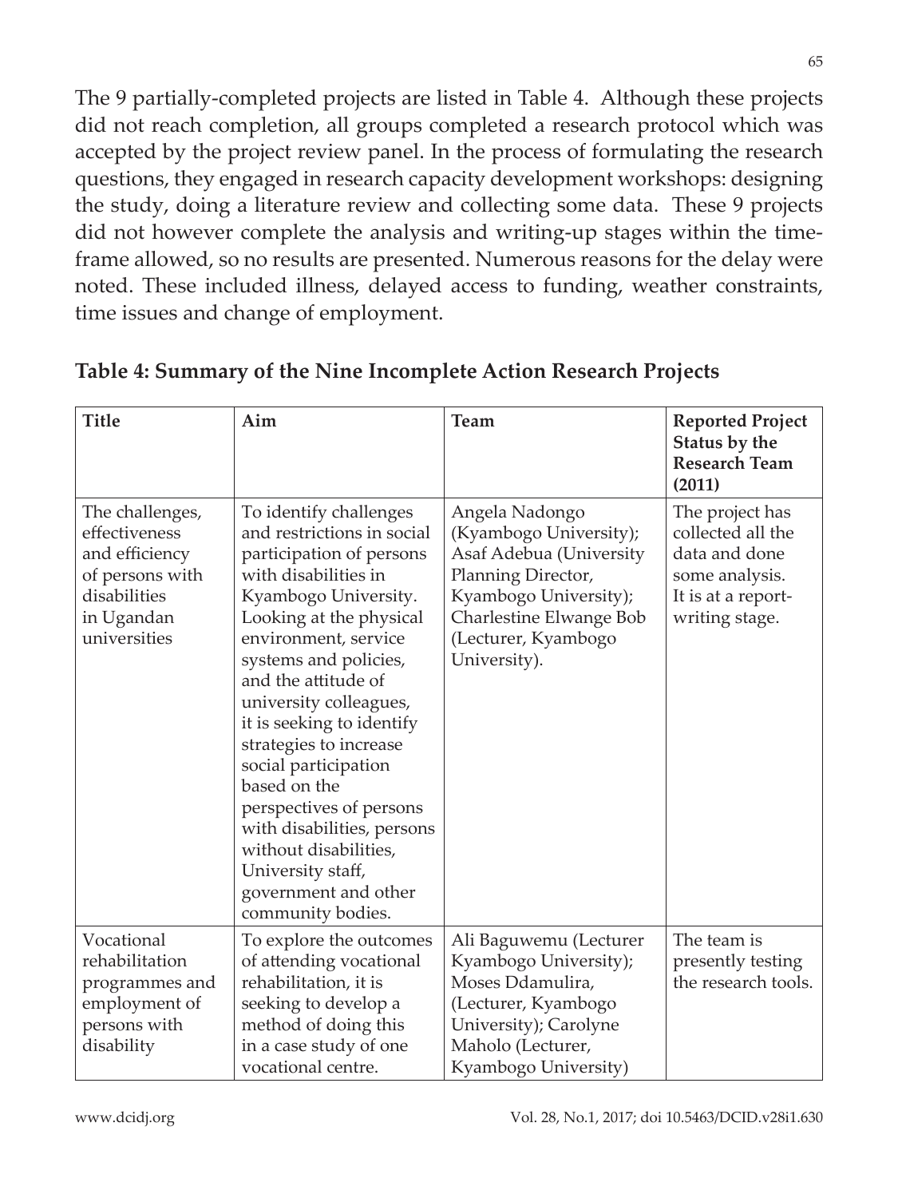The 9 partially-completed projects are listed in Table 4. Although these projects did not reach completion, all groups completed a research protocol which was accepted by the project review panel. In the process of formulating the research questions, they engaged in research capacity development workshops: designing the study, doing a literature review and collecting some data. These 9 projects did not however complete the analysis and writing-up stages within the time-frame allowed, so no results are presented. Numerous reasons for the delay were noted. These included illness, delayed access to funding, weather constraints, time issues and change of employment.

**Table 4: Summary of the Nine Incomplete Action Research Projects**

| Title | Aim | Team | Reported Project Status by the Research Team (2011) |
|---|---|---|---|
| The challenges, effectiveness and efficiency of persons with disabilities in Ugandan universities | To identify challenges and restrictions in social participation of persons with disabilities in Kyambogo University. Looking at the physical environment, service systems and policies, and the attitude of university colleagues, it is seeking to identify strategies to increase social participation based on the perspectives of persons with disabilities, persons without disabilities, University staff, government and other community bodies. | Angela Nadongo (Kyambogo University); Asaf Adebua (University Planning Director, Kyambogo University); Charlestine Elwange Bob (Lecturer, Kyambogo University). | The project has collected all the data and done some analysis. It is at a report-writing stage. |
| Vocational rehabilitation programmes and employment of persons with disability | To explore the outcomes of attending vocational rehabilitation, it is seeking to develop a method of doing this in a case study of one vocational centre. | Ali Baguwemu (Lecturer Kyambogo University); Moses Ddamulira, (Lecturer, Kyambogo University); Carolyne Maholo (Lecturer, Kyambogo University) | The team is presently testing the research tools. |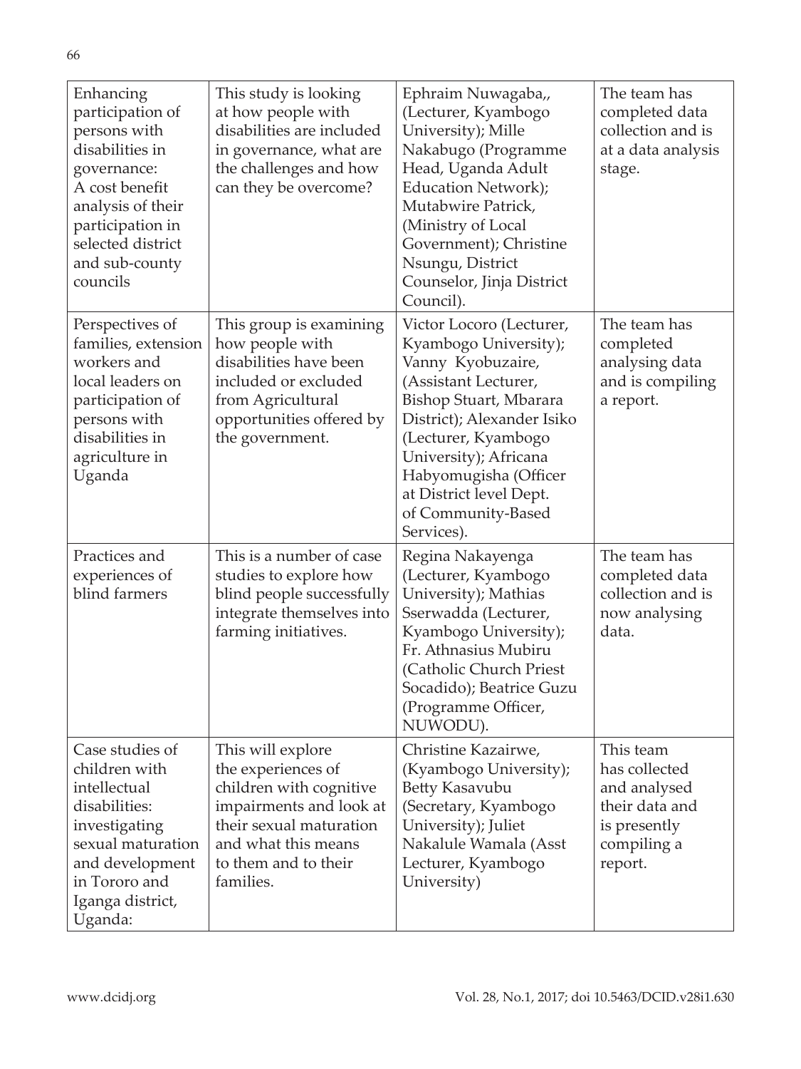| Enhancing participation of persons with disabilities in governance: A cost benefit analysis of their participation in selected district and sub-county councils | This study is looking at how people with disabilities are included in governance, what are the challenges and how can they be overcome? | Ephraim Nuwagaba,, (Lecturer, Kyambogo University); Mille Nakabugo (Programme Head, Uganda Adult Education Network); Mutabwire Patrick, (Ministry of Local Government); Christine Nsungu, District Counselor, Jinja District Council). | The team has completed data collection and is at a data analysis stage. |
|---|---|---|---|
| Perspectives of families, extension workers and local leaders on participation of persons with disabilities in agriculture in Uganda | This group is examining how people with disabilities have been included or excluded from Agricultural opportunities offered by the government. | Victor Locoro (Lecturer, Kyambogo University); Vanny Kyobuzaire, (Assistant Lecturer, Bishop Stuart, Mbarara District); Alexander Isiko (Lecturer, Kyambogo University); Africana Habyomugisha (Officer at District level Dept. of Community-Based Services). | The team has completed analysing data and is compiling a report. |
| Practices and experiences of blind farmers | This is a number of case studies to explore how blind people successfully integrate themselves into farming initiatives. | Regina Nakayenga (Lecturer, Kyambogo University); Mathias Sserwadda (Lecturer, Kyambogo University); Fr. Athnasius Mubiru (Catholic Church Priest Socadido); Beatrice Guzu (Programme Officer, NUWODU). | The team has completed data collection and is now analysing data. |
| Case studies of children with intellectual disabilities: investigating sexual maturation and development in Tororo and Iganga district, Uganda: | This will explore the experiences of children with cognitive impairments and look at their sexual maturation and what this means to them and to their families. | Christine Kazairwe, (Kyambogo University); Betty Kasavubu (Secretary, Kyambogo University); Juliet Nakalule Wamala (Asst Lecturer, Kyambogo University) | This team has collected and analysed their data and is presently compiling a report. |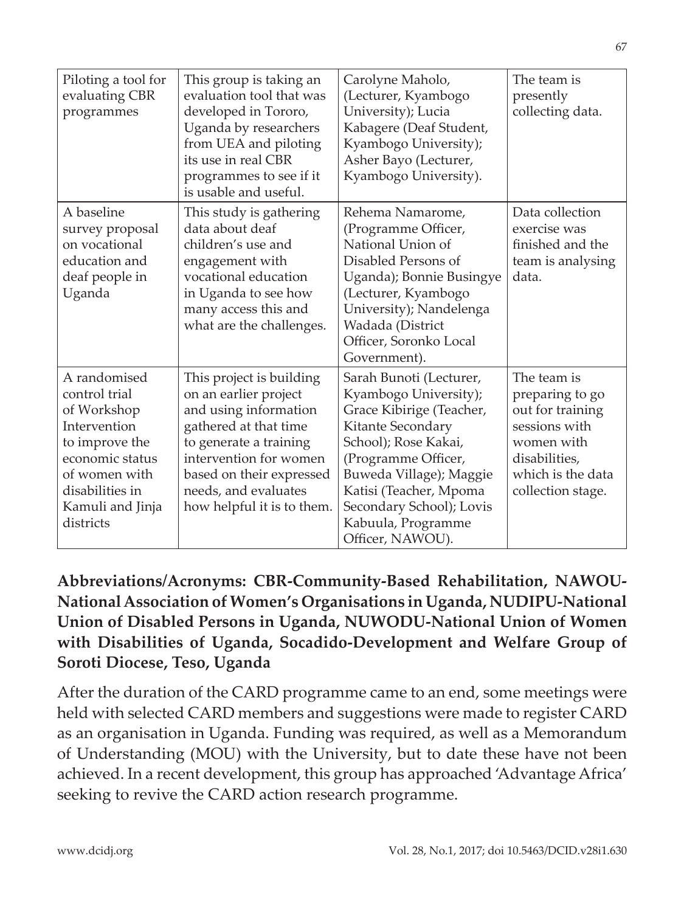| Piloting a tool for evaluating CBR programmes | This group is taking an evaluation tool that was developed in Tororo, Uganda by researchers from UEA and piloting its use in real CBR programmes to see if it is usable and useful. | Carolyne Maholo, (Lecturer, Kyambogo University); Lucia Kabagere (Deaf Student, Kyambogo University); Asher Bayo (Lecturer, Kyambogo University). | The team is presently collecting data. |
|---|---|---|---|
| A baseline survey proposal on vocational education and deaf people in Uganda | This study is gathering data about deaf children's use and engagement with vocational education in Uganda to see how many access this and what are the challenges. | Rehema Namarome, (Programme Officer, National Union of Disabled Persons of Uganda); Bonnie Busingye (Lecturer, Kyambogo University); Nandelenga Wadada (District Officer, Soronko Local Government). | Data collection exercise was finished and the team is analysing data. |
| A randomised control trial of Workshop Intervention to improve the economic status of women with disabilities in Kamuli and Jinja districts | This project is building on an earlier project and using information gathered at that time to generate a training intervention for women based on their expressed needs, and evaluates how helpful it is to them. | Sarah Bunoti (Lecturer, Kyambogo University); Grace Kibirige (Teacher, Kitante Secondary School); Rose Kakai, (Programme Officer, Buweda Village); Maggie Katisi (Teacher, Mpoma Secondary School); Lovis Kabuula, Programme Officer, NAWOU). | The team is preparing to go out for training sessions with women with disabilities, which is the data collection stage. |

**Abbreviations/Acronyms: CBR-Community-Based Rehabilitation, NAWOU-National Association of Women's Organisations in Uganda, NUDIPU-National Union of Disabled Persons in Uganda, NUWODU-National Union of Women with Disabilities of Uganda, Socadido-Development and Welfare Group of Soroti Diocese, Teso, Uganda**

After the duration of the CARD programme came to an end, some meetings were held with selected CARD members and suggestions were made to register CARD as an organisation in Uganda. Funding was required, as well as a Memorandum of Understanding (MOU) with the University, but to date these have not been achieved. In a recent development, this group has approached 'Advantage Africa' seeking to revive the CARD action research programme.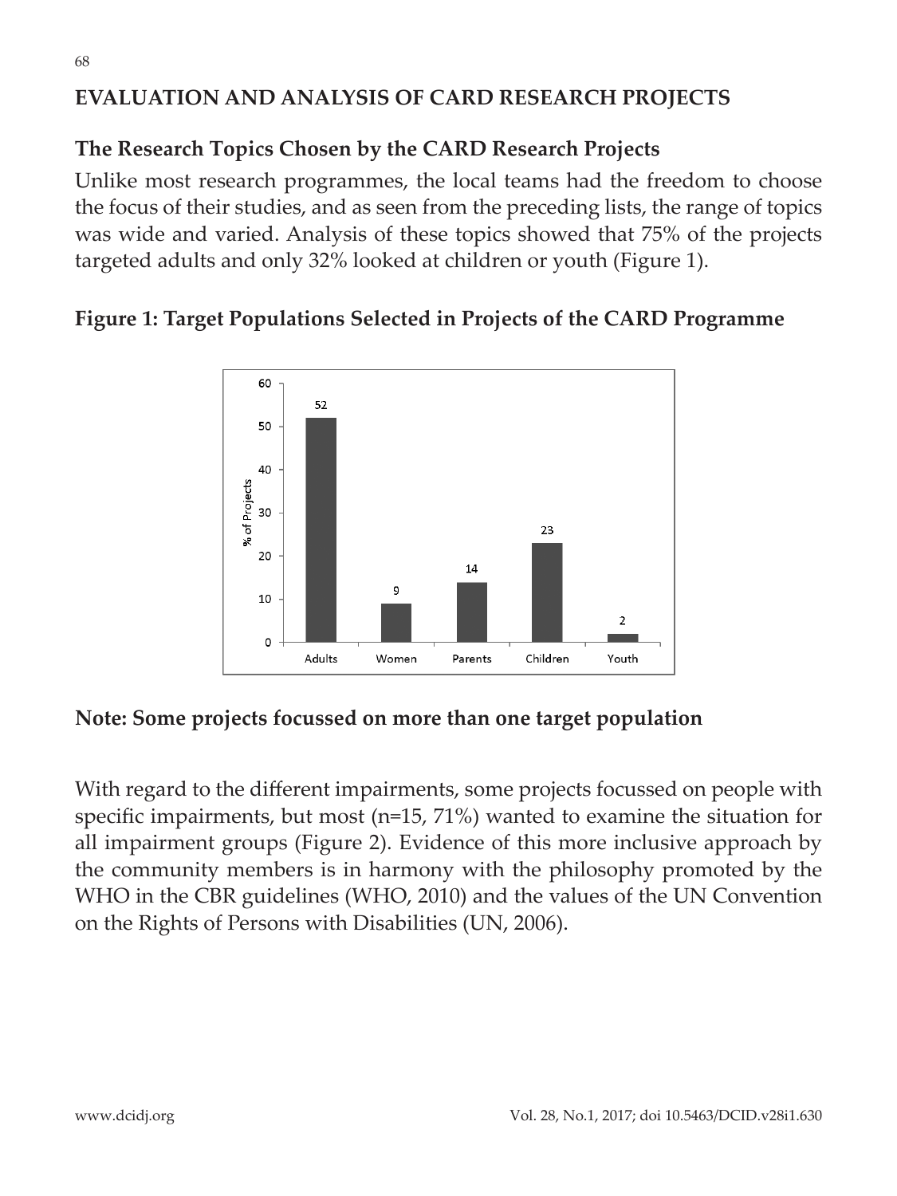## EVALUATION AND ANALYSIS OF CARD RESEARCH PROJECTS

### The Research Topics Chosen by the CARD Research Projects

Unlike most research programmes, the local teams had the freedom to choose the focus of their studies, and as seen from the preceding lists, the range of topics was wide and varied. Analysis of these topics showed that 75% of the projects targeted adults and only 32% looked at children or youth (Figure 1).

**Figure 1: Target Populations Selected in Projects of the CARD Programme**

| Target population | % of Projects |
|---|---|
| Adults | 52 |
| Women | 9 |
| Parents | 14 |
| Children | 23 |
| Youth | 2 |

**Note: Some projects focussed on more than one target population**

With regard to the different impairments, some projects focussed on people with specific impairments, but most (n=15, 71%) wanted to examine the situation for all impairment groups (Figure 2). Evidence of this more inclusive approach by the community members is in harmony with the philosophy promoted by the WHO in the CBR guidelines (WHO, 2010) and the values of the UN Convention on the Rights of Persons with Disabilities (UN, 2006).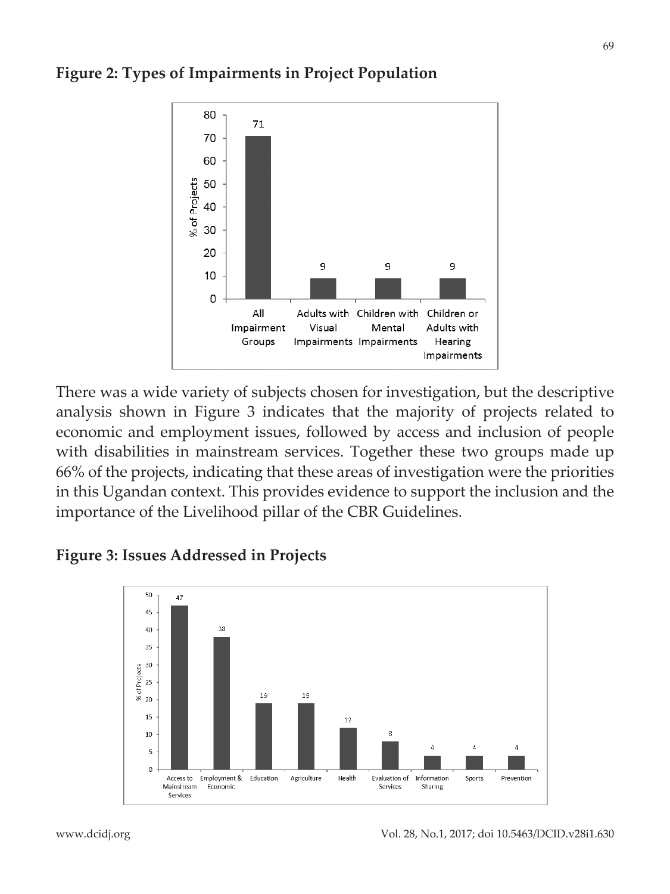**Figure 2: Types of Impairments in Project Population**

There was a wide variety of subjects chosen for investigation, but the descriptive analysis shown in Figure 3 indicates that the majority of projects related to economic and employment issues, followed by access and inclusion of people with disabilities in mainstream services. Together these two groups made up 66% of the projects, indicating that these areas of investigation were the priorities in this Ugandan context. This provides evidence to support the inclusion and the importance of the Livelihood pillar of the CBR Guidelines.

**Figure 3: Issues Addressed in Projects**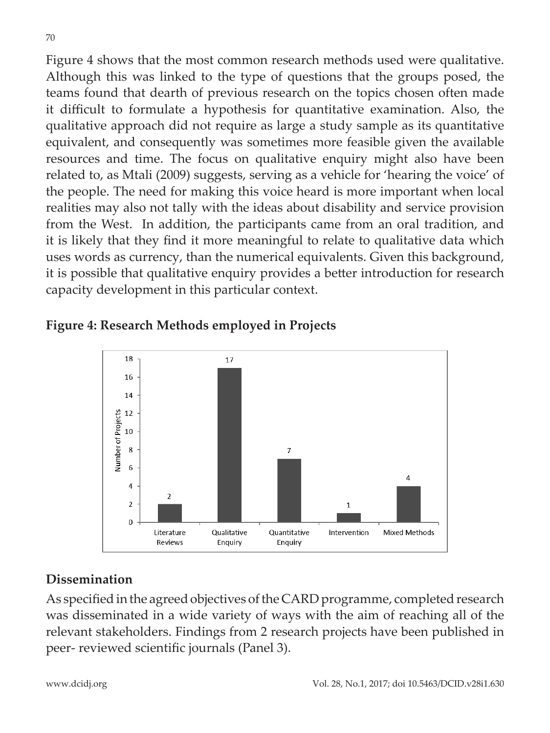Figure 4 shows that the most common research methods used were qualitative. Although this was linked to the type of questions that the groups posed, the teams found that dearth of previous research on the topics chosen often made it difficult to formulate a hypothesis for quantitative examination. Also, the qualitative approach did not require as large a study sample as its quantitative equivalent, and consequently was sometimes more feasible given the available resources and time. The focus on qualitative enquiry might also have been related to, as Mtali (2009) suggests, serving as a vehicle for 'hearing the voice' of the people. The need for making this voice heard is more important when local realities may also not tally with the ideas about disability and service provision from the West. In addition, the participants came from an oral tradition, and it is likely that they find it more meaningful to relate to qualitative data which uses words as currency, than the numerical equivalents. Given this background, it is possible that qualitative enquiry provides a better introduction for research capacity development in this particular context.

**Figure 4: Research Methods employed in Projects**

| Research Method | Number of Projects |
|---|---|
| Literature Reviews | 2 |
| Qualitative Enquiry | 17 |
| Quantitative Enquiry | 7 |
| Intervention | 1 |
| Mixed Methods | 4 |

## Dissemination

As specified in the agreed objectives of the CARD programme, completed research was disseminated in a wide variety of ways with the aim of reaching all of the relevant stakeholders. Findings from 2 research projects have been published in peer- reviewed scientific journals (Panel 3).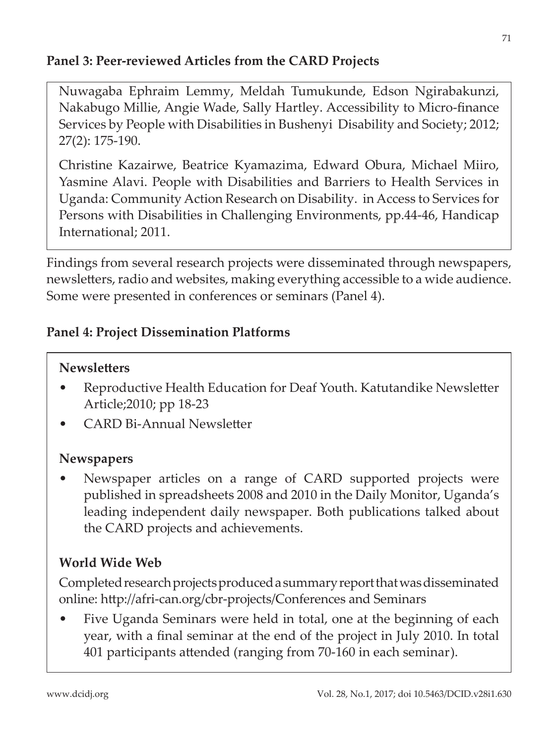**Panel 3: Peer-reviewed Articles from the CARD Projects**

Nuwagaba Ephraim Lemmy, Meldah Tumukunde, Edson Ngirabakunzi, Nakabugo Millie, Angie Wade, Sally Hartley. Accessibility to Micro-finance Services by People with Disabilities in Bushenyi Disability and Society; 2012; 27(2): 175-190.

Christine Kazairwe, Beatrice Kyamazima, Edward Obura, Michael Miiro, Yasmine Alavi. People with Disabilities and Barriers to Health Services in Uganda: Community Action Research on Disability. in Access to Services for Persons with Disabilities in Challenging Environments, pp.44-46, Handicap International; 2011.

Findings from several research projects were disseminated through newspapers, newsletters, radio and websites, making everything accessible to a wide audience. Some were presented in conferences or seminars (Panel 4).

**Panel 4: Project Dissemination Platforms**

**Newsletters**

- Reproductive Health Education for Deaf Youth. Katutandike Newsletter Article;2010; pp 18-23
- CARD Bi-Annual Newsletter

**Newspapers**

- Newspaper articles on a range of CARD supported projects were published in spreadsheets 2008 and 2010 in the Daily Monitor, Uganda's leading independent daily newspaper. Both publications talked about the CARD projects and achievements.

**World Wide Web**

Completed research projects produced a summary report that was disseminated online: http://afri-can.org/cbr-projects/Conferences and Seminars

- Five Uganda Seminars were held in total, one at the beginning of each year, with a final seminar at the end of the project in July 2010. In total 401 participants attended (ranging from 70-160 in each seminar).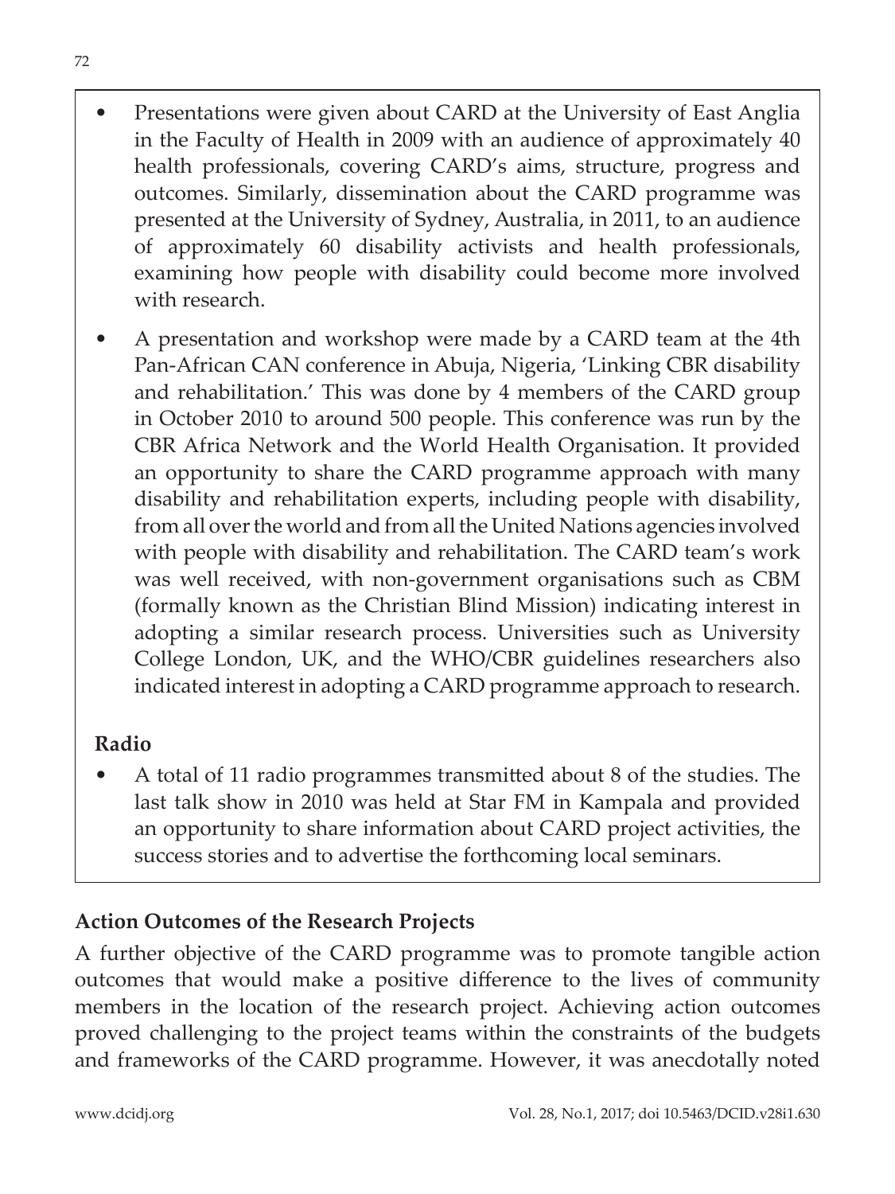- Presentations were given about CARD at the University of East Anglia in the Faculty of Health in 2009 with an audience of approximately 40 health professionals, covering CARD's aims, structure, progress and outcomes. Similarly, dissemination about the CARD programme was presented at the University of Sydney, Australia, in 2011, to an audience of approximately 60 disability activists and health professionals, examining how people with disability could become more involved with research.
- A presentation and workshop were made by a CARD team at the 4th Pan-African CAN conference in Abuja, Nigeria, 'Linking CBR disability and rehabilitation.' This was done by 4 members of the CARD group in October 2010 to around 500 people. This conference was run by the CBR Africa Network and the World Health Organisation. It provided an opportunity to share the CARD programme approach with many disability and rehabilitation experts, including people with disability, from all over the world and from all the United Nations agencies involved with people with disability and rehabilitation. The CARD team's work was well received, with non-government organisations such as CBM (formally known as the Christian Blind Mission) indicating interest in adopting a similar research process. Universities such as University College London, UK, and the WHO/CBR guidelines researchers also indicated interest in adopting a CARD programme approach to research.

**Radio**

- A total of 11 radio programmes transmitted about 8 of the studies. The last talk show in 2010 was held at Star FM in Kampala and provided an opportunity to share information about CARD project activities, the success stories and to advertise the forthcoming local seminars.

## Action Outcomes of the Research Projects

A further objective of the CARD programme was to promote tangible action outcomes that would make a positive difference to the lives of community members in the location of the research project. Achieving action outcomes proved challenging to the project teams within the constraints of the budgets and frameworks of the CARD programme. However, it was anecdotally noted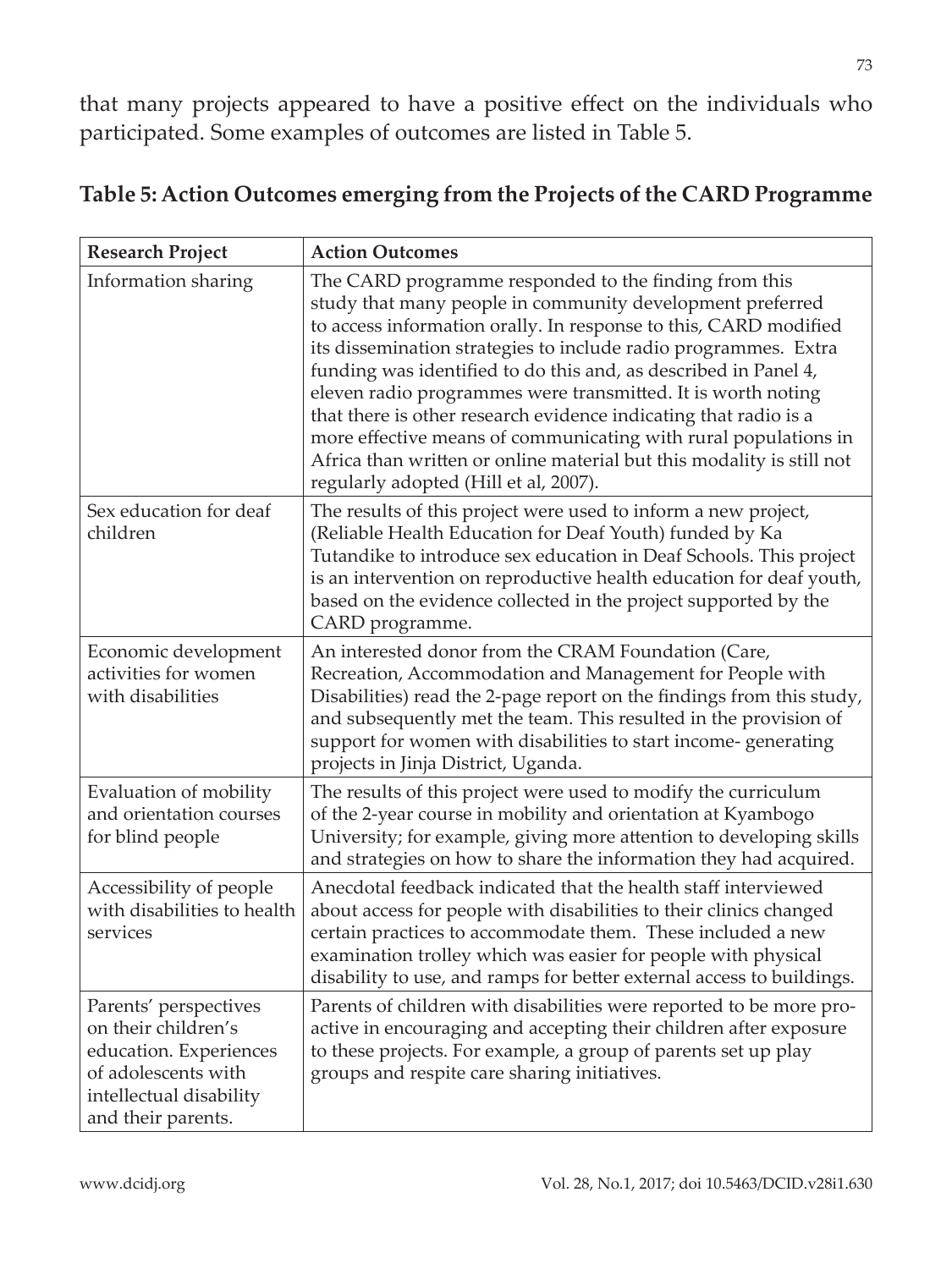that many projects appeared to have a positive effect on the individuals who participated. Some examples of outcomes are listed in Table 5.

**Table 5: Action Outcomes emerging from the Projects of the CARD Programme**

| Research Project | Action Outcomes |
|---|---|
| Information sharing | The CARD programme responded to the finding from this study that many people in community development preferred to access information orally. In response to this, CARD modified its dissemination strategies to include radio programmes. Extra funding was identified to do this and, as described in Panel 4, eleven radio programmes were transmitted. It is worth noting that there is other research evidence indicating that radio is a more effective means of communicating with rural populations in Africa than written or online material but this modality is still not regularly adopted (Hill et al, 2007). |
| Sex education for deaf children | The results of this project were used to inform a new project, (Reliable Health Education for Deaf Youth) funded by Ka Tutandike to introduce sex education in Deaf Schools. This project is an intervention on reproductive health education for deaf youth, based on the evidence collected in the project supported by the CARD programme. |
| Economic development activities for women with disabilities | An interested donor from the CRAM Foundation (Care, Recreation, Accommodation and Management for People with Disabilities) read the 2-page report on the findings from this study, and subsequently met the team. This resulted in the provision of support for women with disabilities to start income- generating projects in Jinja District, Uganda. |
| Evaluation of mobility and orientation courses for blind people | The results of this project were used to modify the curriculum of the 2-year course in mobility and orientation at Kyambogo University; for example, giving more attention to developing skills and strategies on how to share the information they had acquired. |
| Accessibility of people with disabilities to health services | Anecdotal feedback indicated that the health staff interviewed about access for people with disabilities to their clinics changed certain practices to accommodate them. These included a new examination trolley which was easier for people with physical disability to use, and ramps for better external access to buildings. |
| Parents' perspectives on their children's education. Experiences of adolescents with intellectual disability and their parents. | Parents of children with disabilities were reported to be more pro-active in encouraging and accepting their children after exposure to these projects. For example, a group of parents set up play groups and respite care sharing initiatives. |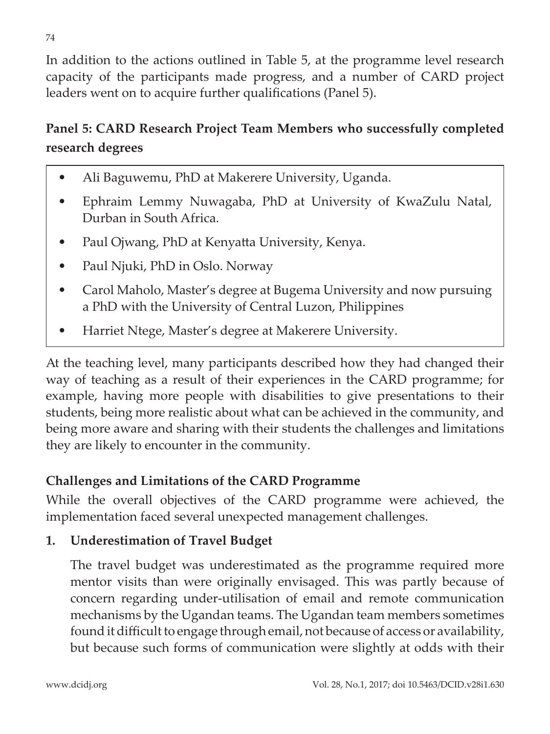In addition to the actions outlined in Table 5, at the programme level research capacity of the participants made progress, and a number of CARD project leaders went on to acquire further qualifications (Panel 5).

**Panel 5: CARD Research Project Team Members who successfully completed research degrees**

- Ali Baguwemu, PhD at Makerere University, Uganda.
- Ephraim Lemmy Nuwagaba, PhD at University of KwaZulu Natal, Durban in South Africa.
- Paul Ojwang, PhD at Kenyatta University, Kenya.
- Paul Njuki, PhD in Oslo. Norway
- Carol Maholo, Master's degree at Bugema University and now pursuing a PhD with the University of Central Luzon, Philippines
- Harriet Ntege, Master's degree at Makerere University.

At the teaching level, many participants described how they had changed their way of teaching as a result of their experiences in the CARD programme; for example, having more people with disabilities to give presentations to their students, being more realistic about what can be achieved in the community, and being more aware and sharing with their students the challenges and limitations they are likely to encounter in the community.

## Challenges and Limitations of the CARD Programme

While the overall objectives of the CARD programme were achieved, the implementation faced several unexpected management challenges.

### 1. Underestimation of Travel Budget

The travel budget was underestimated as the programme required more mentor visits than were originally envisaged. This was partly because of concern regarding under-utilisation of email and remote communication mechanisms by the Ugandan teams. The Ugandan team members sometimes found it difficult to engage through email, not because of access or availability, but because such forms of communication were slightly at odds with their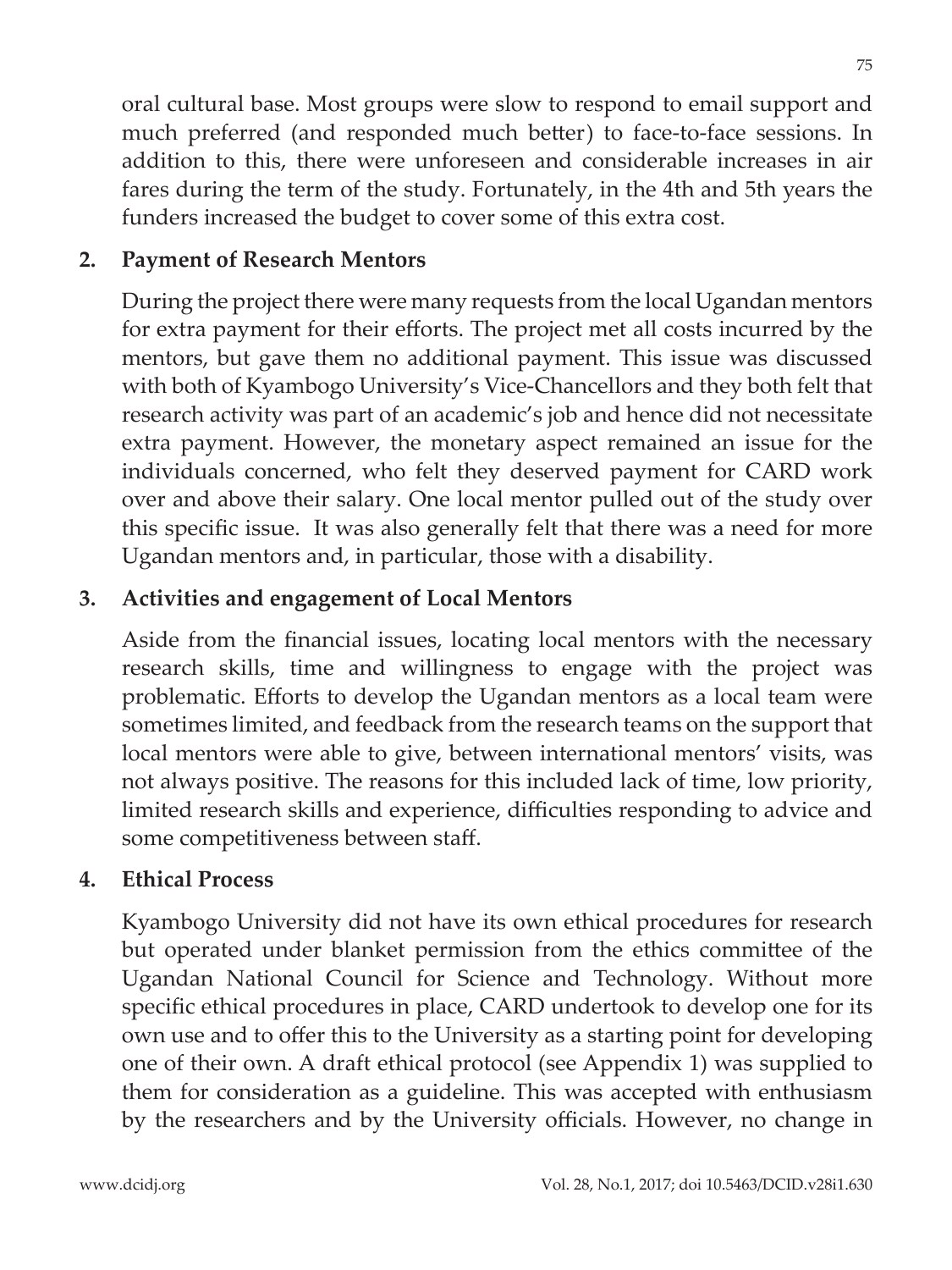oral cultural base. Most groups were slow to respond to email support and much preferred (and responded much better) to face-to-face sessions. In addition to this, there were unforeseen and considerable increases in air fares during the term of the study. Fortunately, in the 4th and 5th years the funders increased the budget to cover some of this extra cost.

2. **Payment of Research Mentors**

   During the project there were many requests from the local Ugandan mentors for extra payment for their efforts. The project met all costs incurred by the mentors, but gave them no additional payment. This issue was discussed with both of Kyambogo University's Vice-Chancellors and they both felt that research activity was part of an academic's job and hence did not necessitate extra payment. However, the monetary aspect remained an issue for the individuals concerned, who felt they deserved payment for CARD work over and above their salary. One local mentor pulled out of the study over this specific issue. It was also generally felt that there was a need for more Ugandan mentors and, in particular, those with a disability.

3. **Activities and engagement of Local Mentors**

   Aside from the financial issues, locating local mentors with the necessary research skills, time and willingness to engage with the project was problematic. Efforts to develop the Ugandan mentors as a local team were sometimes limited, and feedback from the research teams on the support that local mentors were able to give, between international mentors' visits, was not always positive. The reasons for this included lack of time, low priority, limited research skills and experience, difficulties responding to advice and some competitiveness between staff.

4. **Ethical Process**

   Kyambogo University did not have its own ethical procedures for research but operated under blanket permission from the ethics committee of the Ugandan National Council for Science and Technology. Without more specific ethical procedures in place, CARD undertook to develop one for its own use and to offer this to the University as a starting point for developing one of their own. A draft ethical protocol (see Appendix 1) was supplied to them for consideration as a guideline. This was accepted with enthusiasm by the researchers and by the University officials. However, no change in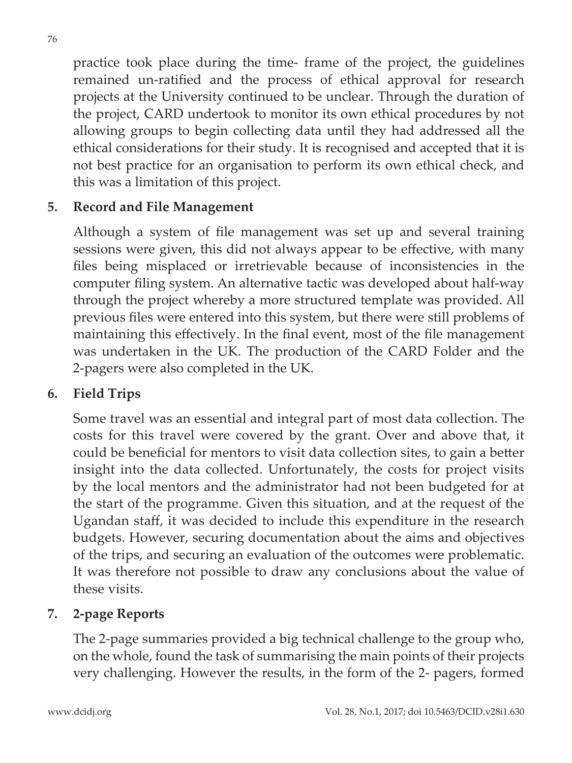practice took place during the time- frame of the project, the guidelines remained un-ratified and the process of ethical approval for research projects at the University continued to be unclear. Through the duration of the project, CARD undertook to monitor its own ethical procedures by not allowing groups to begin collecting data until they had addressed all the ethical considerations for their study. It is recognised and accepted that it is not best practice for an organisation to perform its own ethical check, and this was a limitation of this project.

**5. Record and File Management**

Although a system of file management was set up and several training sessions were given, this did not always appear to be effective, with many files being misplaced or irretrievable because of inconsistencies in the computer filing system. An alternative tactic was developed about half-way through the project whereby a more structured template was provided. All previous files were entered into this system, but there were still problems of maintaining this effectively. In the final event, most of the file management was undertaken in the UK. The production of the CARD Folder and the 2-pagers were also completed in the UK.

**6. Field Trips**

Some travel was an essential and integral part of most data collection. The costs for this travel were covered by the grant. Over and above that, it could be beneficial for mentors to visit data collection sites, to gain a better insight into the data collected. Unfortunately, the costs for project visits by the local mentors and the administrator had not been budgeted for at the start of the programme. Given this situation, and at the request of the Ugandan staff, it was decided to include this expenditure in the research budgets. However, securing documentation about the aims and objectives of the trips, and securing an evaluation of the outcomes were problematic. It was therefore not possible to draw any conclusions about the value of these visits.

**7. 2-page Reports**

The 2-page summaries provided a big technical challenge to the group who, on the whole, found the task of summarising the main points of their projects very challenging. However the results, in the form of the 2- pagers, formed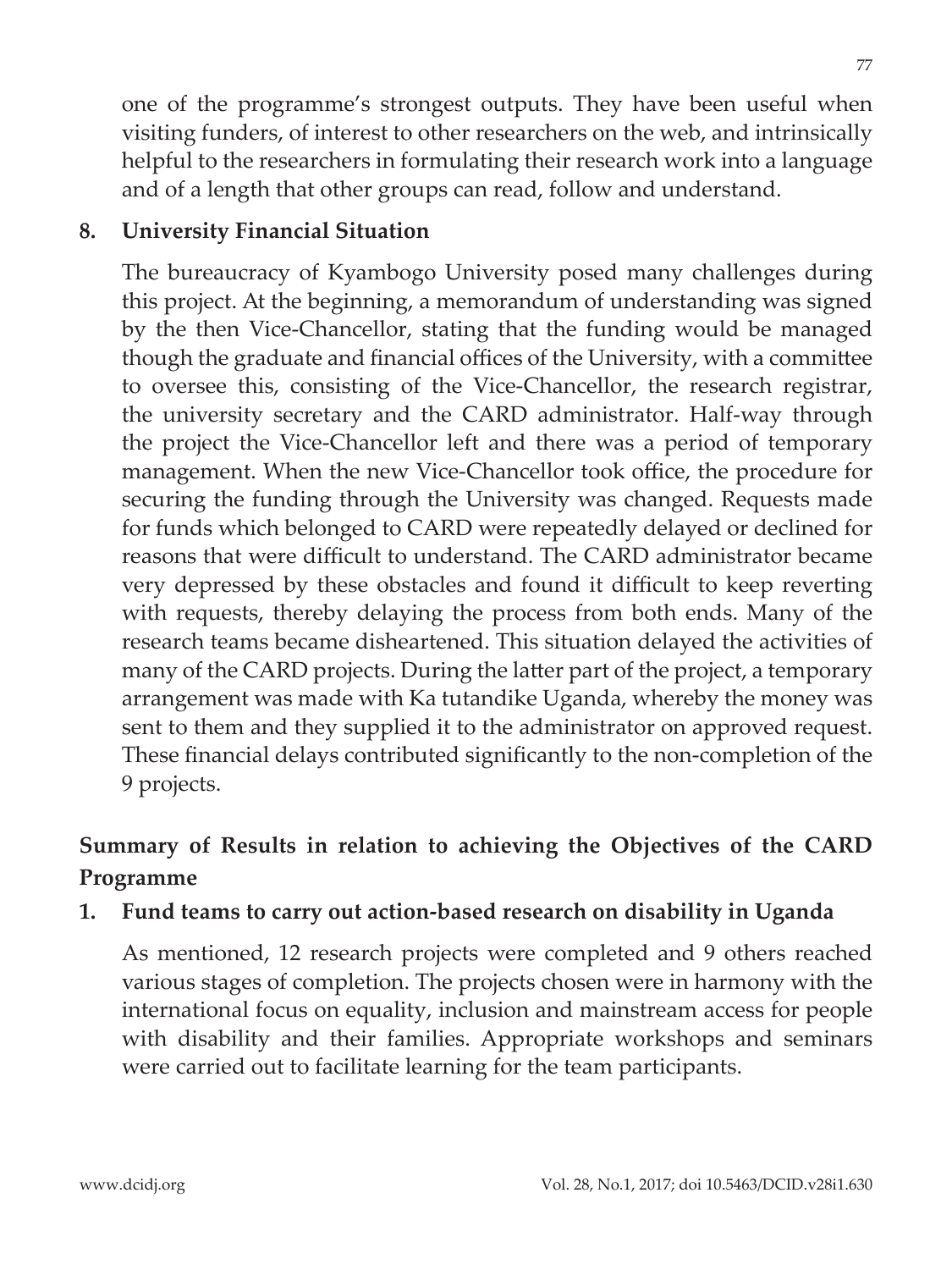one of the programme's strongest outputs. They have been useful when visiting funders, of interest to other researchers on the web, and intrinsically helpful to the researchers in formulating their research work into a language and of a length that other groups can read, follow and understand.

**8. University Financial Situation**

The bureaucracy of Kyambogo University posed many challenges during this project. At the beginning, a memorandum of understanding was signed by the then Vice-Chancellor, stating that the funding would be managed though the graduate and financial offices of the University, with a committee to oversee this, consisting of the Vice-Chancellor, the research registrar, the university secretary and the CARD administrator. Half-way through the project the Vice-Chancellor left and there was a period of temporary management. When the new Vice-Chancellor took office, the procedure for securing the funding through the University was changed. Requests made for funds which belonged to CARD were repeatedly delayed or declined for reasons that were difficult to understand. The CARD administrator became very depressed by these obstacles and found it difficult to keep reverting with requests, thereby delaying the process from both ends. Many of the research teams became disheartened. This situation delayed the activities of many of the CARD projects. During the latter part of the project, a temporary arrangement was made with Ka tutandike Uganda, whereby the money was sent to them and they supplied it to the administrator on approved request. These financial delays contributed significantly to the non-completion of the 9 projects.

## Summary of Results in relation to achieving the Objectives of the CARD Programme

**1. Fund teams to carry out action-based research on disability in Uganda**

As mentioned, 12 research projects were completed and 9 others reached various stages of completion. The projects chosen were in harmony with the international focus on equality, inclusion and mainstream access for people with disability and their families. Appropriate workshops and seminars were carried out to facilitate learning for the team participants.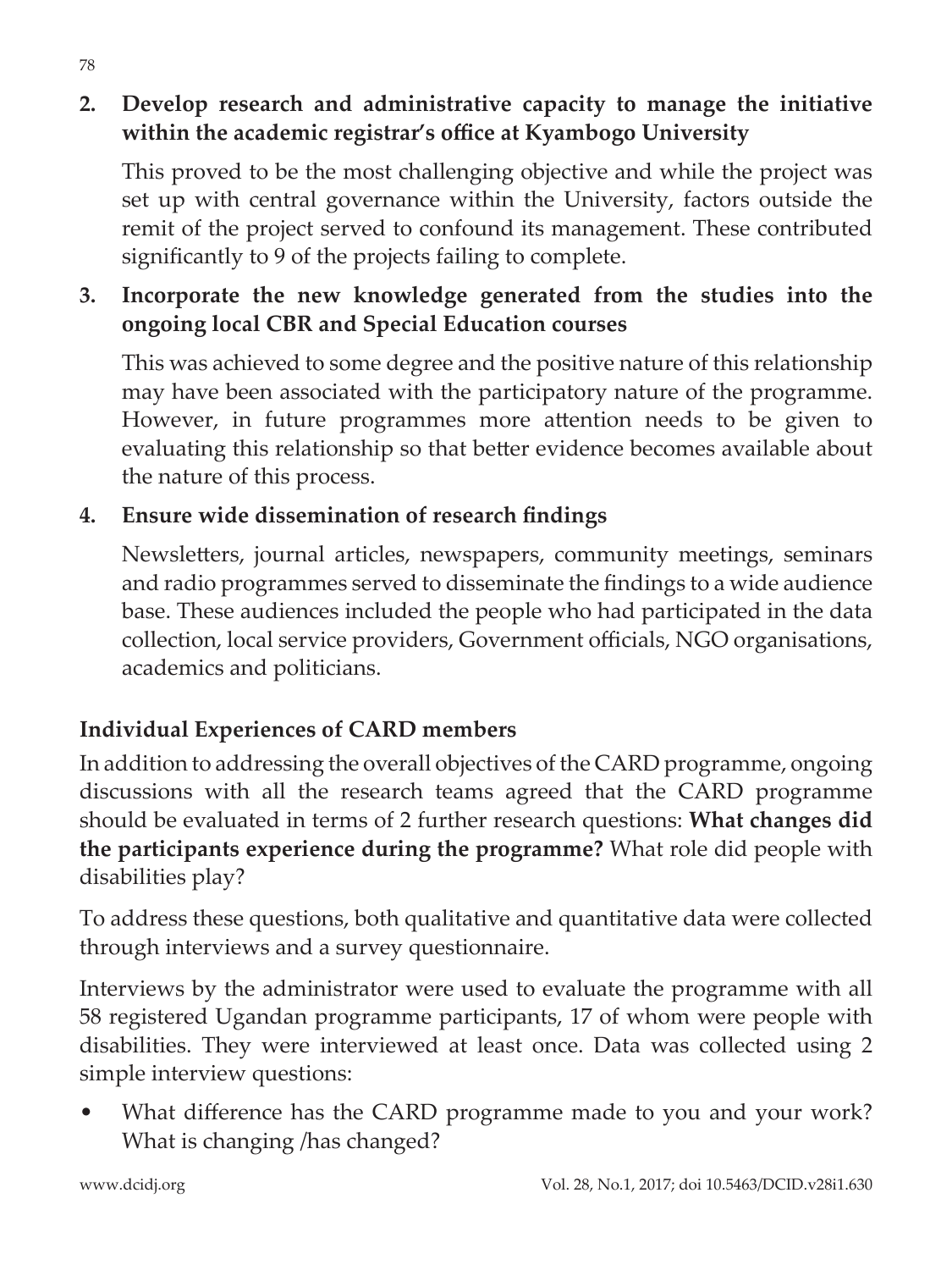2. **Develop research and administrative capacity to manage the initiative within the academic registrar's office at Kyambogo University**

   This proved to be the most challenging objective and while the project was set up with central governance within the University, factors outside the remit of the project served to confound its management. These contributed significantly to 9 of the projects failing to complete.

3. **Incorporate the new knowledge generated from the studies into the ongoing local CBR and Special Education courses**

   This was achieved to some degree and the positive nature of this relationship may have been associated with the participatory nature of the programme. However, in future programmes more attention needs to be given to evaluating this relationship so that better evidence becomes available about the nature of this process.

4. **Ensure wide dissemination of research findings**

   Newsletters, journal articles, newspapers, community meetings, seminars and radio programmes served to disseminate the findings to a wide audience base. These audiences included the people who had participated in the data collection, local service providers, Government officials, NGO organisations, academics and politicians.

### Individual Experiences of CARD members

In addition to addressing the overall objectives of the CARD programme, ongoing discussions with all the research teams agreed that the CARD programme should be evaluated in terms of 2 further research questions: **What changes did the participants experience during the programme?** What role did people with disabilities play?

To address these questions, both qualitative and quantitative data were collected through interviews and a survey questionnaire.

Interviews by the administrator were used to evaluate the programme with all 58 registered Ugandan programme participants, 17 of whom were people with disabilities. They were interviewed at least once. Data was collected using 2 simple interview questions:

- What difference has the CARD programme made to you and your work? What is changing /has changed?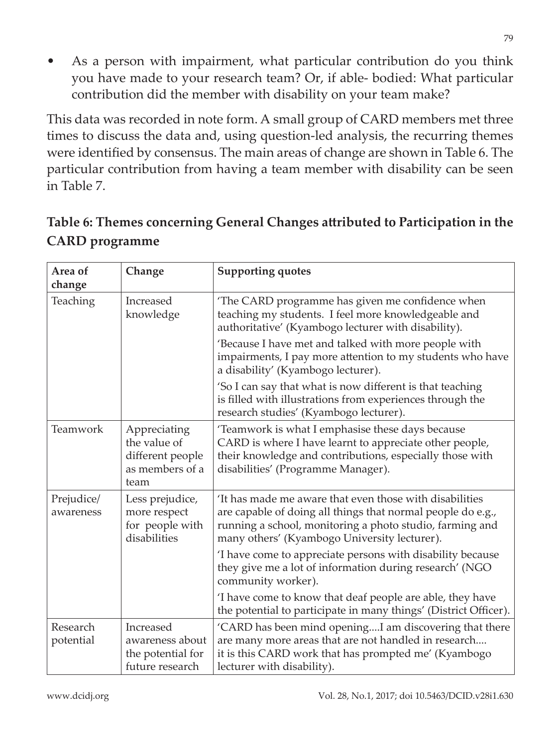- As a person with impairment, what particular contribution do you think you have made to your research team? Or, if able- bodied: What particular contribution did the member with disability on your team make?

This data was recorded in note form. A small group of CARD members met three times to discuss the data and, using question-led analysis, the recurring themes were identified by consensus. The main areas of change are shown in Table 6. The particular contribution from having a team member with disability can be seen in Table 7.

## Table 6: Themes concerning General Changes attributed to Participation in the CARD programme

| Area of change | Change | Supporting quotes |
|---|---|---|
| Teaching | Increased knowledge | 'The CARD programme has given me confidence when teaching my students. I feel more knowledgeable and authoritative' (Kyambogo lecturer with disability). |
| | | 'Because I have met and talked with more people with impairments, I pay more attention to my students who have a disability' (Kyambogo lecturer). |
| | | 'So I can say that what is now different is that teaching is filled with illustrations from experiences through the research studies' (Kyambogo lecturer). |
| Teamwork | Appreciating the value of different people as members of a team | 'Teamwork is what I emphasise these days because CARD is where I have learnt to appreciate other people, their knowledge and contributions, especially those with disabilities' (Programme Manager). |
| Prejudice/ awareness | Less prejudice, more respect for people with disabilities | 'It has made me aware that even those with disabilities are capable of doing all things that normal people do e.g., running a school, monitoring a photo studio, farming and many others' (Kyambogo University lecturer). |
| | | 'I have come to appreciate persons with disability because they give me a lot of information during research' (NGO community worker). |
| | | 'I have come to know that deaf people are able, they have the potential to participate in many things' (District Officer). |
| Research potential | Increased awareness about the potential for future research | 'CARD has been mind opening....I am discovering that there are many more areas that are not handled in research.... it is this CARD work that has prompted me' (Kyambogo lecturer with disability). |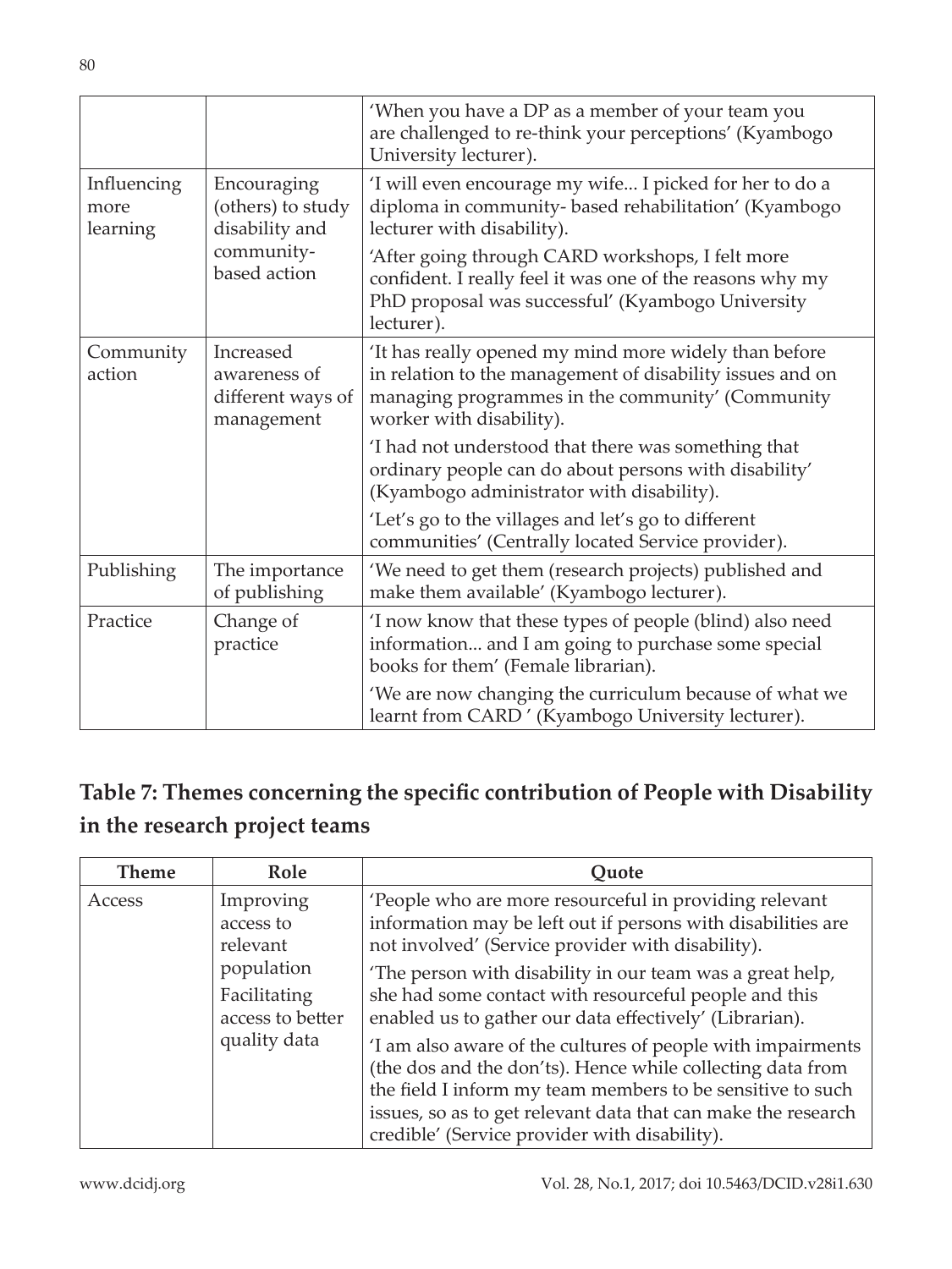| | | |
|---|---|---|
| | | 'When you have a DP as a member of your team you are challenged to re-think your perceptions' (Kyambogo University lecturer). |
| Influencing more learning | Encouraging (others) to study disability and community-based action | 'I will even encourage my wife... I picked for her to do a diploma in community- based rehabilitation' (Kyambogo lecturer with disability).<br>'After going through CARD workshops, I felt more confident. I really feel it was one of the reasons why my PhD proposal was successful' (Kyambogo University lecturer). |
| Community action | Increased awareness of different ways of management | 'It has really opened my mind more widely than before in relation to the management of disability issues and on managing programmes in the community' (Community worker with disability).<br>'I had not understood that there was something that ordinary people can do about persons with disability' (Kyambogo administrator with disability).<br>'Let's go to the villages and let's go to different communities' (Centrally located Service provider). |
| Publishing | The importance of publishing | 'We need to get them (research projects) published and make them available' (Kyambogo lecturer). |
| Practice | Change of practice | 'I now know that these types of people (blind) also need information... and I am going to purchase some special books for them' (Female librarian).<br>'We are now changing the curriculum because of what we learnt from CARD ' (Kyambogo University lecturer). |

## Table 7: Themes concerning the specific contribution of People with Disability in the research project teams

| Theme | Role | Quote |
|---|---|---|
| Access | Improving access to relevant population<br>Facilitating access to better quality data | 'People who are more resourceful in providing relevant information may be left out if persons with disabilities are not involved' (Service provider with disability).<br>'The person with disability in our team was a great help, she had some contact with resourceful people and this enabled us to gather our data effectively' (Librarian).<br>'I am also aware of the cultures of people with impairments (the dos and the don'ts). Hence while collecting data from the field I inform my team members to be sensitive to such issues, so as to get relevant data that can make the research credible' (Service provider with disability). |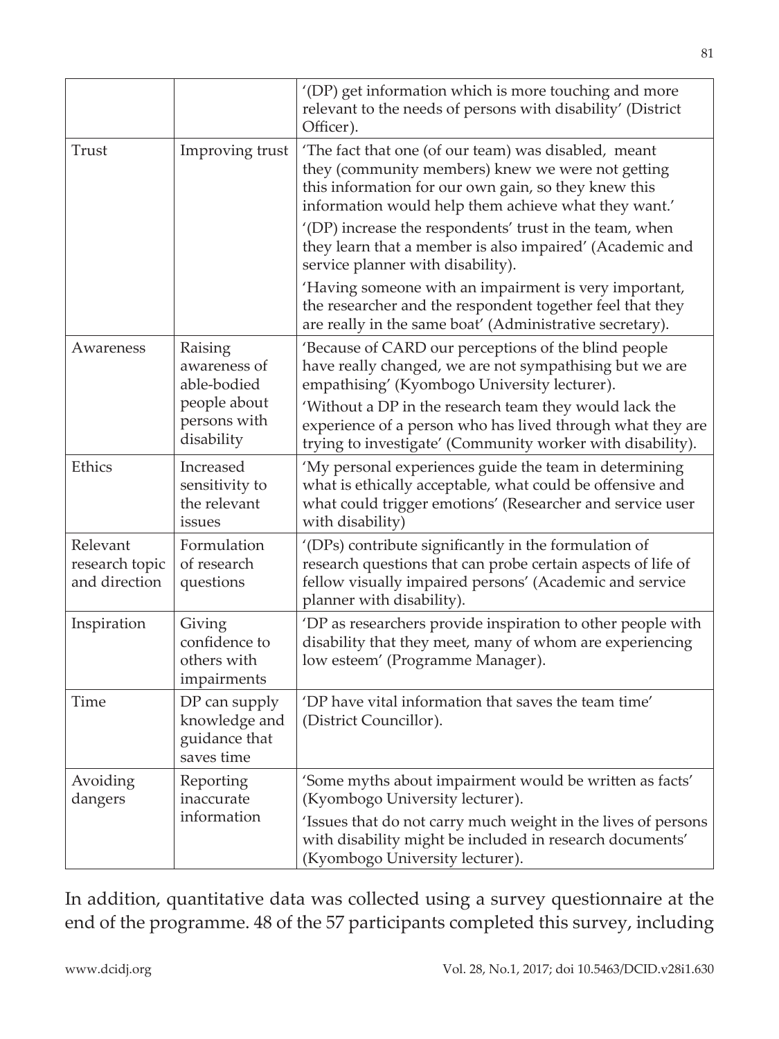| | | |
|---|---|---|
| | | '(DP) get information which is more touching and more relevant to the needs of persons with disability' (District Officer). |
| Trust | Improving trust | 'The fact that one (of our team) was disabled, meant they (community members) knew we were not getting this information for our own gain, so they knew this information would help them achieve what they want.' '(DP) increase the respondents' trust in the team, when they learn that a member is also impaired' (Academic and service planner with disability). 'Having someone with an impairment is very important, the researcher and the respondent together feel that they are really in the same boat' (Administrative secretary). |
| Awareness | Raising awareness of able-bodied people about persons with disability | 'Because of CARD our perceptions of the blind people have really changed, we are not sympathising but we are empathising' (Kyombogo University lecturer). 'Without a DP in the research team they would lack the experience of a person who has lived through what they are trying to investigate' (Community worker with disability). |
| Ethics | Increased sensitivity to the relevant issues | 'My personal experiences guide the team in determining what is ethically acceptable, what could be offensive and what could trigger emotions' (Researcher and service user with disability) |
| Relevant research topic and direction | Formulation of research questions | '(DPs) contribute significantly in the formulation of research questions that can probe certain aspects of life of fellow visually impaired persons' (Academic and service planner with disability). |
| Inspiration | Giving confidence to others with impairments | 'DP as researchers provide inspiration to other people with disability that they meet, many of whom are experiencing low esteem' (Programme Manager). |
| Time | DP can supply knowledge and guidance that saves time | 'DP have vital information that saves the team time' (District Councillor). |
| Avoiding dangers | Reporting inaccurate information | 'Some myths about impairment would be written as facts' (Kyombogo University lecturer). 'Issues that do not carry much weight in the lives of persons with disability might be included in research documents' (Kyombogo University lecturer). |

In addition, quantitative data was collected using a survey questionnaire at the end of the programme. 48 of the 57 participants completed this survey, including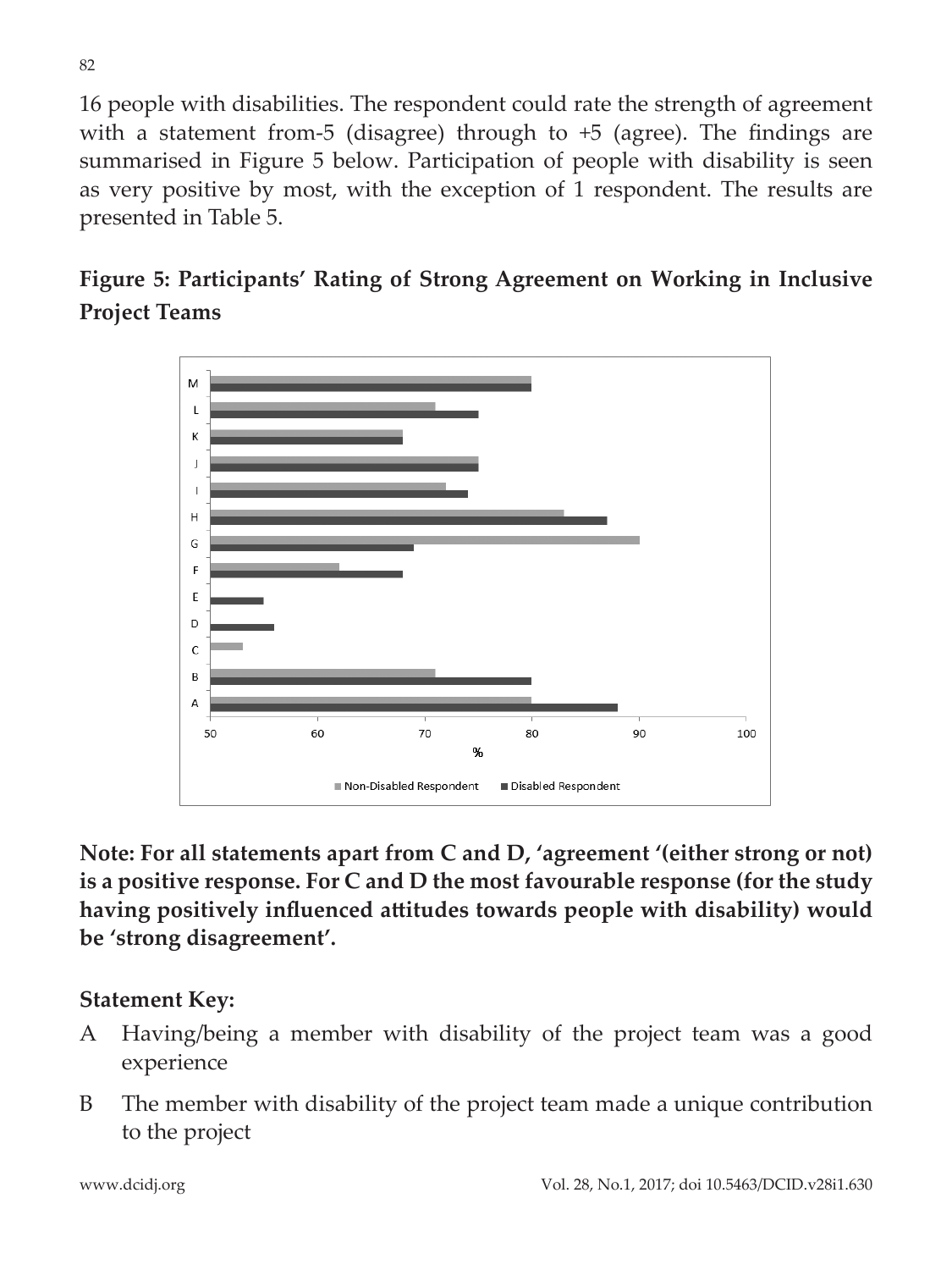16 people with disabilities. The respondent could rate the strength of agreement with a statement from-5 (disagree) through to +5 (agree). The findings are summarised in Figure 5 below. Participation of people with disability is seen as very positive by most, with the exception of 1 respondent. The results are presented in Table 5.

**Figure 5: Participants' Rating of Strong Agreement on Working in Inclusive Project Teams**

**Note: For all statements apart from C and D, 'agreement '(either strong or not) is a positive response. For C and D the most favourable response (for the study having positively influenced attitudes towards people with disability) would be 'strong disagreement'.**

**Statement Key:**

A Having/being a member with disability of the project team was a good experience

B The member with disability of the project team made a unique contribution to the project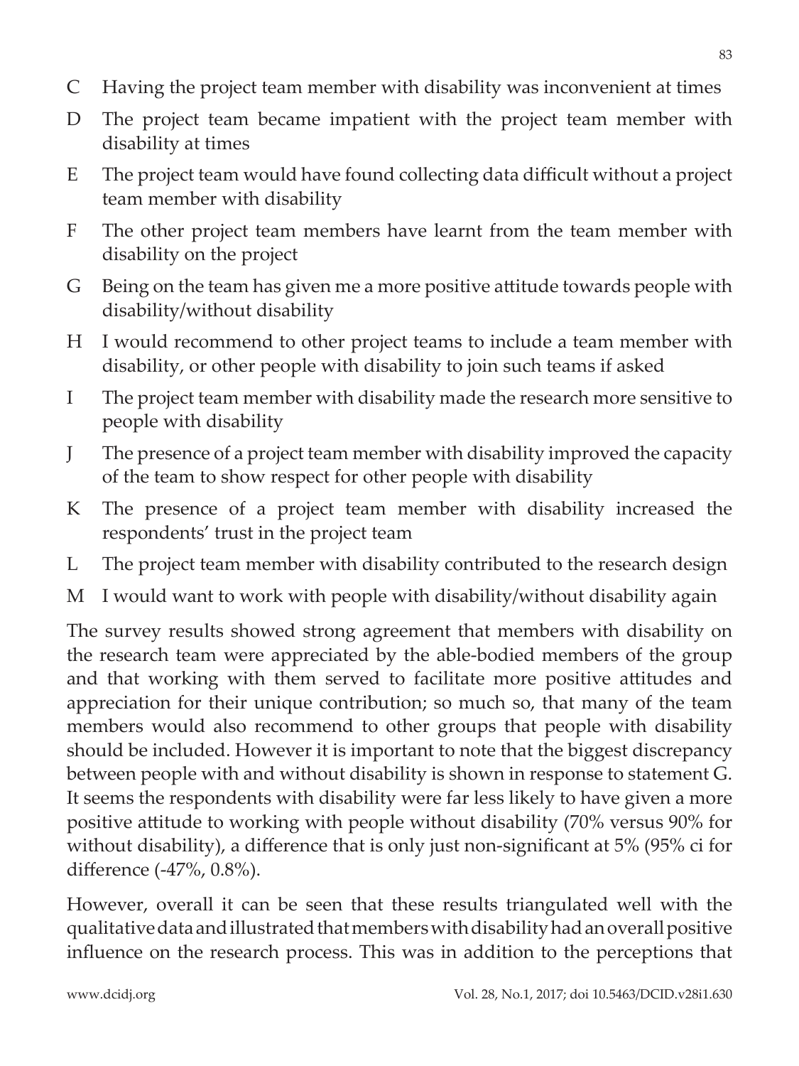C Having the project team member with disability was inconvenient at times

D The project team became impatient with the project team member with disability at times

E The project team would have found collecting data difficult without a project team member with disability

F The other project team members have learnt from the team member with disability on the project

G Being on the team has given me a more positive attitude towards people with disability/without disability

H I would recommend to other project teams to include a team member with disability, or other people with disability to join such teams if asked

I The project team member with disability made the research more sensitive to people with disability

J The presence of a project team member with disability improved the capacity of the team to show respect for other people with disability

K The presence of a project team member with disability increased the respondents' trust in the project team

L The project team member with disability contributed to the research design

M I would want to work with people with disability/without disability again

The survey results showed strong agreement that members with disability on the research team were appreciated by the able-bodied members of the group and that working with them served to facilitate more positive attitudes and appreciation for their unique contribution; so much so, that many of the team members would also recommend to other groups that people with disability should be included. However it is important to note that the biggest discrepancy between people with and without disability is shown in response to statement G. It seems the respondents with disability were far less likely to have given a more positive attitude to working with people without disability (70% versus 90% for without disability), a difference that is only just non-significant at 5% (95% ci for difference (-47%, 0.8%).

However, overall it can be seen that these results triangulated well with the qualitative data and illustrated that members with disability had an overall positive influence on the research process. This was in addition to the perceptions that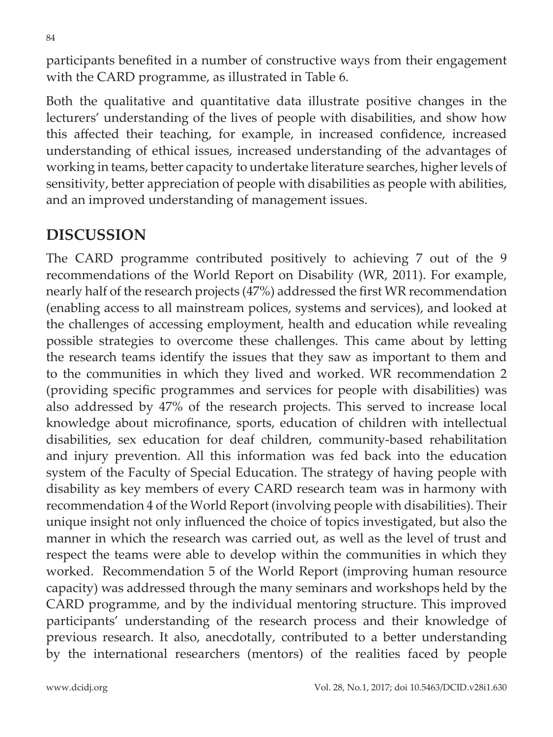participants benefited in a number of constructive ways from their engagement with the CARD programme, as illustrated in Table 6.

Both the qualitative and quantitative data illustrate positive changes in the lecturers' understanding of the lives of people with disabilities, and show how this affected their teaching, for example, in increased confidence, increased understanding of ethical issues, increased understanding of the advantages of working in teams, better capacity to undertake literature searches, higher levels of sensitivity, better appreciation of people with disabilities as people with abilities, and an improved understanding of management issues.

## DISCUSSION

The CARD programme contributed positively to achieving 7 out of the 9 recommendations of the World Report on Disability (WR, 2011). For example, nearly half of the research projects (47%) addressed the first WR recommendation (enabling access to all mainstream polices, systems and services), and looked at the challenges of accessing employment, health and education while revealing possible strategies to overcome these challenges. This came about by letting the research teams identify the issues that they saw as important to them and to the communities in which they lived and worked. WR recommendation 2 (providing specific programmes and services for people with disabilities) was also addressed by 47% of the research projects. This served to increase local knowledge about microfinance, sports, education of children with intellectual disabilities, sex education for deaf children, community-based rehabilitation and injury prevention. All this information was fed back into the education system of the Faculty of Special Education. The strategy of having people with disability as key members of every CARD research team was in harmony with recommendation 4 of the World Report (involving people with disabilities). Their unique insight not only influenced the choice of topics investigated, but also the manner in which the research was carried out, as well as the level of trust and respect the teams were able to develop within the communities in which they worked. Recommendation 5 of the World Report (improving human resource capacity) was addressed through the many seminars and workshops held by the CARD programme, and by the individual mentoring structure. This improved participants' understanding of the research process and their knowledge of previous research. It also, anecdotally, contributed to a better understanding by the international researchers (mentors) of the realities faced by people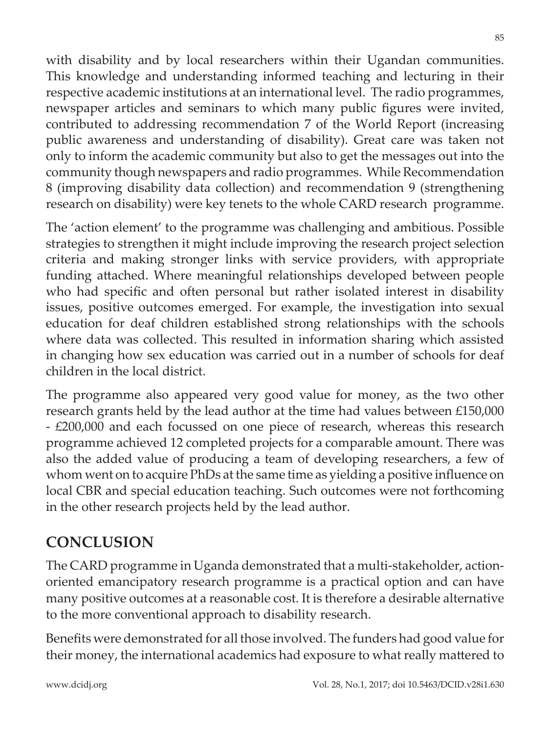with disability and by local researchers within their Ugandan communities. This knowledge and understanding informed teaching and lecturing in their respective academic institutions at an international level. The radio programmes, newspaper articles and seminars to which many public figures were invited, contributed to addressing recommendation 7 of the World Report (increasing public awareness and understanding of disability). Great care was taken not only to inform the academic community but also to get the messages out into the community though newspapers and radio programmes. While Recommendation 8 (improving disability data collection) and recommendation 9 (strengthening research on disability) were key tenets to the whole CARD research programme.

The 'action element' to the programme was challenging and ambitious. Possible strategies to strengthen it might include improving the research project selection criteria and making stronger links with service providers, with appropriate funding attached. Where meaningful relationships developed between people who had specific and often personal but rather isolated interest in disability issues, positive outcomes emerged. For example, the investigation into sexual education for deaf children established strong relationships with the schools where data was collected. This resulted in information sharing which assisted in changing how sex education was carried out in a number of schools for deaf children in the local district.

The programme also appeared very good value for money, as the two other research grants held by the lead author at the time had values between £150,000 - £200,000 and each focussed on one piece of research, whereas this research programme achieved 12 completed projects for a comparable amount. There was also the added value of producing a team of developing researchers, a few of whom went on to acquire PhDs at the same time as yielding a positive influence on local CBR and special education teaching. Such outcomes were not forthcoming in the other research projects held by the lead author.

## CONCLUSION

The CARD programme in Uganda demonstrated that a multi-stakeholder, action-oriented emancipatory research programme is a practical option and can have many positive outcomes at a reasonable cost. It is therefore a desirable alternative to the more conventional approach to disability research.

Benefits were demonstrated for all those involved. The funders had good value for their money, the international academics had exposure to what really mattered to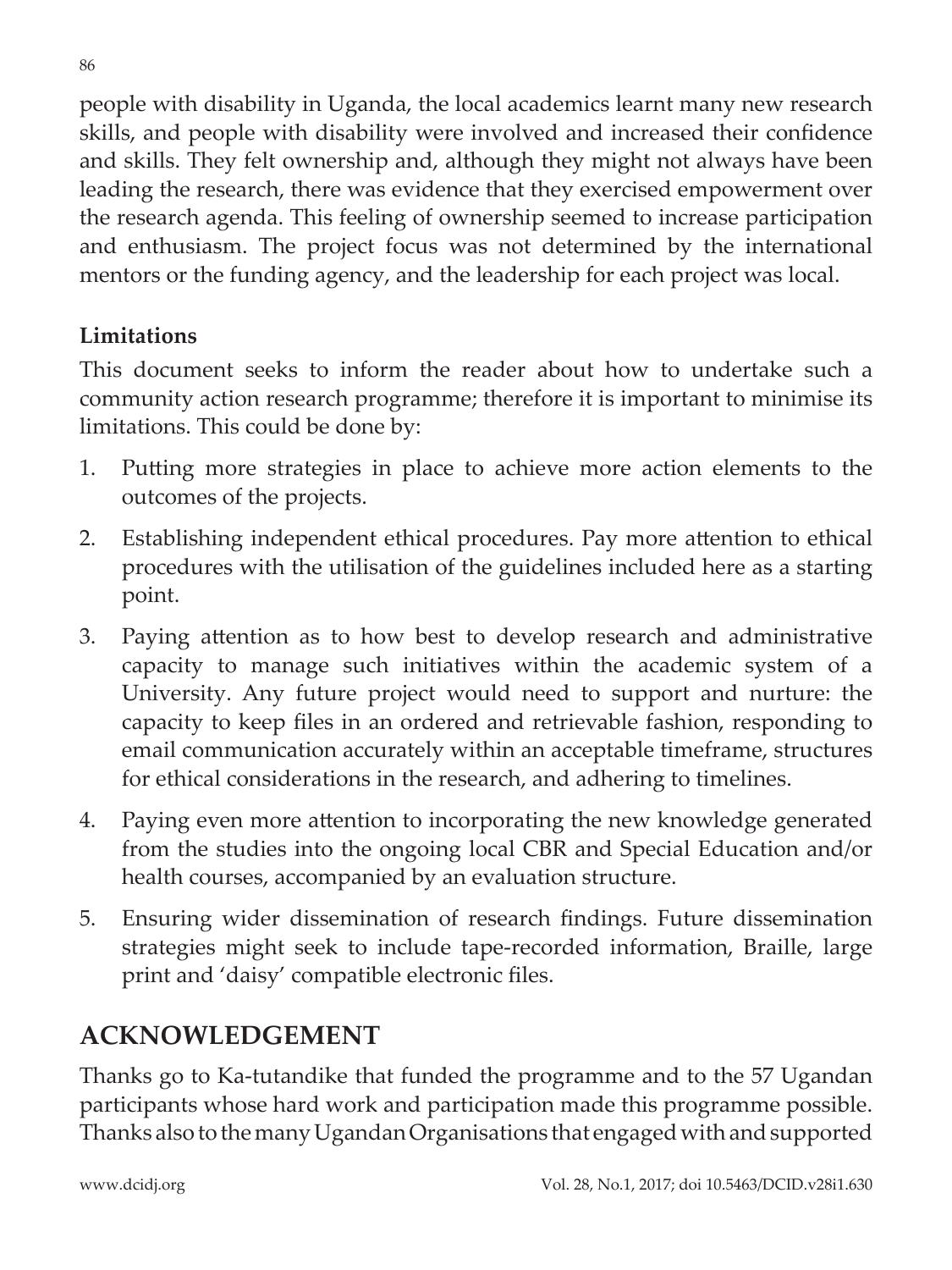people with disability in Uganda, the local academics learnt many new research skills, and people with disability were involved and increased their confidence and skills. They felt ownership and, although they might not always have been leading the research, there was evidence that they exercised empowerment over the research agenda. This feeling of ownership seemed to increase participation and enthusiasm. The project focus was not determined by the international mentors or the funding agency, and the leadership for each project was local.

**Limitations**

This document seeks to inform the reader about how to undertake such a community action research programme; therefore it is important to minimise its limitations. This could be done by:

1. Putting more strategies in place to achieve more action elements to the outcomes of the projects.
2. Establishing independent ethical procedures. Pay more attention to ethical procedures with the utilisation of the guidelines included here as a starting point.
3. Paying attention as to how best to develop research and administrative capacity to manage such initiatives within the academic system of a University. Any future project would need to support and nurture: the capacity to keep files in an ordered and retrievable fashion, responding to email communication accurately within an acceptable timeframe, structures for ethical considerations in the research, and adhering to timelines.
4. Paying even more attention to incorporating the new knowledge generated from the studies into the ongoing local CBR and Special Education and/or health courses, accompanied by an evaluation structure.
5. Ensuring wider dissemination of research findings. Future dissemination strategies might seek to include tape-recorded information, Braille, large print and 'daisy' compatible electronic files.

## ACKNOWLEDGEMENT

Thanks go to Ka-tutandike that funded the programme and to the 57 Ugandan participants whose hard work and participation made this programme possible. Thanks also to the many Ugandan Organisations that engaged with and supported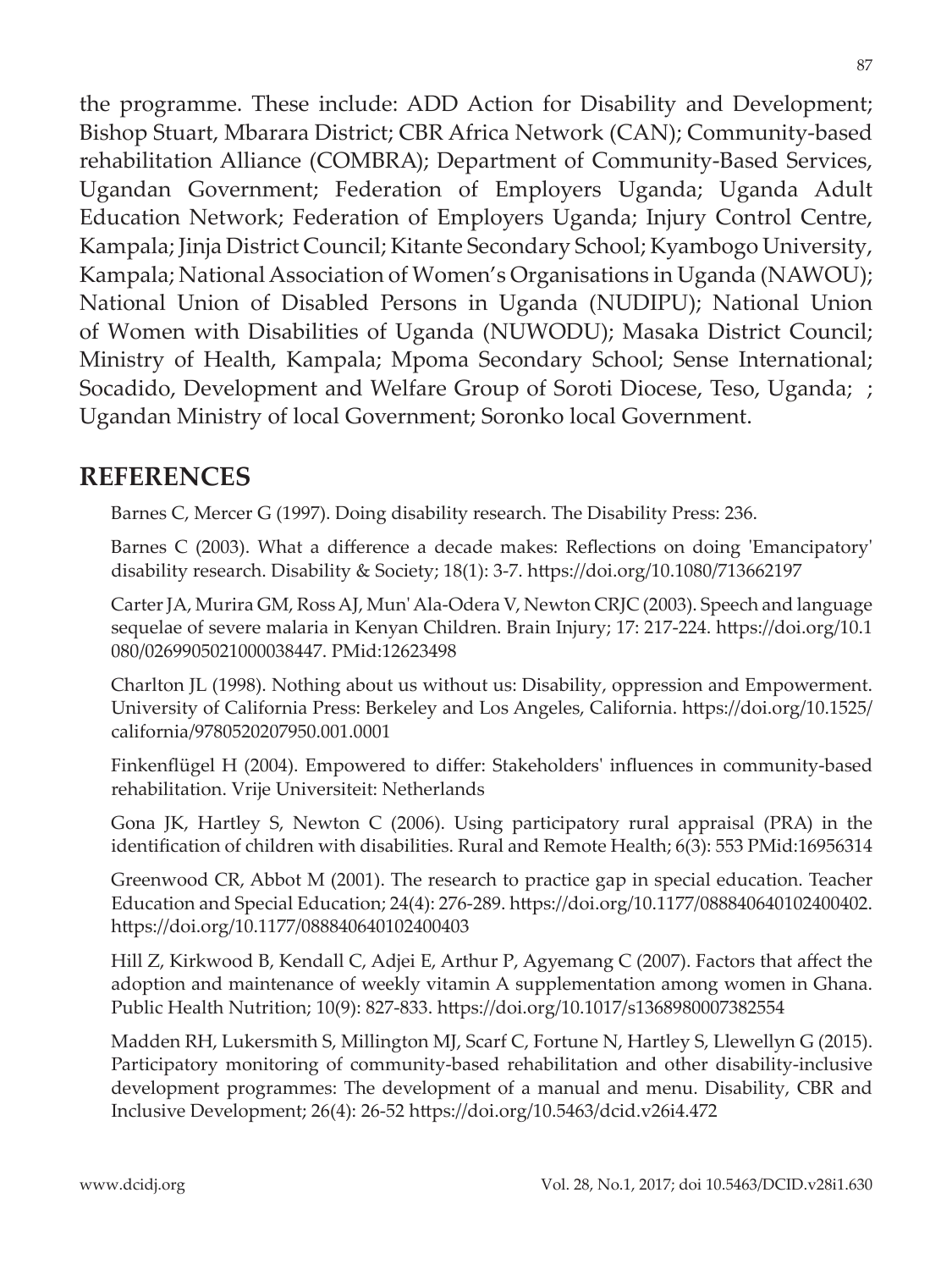the programme. These include: ADD Action for Disability and Development; Bishop Stuart, Mbarara District; CBR Africa Network (CAN); Community-based rehabilitation Alliance (COMBRA); Department of Community-Based Services, Ugandan Government; Federation of Employers Uganda; Uganda Adult Education Network; Federation of Employers Uganda; Injury Control Centre, Kampala; Jinja District Council; Kitante Secondary School; Kyambogo University, Kampala; National Association of Women's Organisations in Uganda (NAWOU); National Union of Disabled Persons in Uganda (NUDIPU); National Union of Women with Disabilities of Uganda (NUWODU); Masaka District Council; Ministry of Health, Kampala; Mpoma Secondary School; Sense International; Socadido, Development and Welfare Group of Soroti Diocese, Teso, Uganda; ; Ugandan Ministry of local Government; Soronko local Government.

## REFERENCES

Barnes C, Mercer G (1997). Doing disability research. The Disability Press: 236.

Barnes C (2003). What a difference a decade makes: Reflections on doing 'Emancipatory' disability research. Disability & Society; 18(1): 3-7. https://doi.org/10.1080/713662197

Carter JA, Murira GM, Ross AJ, Mun' Ala-Odera V, Newton CRJC (2003). Speech and language sequelae of severe malaria in Kenyan Children. Brain Injury; 17: 217-224. https://doi.org/10.1080/0269905021000038447. PMid:12623498

Charlton JL (1998). Nothing about us without us: Disability, oppression and Empowerment. University of California Press: Berkeley and Los Angeles, California. https://doi.org/10.1525/california/9780520207950.001.0001

Finkenflügel H (2004). Empowered to differ: Stakeholders' influences in community-based rehabilitation. Vrije Universiteit: Netherlands

Gona JK, Hartley S, Newton C (2006). Using participatory rural appraisal (PRA) in the identification of children with disabilities. Rural and Remote Health; 6(3): 553 PMid:16956314

Greenwood CR, Abbot M (2001). The research to practice gap in special education. Teacher Education and Special Education; 24(4): 276-289. https://doi.org/10.1177/088840640102400402. https://doi.org/10.1177/088840640102400403

Hill Z, Kirkwood B, Kendall C, Adjei E, Arthur P, Agyemang C (2007). Factors that affect the adoption and maintenance of weekly vitamin A supplementation among women in Ghana. Public Health Nutrition; 10(9): 827-833. https://doi.org/10.1017/s1368980007382554

Madden RH, Lukersmith S, Millington MJ, Scarf C, Fortune N, Hartley S, Llewellyn G (2015). Participatory monitoring of community-based rehabilitation and other disability-inclusive development programmes: The development of a manual and menu. Disability, CBR and Inclusive Development; 26(4): 26-52 https://doi.org/10.5463/dcid.v26i4.472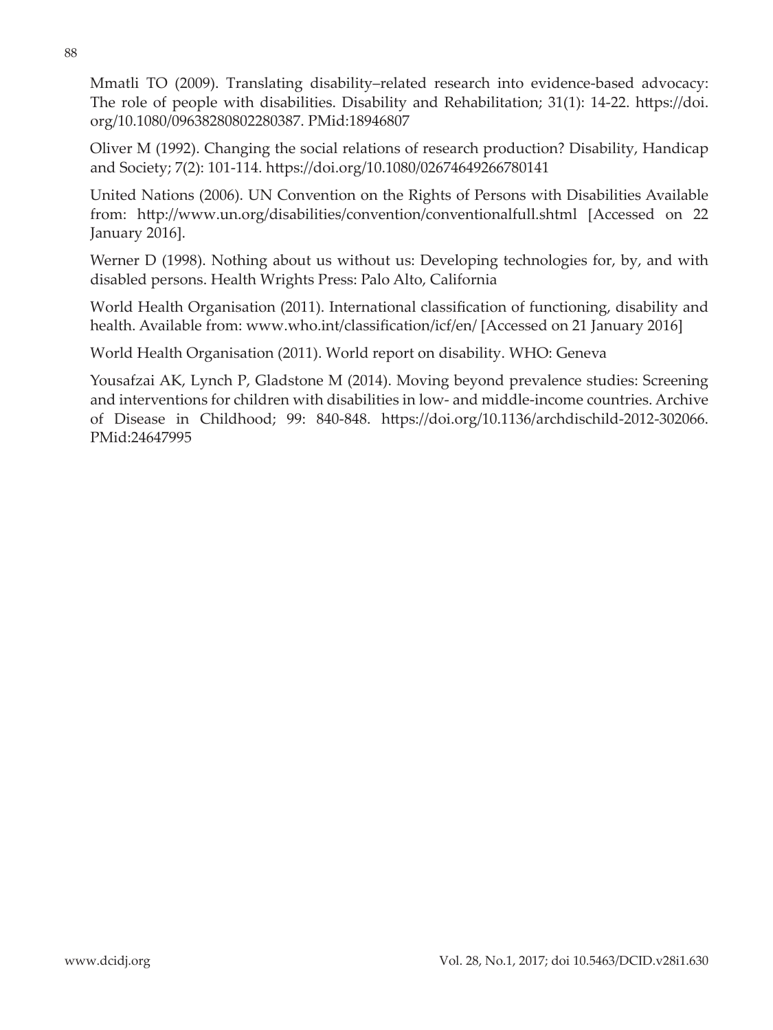Mmatli TO (2009). Translating disability–related research into evidence-based advocacy: The role of people with disabilities. Disability and Rehabilitation; 31(1): 14-22. https://doi.org/10.1080/09638280802280387. PMid:18946807

Oliver M (1992). Changing the social relations of research production? Disability, Handicap and Society; 7(2): 101-114. https://doi.org/10.1080/02674649266780141

United Nations (2006). UN Convention on the Rights of Persons with Disabilities Available from: http://www.un.org/disabilities/convention/conventionalfull.shtml [Accessed on 22 January 2016].

Werner D (1998). Nothing about us without us: Developing technologies for, by, and with disabled persons. Health Wrights Press: Palo Alto, California

World Health Organisation (2011). International classification of functioning, disability and health. Available from: www.who.int/classification/icf/en/ [Accessed on 21 January 2016]

World Health Organisation (2011). World report on disability. WHO: Geneva

Yousafzai AK, Lynch P, Gladstone M (2014). Moving beyond prevalence studies: Screening and interventions for children with disabilities in low- and middle-income countries. Archive of Disease in Childhood; 99: 840-848. https://doi.org/10.1136/archdischild-2012-302066. PMid:24647995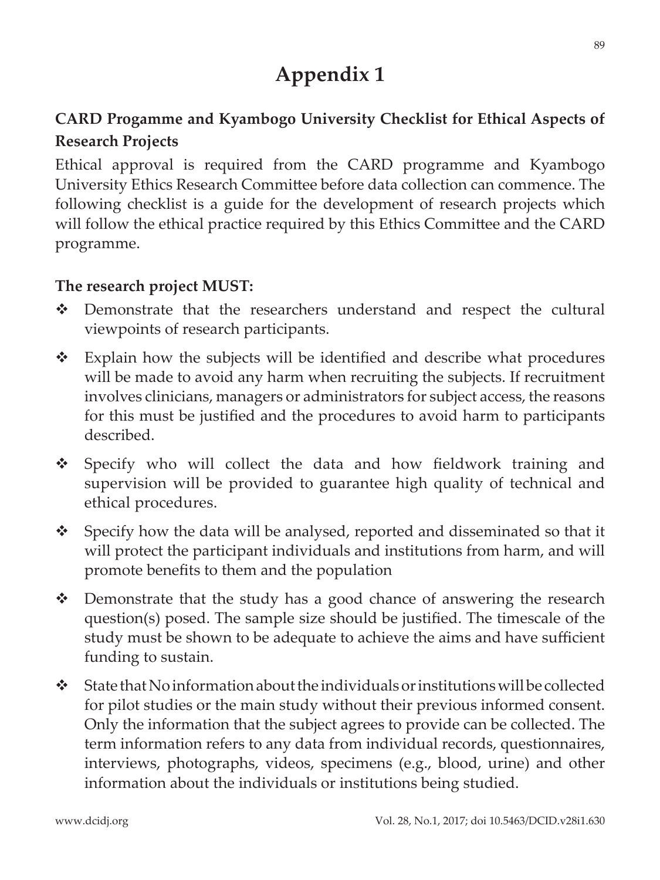# Appendix 1

## CARD Progamme and Kyambogo University Checklist for Ethical Aspects of Research Projects

Ethical approval is required from the CARD programme and Kyambogo University Ethics Research Committee before data collection can commence. The following checklist is a guide for the development of research projects which will follow the ethical practice required by this Ethics Committee and the CARD programme.

**The research project MUST:**

- Demonstrate that the researchers understand and respect the cultural viewpoints of research participants.
- Explain how the subjects will be identified and describe what procedures will be made to avoid any harm when recruiting the subjects. If recruitment involves clinicians, managers or administrators for subject access, the reasons for this must be justified and the procedures to avoid harm to participants described.
- Specify who will collect the data and how fieldwork training and supervision will be provided to guarantee high quality of technical and ethical procedures.
- Specify how the data will be analysed, reported and disseminated so that it will protect the participant individuals and institutions from harm, and will promote benefits to them and the population
- Demonstrate that the study has a good chance of answering the research question(s) posed. The sample size should be justified. The timescale of the study must be shown to be adequate to achieve the aims and have sufficient funding to sustain.
- State that No information about the individuals or institutions will be collected for pilot studies or the main study without their previous informed consent. Only the information that the subject agrees to provide can be collected. The term information refers to any data from individual records, questionnaires, interviews, photographs, videos, specimens (e.g., blood, urine) and other information about the individuals or institutions being studied.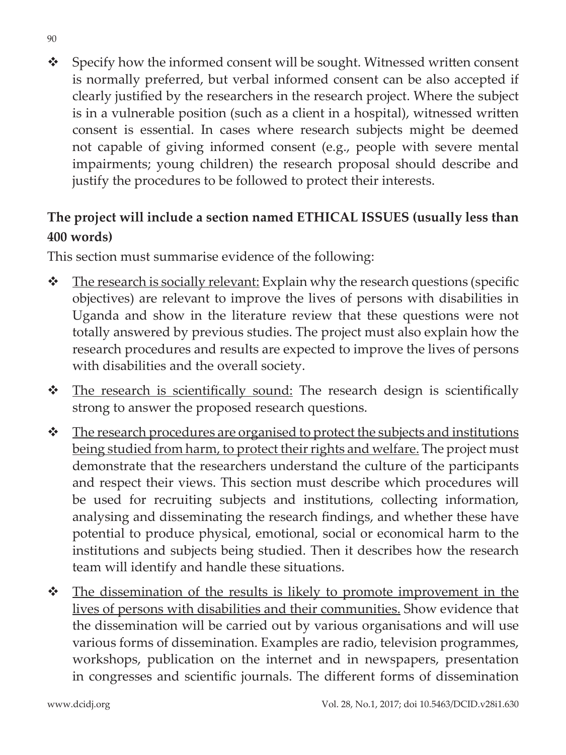- Specify how the informed consent will be sought. Witnessed written consent is normally preferred, but verbal informed consent can be also accepted if clearly justified by the researchers in the research project. Where the subject is in a vulnerable position (such as a client in a hospital), witnessed written consent is essential. In cases where research subjects might be deemed not capable of giving informed consent (e.g., people with severe mental impairments; young children) the research proposal should describe and justify the procedures to be followed to protect their interests.

**The project will include a section named ETHICAL ISSUES (usually less than 400 words)**

This section must summarise evidence of the following:

- <u>The research is socially relevant:</u> Explain why the research questions (specific objectives) are relevant to improve the lives of persons with disabilities in Uganda and show in the literature review that these questions were not totally answered by previous studies. The project must also explain how the research procedures and results are expected to improve the lives of persons with disabilities and the overall society.
- <u>The research is scientifically sound:</u> The research design is scientifically strong to answer the proposed research questions.
- <u>The research procedures are organised to protect the subjects and institutions being studied from harm, to protect their rights and welfare.</u> The project must demonstrate that the researchers understand the culture of the participants and respect their views. This section must describe which procedures will be used for recruiting subjects and institutions, collecting information, analysing and disseminating the research findings, and whether these have potential to produce physical, emotional, social or economical harm to the institutions and subjects being studied. Then it describes how the research team will identify and handle these situations.
- <u>The dissemination of the results is likely to promote improvement in the lives of persons with disabilities and their communities.</u> Show evidence that the dissemination will be carried out by various organisations and will use various forms of dissemination. Examples are radio, television programmes, workshops, publication on the internet and in newspapers, presentation in congresses and scientific journals. The different forms of dissemination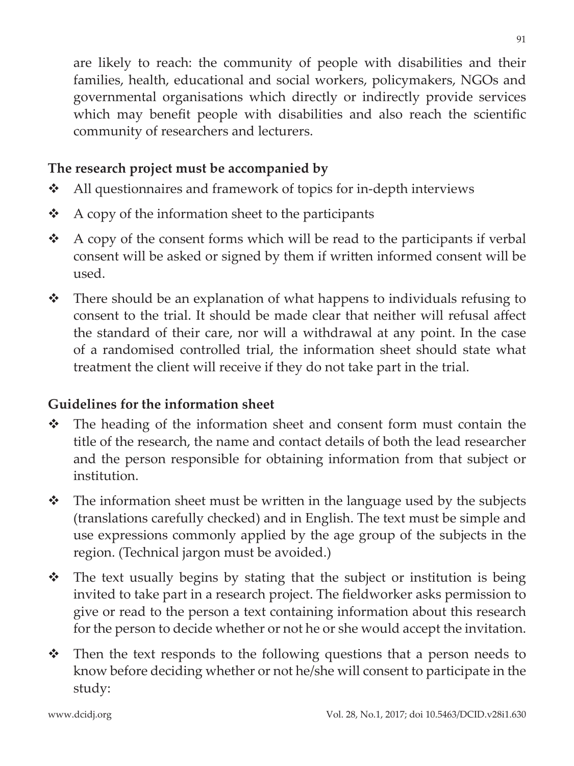are likely to reach: the community of people with disabilities and their families, health, educational and social workers, policymakers, NGOs and governmental organisations which directly or indirectly provide services which may benefit people with disabilities and also reach the scientific community of researchers and lecturers.

**The research project must be accompanied by**

- All questionnaires and framework of topics for in-depth interviews
- A copy of the information sheet to the participants
- A copy of the consent forms which will be read to the participants if verbal consent will be asked or signed by them if written informed consent will be used.
- There should be an explanation of what happens to individuals refusing to consent to the trial. It should be made clear that neither will refusal affect the standard of their care, nor will a withdrawal at any point. In the case of a randomised controlled trial, the information sheet should state what treatment the client will receive if they do not take part in the trial.

**Guidelines for the information sheet**

- The heading of the information sheet and consent form must contain the title of the research, the name and contact details of both the lead researcher and the person responsible for obtaining information from that subject or institution.
- The information sheet must be written in the language used by the subjects (translations carefully checked) and in English. The text must be simple and use expressions commonly applied by the age group of the subjects in the region. (Technical jargon must be avoided.)
- The text usually begins by stating that the subject or institution is being invited to take part in a research project. The fieldworker asks permission to give or read to the person a text containing information about this research for the person to decide whether or not he or she would accept the invitation.
- Then the text responds to the following questions that a person needs to know before deciding whether or not he/she will consent to participate in the study: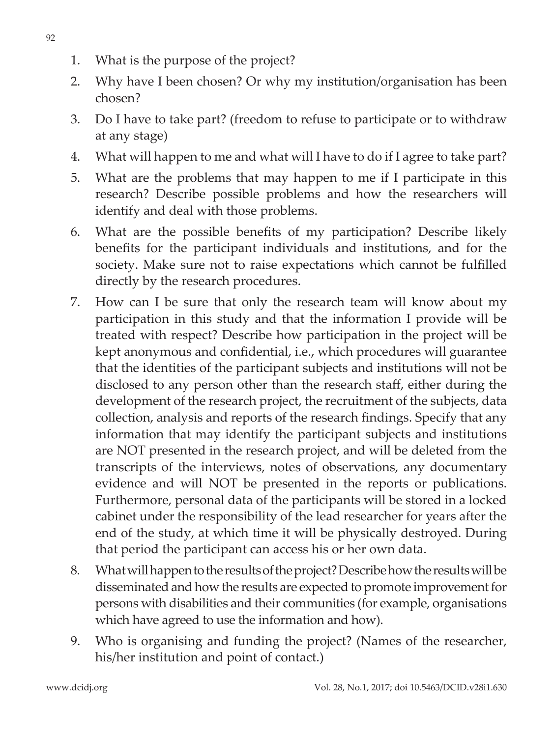1. What is the purpose of the project?
2. Why have I been chosen? Or why my institution/organisation has been chosen?
3. Do I have to take part? (freedom to refuse to participate or to withdraw at any stage)
4. What will happen to me and what will I have to do if I agree to take part?
5. What are the problems that may happen to me if I participate in this research? Describe possible problems and how the researchers will identify and deal with those problems.
6. What are the possible benefits of my participation? Describe likely benefits for the participant individuals and institutions, and for the society. Make sure not to raise expectations which cannot be fulfilled directly by the research procedures.
7. How can I be sure that only the research team will know about my participation in this study and that the information I provide will be treated with respect? Describe how participation in the project will be kept anonymous and confidential, i.e., which procedures will guarantee that the identities of the participant subjects and institutions will not be disclosed to any person other than the research staff, either during the development of the research project, the recruitment of the subjects, data collection, analysis and reports of the research findings. Specify that any information that may identify the participant subjects and institutions are NOT presented in the research project, and will be deleted from the transcripts of the interviews, notes of observations, any documentary evidence and will NOT be presented in the reports or publications. Furthermore, personal data of the participants will be stored in a locked cabinet under the responsibility of the lead researcher for years after the end of the study, at which time it will be physically destroyed. During that period the participant can access his or her own data.
8. What will happen to the results of the project? Describe how the results will be disseminated and how the results are expected to promote improvement for persons with disabilities and their communities (for example, organisations which have agreed to use the information and how).
9. Who is organising and funding the project? (Names of the researcher, his/her institution and point of contact.)